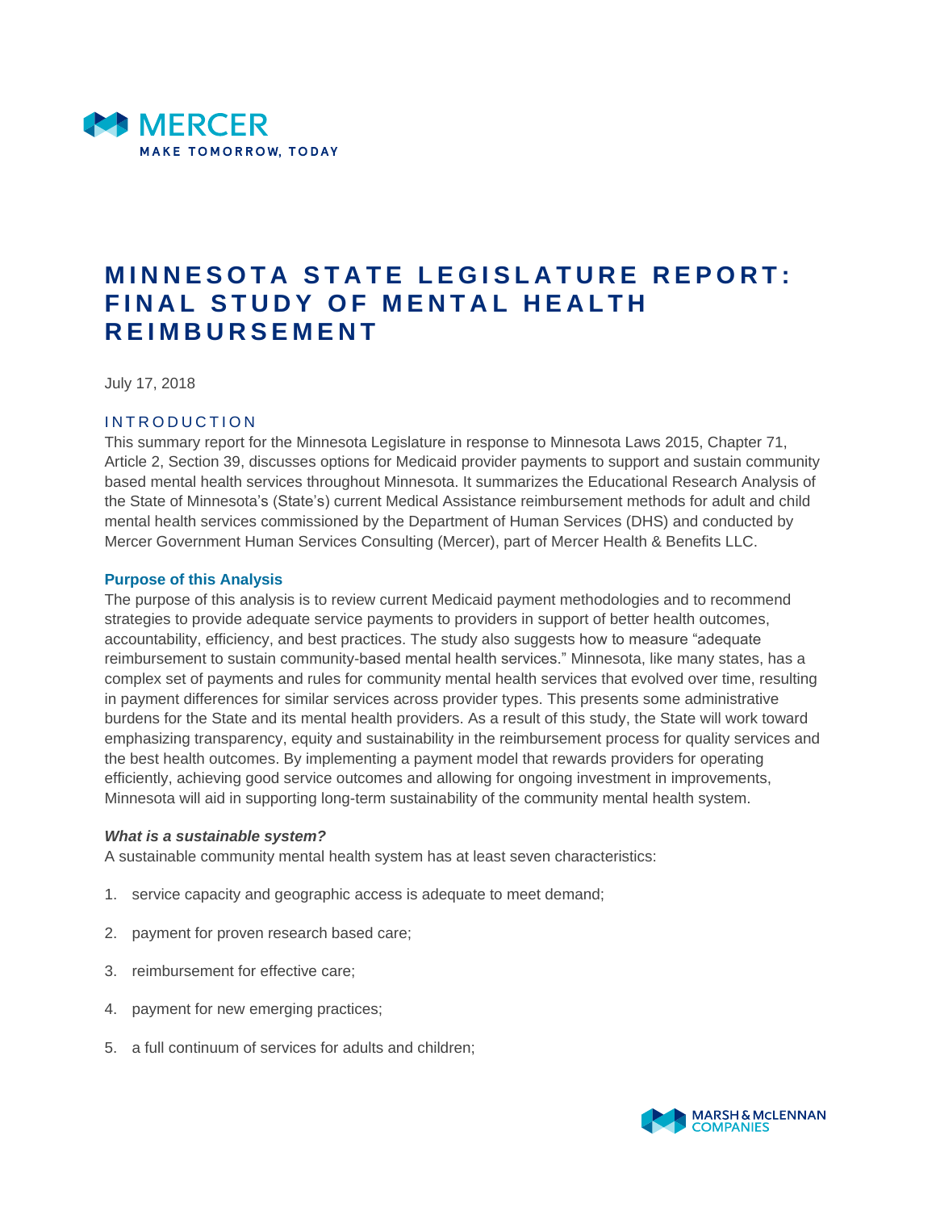# MINNESOTA STATE LEGISLATURE REPORT: FINAL STUDY OF MENTAL HEALTH REIMBURSEMENT

July 17, 2018

## INTRODUCTION

This summary report for the Minnesota Legislature in response to Minnesota Laws 2015, Chapter 71, Article 2, Section 39, discusses options for Medicaid provider payments to support and sustain community based mental health services throughout Minnesota. It summarizes the Educational Research Analysis of the State of Minnesota's (State's) current Medical Assistance reimbursement methods for adult and child mental health services commissioned by the Department of Human Services (DHS) and conducted by Mercer Government Human Services Consulting (Mercer), part of Mercer Health & Benefits LLC.

### Purpose of this Analysis

The purpose of this analysis is to review current Medicaid payment methodologies and to recommend strategies to provide adequate service payments to providers in support of better health outcomes, accountability, efficiency, and best practices. The study also suggests how to measure "adequate reimbursement to sustain community-based mental health services." Minnesota, like many states, has a complex set of payments and rules for community mental health services that evolved over time, resulting in payment differences for similar services across provider types. This presents some administrative burdens for the State and its mental health providers. As a result of this study, the State will work toward emphasizing transparency, equity and sustainability in the reimbursement process for quality services and the best health outcomes. By implementing a payment model that rewards providers for operating efficiently, achieving good service outcomes and allowing for ongoing investment in improvements, Minnesota will aid in supporting long-term sustainability of the community mental health system.

#### *What is a sustainable system?*

A sustainable community mental health system has at least seven characteristics:

1. service capacity and geographic access is adequate to meet demand;
2. payment for proven research based care;
3. reimbursement for effective care;
4. payment for new emerging practices;
5. a full continuum of services for adults and children;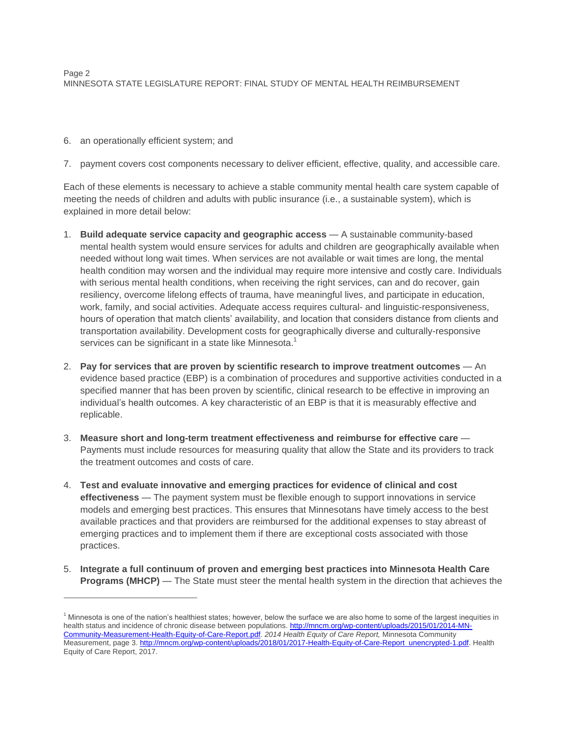6. an operationally efficient system; and

7. payment covers cost components necessary to deliver efficient, effective, quality, and accessible care.

Each of these elements is necessary to achieve a stable community mental health care system capable of meeting the needs of children and adults with public insurance (i.e., a sustainable system), which is explained in more detail below:

1. **Build adequate service capacity and geographic access** — A sustainable community-based mental health system would ensure services for adults and children are geographically available when needed without long wait times. When services are not available or wait times are long, the mental health condition may worsen and the individual may require more intensive and costly care. Individuals with serious mental health conditions, when receiving the right services, can and do recover, gain resiliency, overcome lifelong effects of trauma, have meaningful lives, and participate in education, work, family, and social activities. Adequate access requires cultural- and linguistic-responsiveness, hours of operation that match clients' availability, and location that considers distance from clients and transportation availability. Development costs for geographically diverse and culturally-responsive services can be significant in a state like Minnesota.[1]

2. **Pay for services that are proven by scientific research to improve treatment outcomes** — An evidence based practice (EBP) is a combination of procedures and supportive activities conducted in a specified manner that has been proven by scientific, clinical research to be effective in improving an individual's health outcomes. A key characteristic of an EBP is that it is measurably effective and replicable.

3. **Measure short and long-term treatment effectiveness and reimburse for effective care** — Payments must include resources for measuring quality that allow the State and its providers to track the treatment outcomes and costs of care.

4. **Test and evaluate innovative and emerging practices for evidence of clinical and cost effectiveness** — The payment system must be flexible enough to support innovations in service models and emerging best practices. This ensures that Minnesotans have timely access to the best available practices and that providers are reimbursed for the additional expenses to stay abreast of emerging practices and to implement them if there are exceptional costs associated with those practices.

5. **Integrate a full continuum of proven and emerging best practices into Minnesota Health Care Programs (MHCP)** — The State must steer the mental health system in the direction that achieves the

---

[1] Minnesota is one of the nation's healthiest states; however, below the surface we are also home to some of the largest inequities in health status and incidence of chronic disease between populations. http://mncm.org/wp-content/uploads/2015/01/2014-MN-Community-Measurement-Health-Equity-of-Care-Report.pdf. *2014 Health Equity of Care Report,* Minnesota Community Measurement, page 3. http://mncm.org/wp-content/uploads/2018/01/2017-Health-Equity-of-Care-Report_unencrypted-1.pdf. Health Equity of Care Report, 2017.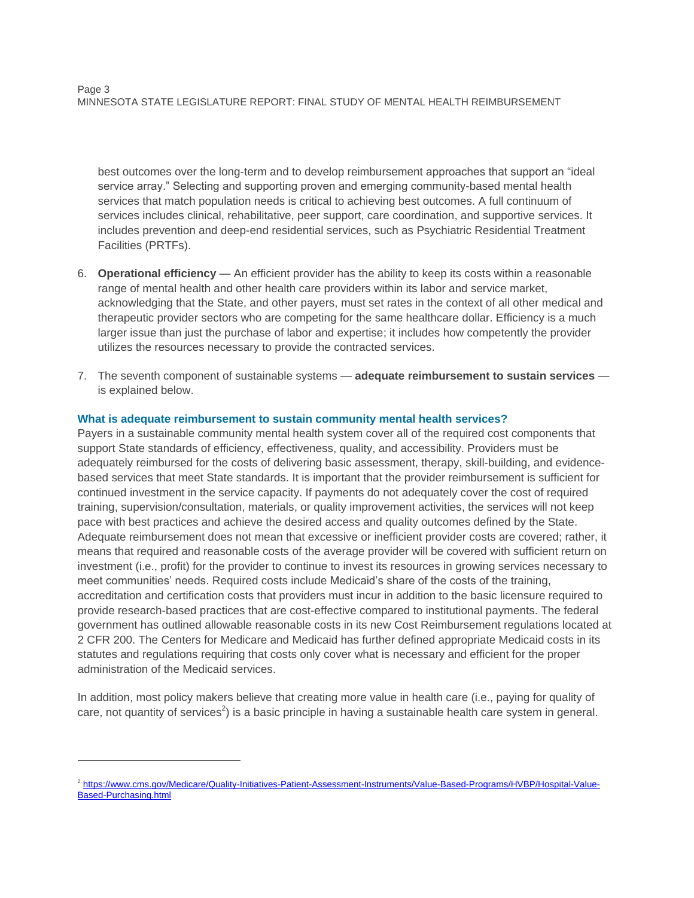best outcomes over the long-term and to develop reimbursement approaches that support an "ideal service array." Selecting and supporting proven and emerging community-based mental health services that match population needs is critical to achieving best outcomes. A full continuum of services includes clinical, rehabilitative, peer support, care coordination, and supportive services. It includes prevention and deep-end residential services, such as Psychiatric Residential Treatment Facilities (PRTFs).

6. **Operational efficiency** — An efficient provider has the ability to keep its costs within a reasonable range of mental health and other health care providers within its labor and service market, acknowledging that the State, and other payers, must set rates in the context of all other medical and therapeutic provider sectors who are competing for the same healthcare dollar. Efficiency is a much larger issue than just the purchase of labor and expertise; it includes how competently the provider utilizes the resources necessary to provide the contracted services.

7. The seventh component of sustainable systems — **adequate reimbursement to sustain services** — is explained below.

### What is adequate reimbursement to sustain community mental health services?

Payers in a sustainable community mental health system cover all of the required cost components that support State standards of efficiency, effectiveness, quality, and accessibility. Providers must be adequately reimbursed for the costs of delivering basic assessment, therapy, skill-building, and evidence-based services that meet State standards. It is important that the provider reimbursement is sufficient for continued investment in the service capacity. If payments do not adequately cover the cost of required training, supervision/consultation, materials, or quality improvement activities, the services will not keep pace with best practices and achieve the desired access and quality outcomes defined by the State. Adequate reimbursement does not mean that excessive or inefficient provider costs are covered; rather, it means that required and reasonable costs of the average provider will be covered with sufficient return on investment (i.e., profit) for the provider to continue to invest its resources in growing services necessary to meet communities' needs. Required costs include Medicaid's share of the costs of the training, accreditation and certification costs that providers must incur in addition to the basic licensure required to provide research-based practices that are cost-effective compared to institutional payments. The federal government has outlined allowable reasonable costs in its new Cost Reimbursement regulations located at 2 CFR 200. The Centers for Medicare and Medicaid has further defined appropriate Medicaid costs in its statutes and regulations requiring that costs only cover what is necessary and efficient for the proper administration of the Medicaid services.

In addition, most policy makers believe that creating more value in health care (i.e., paying for quality of care, not quantity of services[2]) is a basic principle in having a sustainable health care system in general.

---

[2] https://www.cms.gov/Medicare/Quality-Initiatives-Patient-Assessment-Instruments/Value-Based-Programs/HVBP/Hospital-Value-Based-Purchasing.html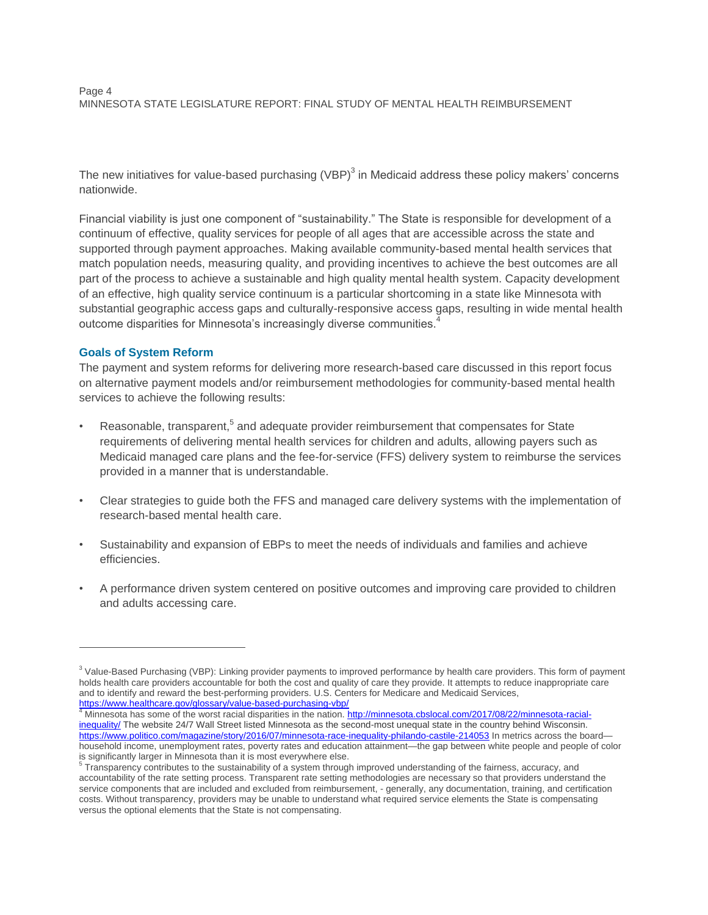The new initiatives for value-based purchasing (VBP)[3] in Medicaid address these policy makers' concerns nationwide.

Financial viability is just one component of "sustainability." The State is responsible for development of a continuum of effective, quality services for people of all ages that are accessible across the state and supported through payment approaches. Making available community-based mental health services that match population needs, measuring quality, and providing incentives to achieve the best outcomes are all part of the process to achieve a sustainable and high quality mental health system. Capacity development of an effective, high quality service continuum is a particular shortcoming in a state like Minnesota with substantial geographic access gaps and culturally-responsive access gaps, resulting in wide mental health outcome disparities for Minnesota's increasingly diverse communities.[4]

### Goals of System Reform

The payment and system reforms for delivering more research-based care discussed in this report focus on alternative payment models and/or reimbursement methodologies for community-based mental health services to achieve the following results:

- Reasonable, transparent,[5] and adequate provider reimbursement that compensates for State requirements of delivering mental health services for children and adults, allowing payers such as Medicaid managed care plans and the fee-for-service (FFS) delivery system to reimburse the services provided in a manner that is understandable.
- Clear strategies to guide both the FFS and managed care delivery systems with the implementation of research-based mental health care.
- Sustainability and expansion of EBPs to meet the needs of individuals and families and achieve efficiencies.
- A performance driven system centered on positive outcomes and improving care provided to children and adults accessing care.

---

[3] Value-Based Purchasing (VBP): Linking provider payments to improved performance by health care providers. This form of payment holds health care providers accountable for both the cost and quality of care they provide. It attempts to reduce inappropriate care and to identify and reward the best-performing providers. U.S. Centers for Medicare and Medicaid Services, https://www.healthcare.gov/glossary/value-based-purchasing-vbp/

[4] Minnesota has some of the worst racial disparities in the nation. http://minnesota.cbslocal.com/2017/08/22/minnesota-racial-inequality/ The website 24/7 Wall Street listed Minnesota as the second-most unequal state in the country behind Wisconsin. https://www.politico.com/magazine/story/2016/07/minnesota-race-inequality-philando-castile-214053 In metrics across the board—household income, unemployment rates, poverty rates and education attainment—the gap between white people and people of color is significantly larger in Minnesota than it is most everywhere else.

[5] Transparency contributes to the sustainability of a system through improved understanding of the fairness, accuracy, and accountability of the rate setting process. Transparent rate setting methodologies are necessary so that providers understand the service components that are included and excluded from reimbursement, - generally, any documentation, training, and certification costs. Without transparency, providers may be unable to understand what required service elements the State is compensating versus the optional elements that the State is not compensating.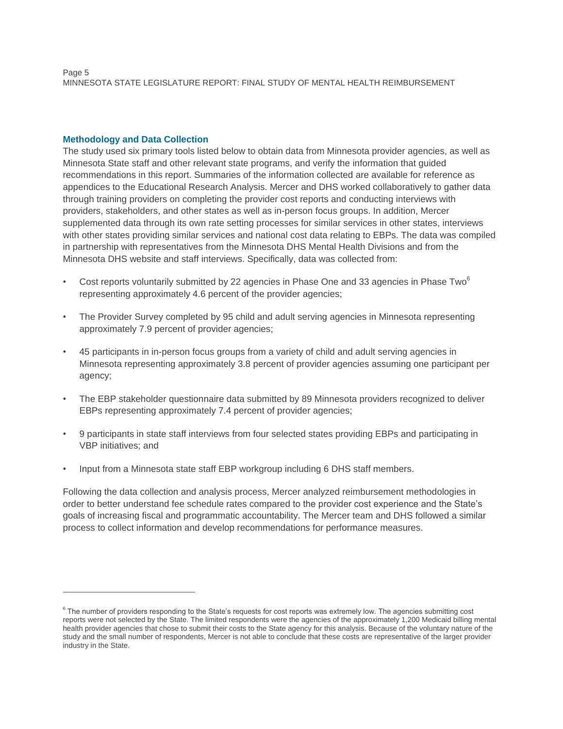### Methodology and Data Collection

The study used six primary tools listed below to obtain data from Minnesota provider agencies, as well as Minnesota State staff and other relevant state programs, and verify the information that guided recommendations in this report. Summaries of the information collected are available for reference as appendices to the Educational Research Analysis. Mercer and DHS worked collaboratively to gather data through training providers on completing the provider cost reports and conducting interviews with providers, stakeholders, and other states as well as in-person focus groups. In addition, Mercer supplemented data through its own rate setting processes for similar services in other states, interviews with other states providing similar services and national cost data relating to EBPs. The data was compiled in partnership with representatives from the Minnesota DHS Mental Health Divisions and from the Minnesota DHS website and staff interviews. Specifically, data was collected from:

- Cost reports voluntarily submitted by 22 agencies in Phase One and 33 agencies in Phase Two[6] representing approximately 4.6 percent of the provider agencies;
- The Provider Survey completed by 95 child and adult serving agencies in Minnesota representing approximately 7.9 percent of provider agencies;
- 45 participants in in-person focus groups from a variety of child and adult serving agencies in Minnesota representing approximately 3.8 percent of provider agencies assuming one participant per agency;
- The EBP stakeholder questionnaire data submitted by 89 Minnesota providers recognized to deliver EBPs representing approximately 7.4 percent of provider agencies;
- 9 participants in state staff interviews from four selected states providing EBPs and participating in VBP initiatives; and
- Input from a Minnesota state staff EBP workgroup including 6 DHS staff members.

Following the data collection and analysis process, Mercer analyzed reimbursement methodologies in order to better understand fee schedule rates compared to the provider cost experience and the State's goals of increasing fiscal and programmatic accountability. The Mercer team and DHS followed a similar process to collect information and develop recommendations for performance measures.

---

[6] The number of providers responding to the State's requests for cost reports was extremely low. The agencies submitting cost reports were not selected by the State. The limited respondents were the agencies of the approximately 1,200 Medicaid billing mental health provider agencies that chose to submit their costs to the State agency for this analysis. Because of the voluntary nature of the study and the small number of respondents, Mercer is not able to conclude that these costs are representative of the larger provider industry in the State.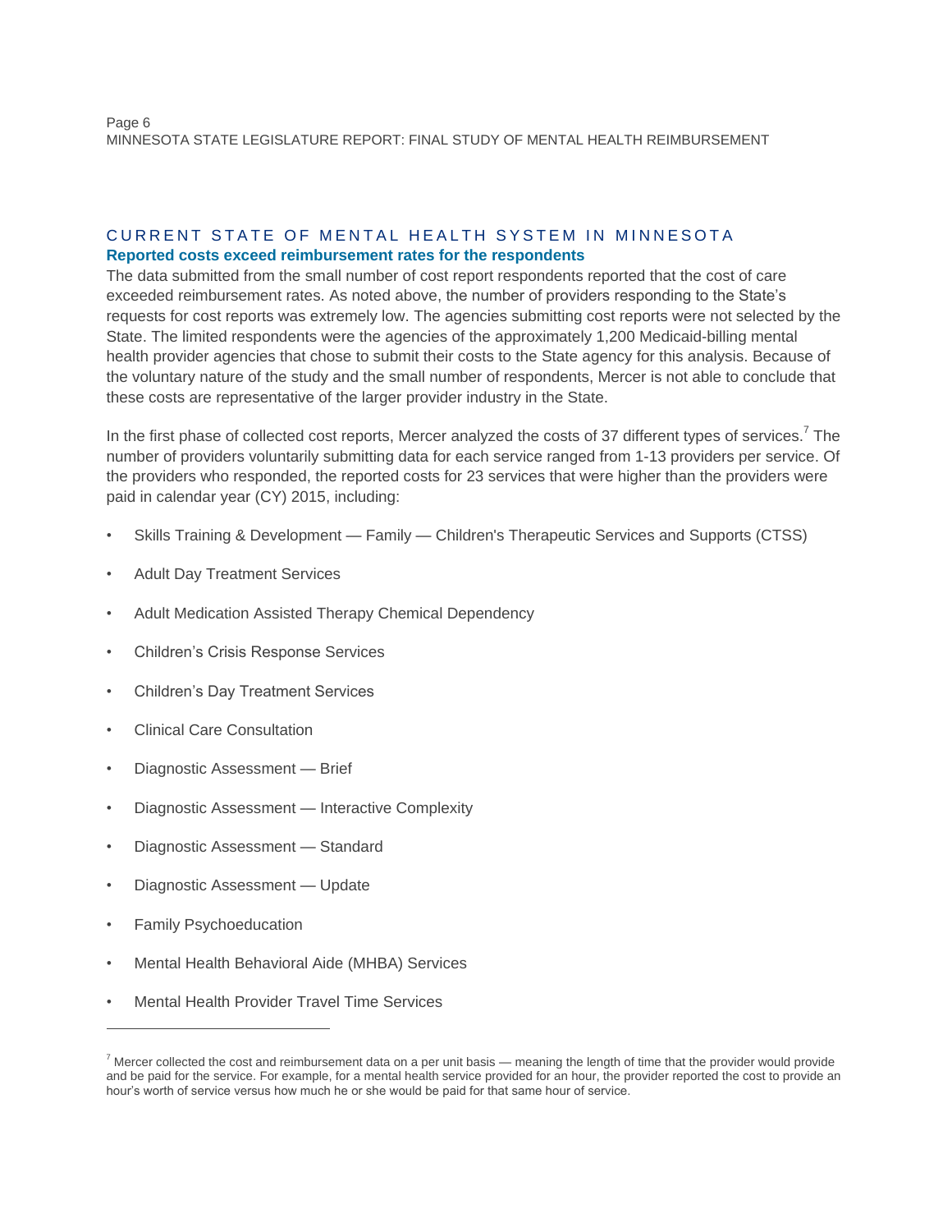## CURRENT STATE OF MENTAL HEALTH SYSTEM IN MINNESOTA

### Reported costs exceed reimbursement rates for the respondents

The data submitted from the small number of cost report respondents reported that the cost of care exceeded reimbursement rates. As noted above, the number of providers responding to the State's requests for cost reports was extremely low. The agencies submitting cost reports were not selected by the State. The limited respondents were the agencies of the approximately 1,200 Medicaid-billing mental health provider agencies that chose to submit their costs to the State agency for this analysis. Because of the voluntary nature of the study and the small number of respondents, Mercer is not able to conclude that these costs are representative of the larger provider industry in the State.

In the first phase of collected cost reports, Mercer analyzed the costs of 37 different types of services.[7] The number of providers voluntarily submitting data for each service ranged from 1-13 providers per service. Of the providers who responded, the reported costs for 23 services that were higher than the providers were paid in calendar year (CY) 2015, including:

- Skills Training & Development — Family — Children's Therapeutic Services and Supports (CTSS)
- Adult Day Treatment Services
- Adult Medication Assisted Therapy Chemical Dependency
- Children's Crisis Response Services
- Children's Day Treatment Services
- Clinical Care Consultation
- Diagnostic Assessment — Brief
- Diagnostic Assessment — Interactive Complexity
- Diagnostic Assessment — Standard
- Diagnostic Assessment — Update
- Family Psychoeducation
- Mental Health Behavioral Aide (MHBA) Services
- Mental Health Provider Travel Time Services

---

[7] Mercer collected the cost and reimbursement data on a per unit basis — meaning the length of time that the provider would provide and be paid for the service. For example, for a mental health service provided for an hour, the provider reported the cost to provide an hour's worth of service versus how much he or she would be paid for that same hour of service.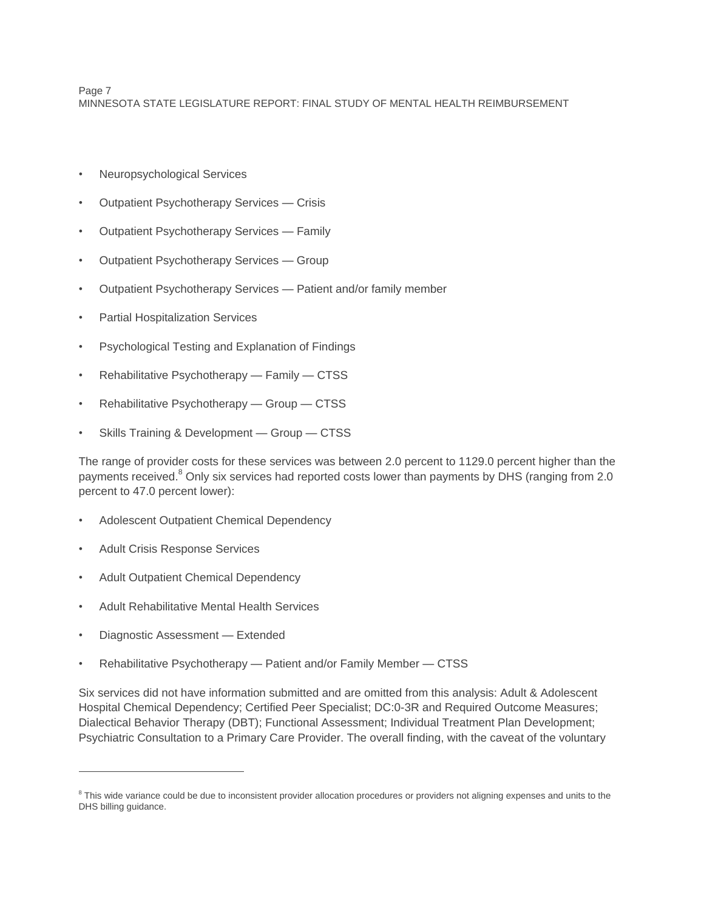- Neuropsychological Services
- Outpatient Psychotherapy Services — Crisis
- Outpatient Psychotherapy Services — Family
- Outpatient Psychotherapy Services — Group
- Outpatient Psychotherapy Services — Patient and/or family member
- Partial Hospitalization Services
- Psychological Testing and Explanation of Findings
- Rehabilitative Psychotherapy — Family — CTSS
- Rehabilitative Psychotherapy — Group — CTSS
- Skills Training & Development — Group — CTSS

The range of provider costs for these services was between 2.0 percent to 1129.0 percent higher than the payments received.[8] Only six services had reported costs lower than payments by DHS (ranging from 2.0 percent to 47.0 percent lower):

- Adolescent Outpatient Chemical Dependency
- Adult Crisis Response Services
- Adult Outpatient Chemical Dependency
- Adult Rehabilitative Mental Health Services
- Diagnostic Assessment — Extended
- Rehabilitative Psychotherapy — Patient and/or Family Member — CTSS

Six services did not have information submitted and are omitted from this analysis: Adult & Adolescent Hospital Chemical Dependency; Certified Peer Specialist; DC:0-3R and Required Outcome Measures; Dialectical Behavior Therapy (DBT); Functional Assessment; Individual Treatment Plan Development; Psychiatric Consultation to a Primary Care Provider. The overall finding, with the caveat of the voluntary

[8] This wide variance could be due to inconsistent provider allocation procedures or providers not aligning expenses and units to the DHS billing guidance.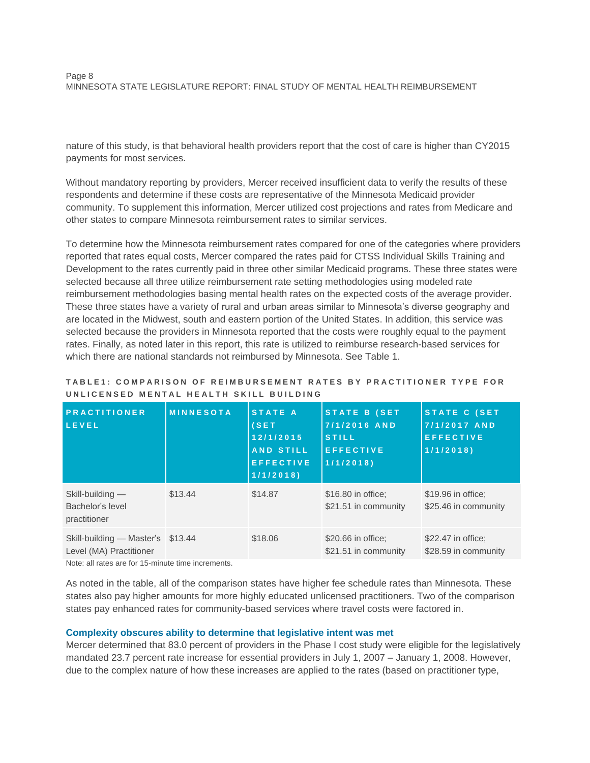nature of this study, is that behavioral health providers report that the cost of care is higher than CY2015 payments for most services.

Without mandatory reporting by providers, Mercer received insufficient data to verify the results of these respondents and determine if these costs are representative of the Minnesota Medicaid provider community. To supplement this information, Mercer utilized cost projections and rates from Medicare and other states to compare Minnesota reimbursement rates to similar services.

To determine how the Minnesota reimbursement rates compared for one of the categories where providers reported that rates equal costs, Mercer compared the rates paid for CTSS Individual Skills Training and Development to the rates currently paid in three other similar Medicaid programs. These three states were selected because all three utilize reimbursement rate setting methodologies using modeled rate reimbursement methodologies basing mental health rates on the expected costs of the average provider. These three states have a variety of rural and urban areas similar to Minnesota's diverse geography and are located in the Midwest, south and eastern portion of the United States. In addition, this service was selected because the providers in Minnesota reported that the costs were roughly equal to the payment rates. Finally, as noted later in this report, this rate is utilized to reimburse research-based services for which there are national standards not reimbursed by Minnesota. See Table 1.

**TABLE1: COMPARISON OF REIMBURSEMENT RATES BY PRACTITIONER TYPE FOR UNLICENSED MENTAL HEALTH SKILL BUILDING**

| PRACTITIONER LEVEL | MINNESOTA | STATE A (SET 12/1/2015 AND STILL EFFECTIVE 1/1/2018) | STATE B (SET 7/1/2016 AND STILL EFFECTIVE 1/1/2018) | STATE C (SET 7/1/2017 AND EFFECTIVE 1/1/2018) |
|---|---|---|---|---|
| Skill-building — Bachelor's level practitioner | $13.44 | $14.87 | $16.80 in office; $21.51 in community | $19.96 in office; $25.46 in community |
| Skill-building — Master's Level (MA) Practitioner | $13.44 | $18.06 | $20.66 in office; $21.51 in community | $22.47 in office; $28.59 in community |

Note: all rates are for 15-minute time increments.

As noted in the table, all of the comparison states have higher fee schedule rates than Minnesota. These states also pay higher amounts for more highly educated unlicensed practitioners. Two of the comparison states pay enhanced rates for community-based services where travel costs were factored in.

### Complexity obscures ability to determine that legislative intent was met

Mercer determined that 83.0 percent of providers in the Phase I cost study were eligible for the legislatively mandated 23.7 percent rate increase for essential providers in July 1, 2007 – January 1, 2008. However, due to the complex nature of how these increases are applied to the rates (based on practitioner type,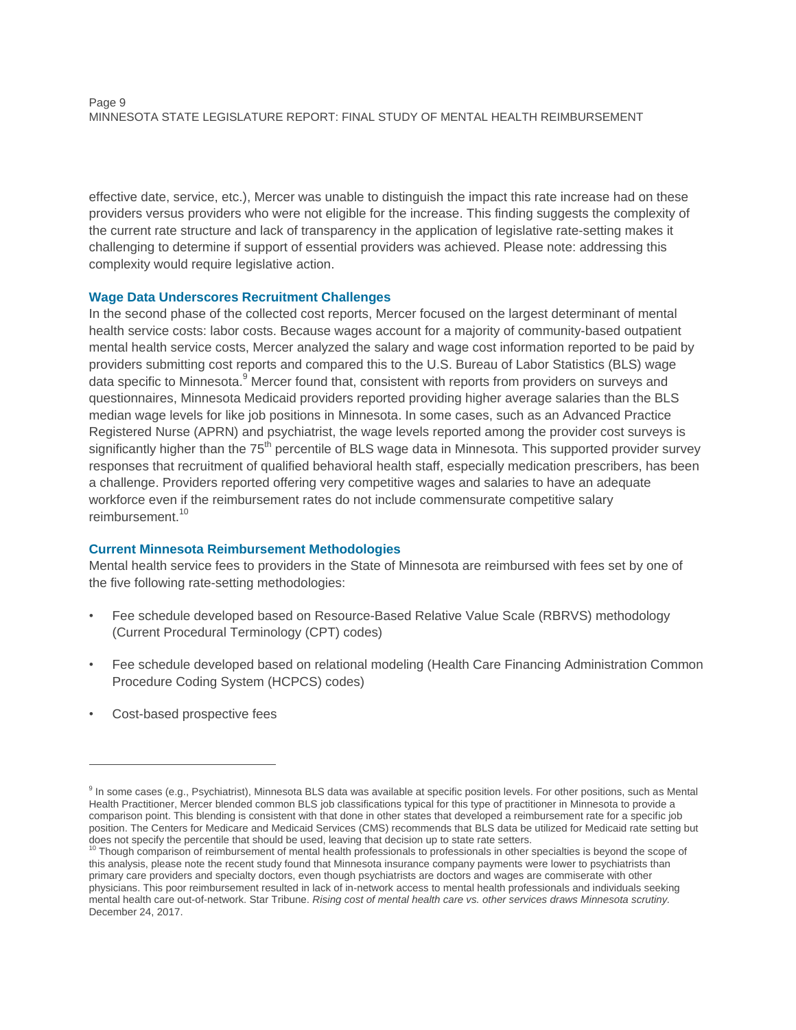effective date, service, etc.), Mercer was unable to distinguish the impact this rate increase had on these providers versus providers who were not eligible for the increase. This finding suggests the complexity of the current rate structure and lack of transparency in the application of legislative rate-setting makes it challenging to determine if support of essential providers was achieved. Please note: addressing this complexity would require legislative action.

### Wage Data Underscores Recruitment Challenges

In the second phase of the collected cost reports, Mercer focused on the largest determinant of mental health service costs: labor costs. Because wages account for a majority of community-based outpatient mental health service costs, Mercer analyzed the salary and wage cost information reported to be paid by providers submitting cost reports and compared this to the U.S. Bureau of Labor Statistics (BLS) wage data specific to Minnesota.[9] Mercer found that, consistent with reports from providers on surveys and questionnaires, Minnesota Medicaid providers reported providing higher average salaries than the BLS median wage levels for like job positions in Minnesota. In some cases, such as an Advanced Practice Registered Nurse (APRN) and psychiatrist, the wage levels reported among the provider cost surveys is significantly higher than the 75th percentile of BLS wage data in Minnesota. This supported provider survey responses that recruitment of qualified behavioral health staff, especially medication prescribers, has been a challenge. Providers reported offering very competitive wages and salaries to have an adequate workforce even if the reimbursement rates do not include commensurate competitive salary reimbursement.[10]

### Current Minnesota Reimbursement Methodologies

Mental health service fees to providers in the State of Minnesota are reimbursed with fees set by one of the five following rate-setting methodologies:

- Fee schedule developed based on Resource-Based Relative Value Scale (RBRVS) methodology (Current Procedural Terminology (CPT) codes)
- Fee schedule developed based on relational modeling (Health Care Financing Administration Common Procedure Coding System (HCPCS) codes)
- Cost-based prospective fees

---

[9] In some cases (e.g., Psychiatrist), Minnesota BLS data was available at specific position levels. For other positions, such as Mental Health Practitioner, Mercer blended common BLS job classifications typical for this type of practitioner in Minnesota to provide a comparison point. This blending is consistent with that done in other states that developed a reimbursement rate for a specific job position. The Centers for Medicare and Medicaid Services (CMS) recommends that BLS data be utilized for Medicaid rate setting but does not specify the percentile that should be used, leaving that decision up to state rate setters.

[10] Though comparison of reimbursement of mental health professionals to professionals in other specialties is beyond the scope of this analysis, please note the recent study found that Minnesota insurance company payments were lower to psychiatrists than primary care providers and specialty doctors, even though psychiatrists are doctors and wages are commiserate with other physicians. This poor reimbursement resulted in lack of in-network access to mental health professionals and individuals seeking mental health care out-of-network. Star Tribune. *Rising cost of mental health care vs. other services draws Minnesota scrutiny.* December 24, 2017.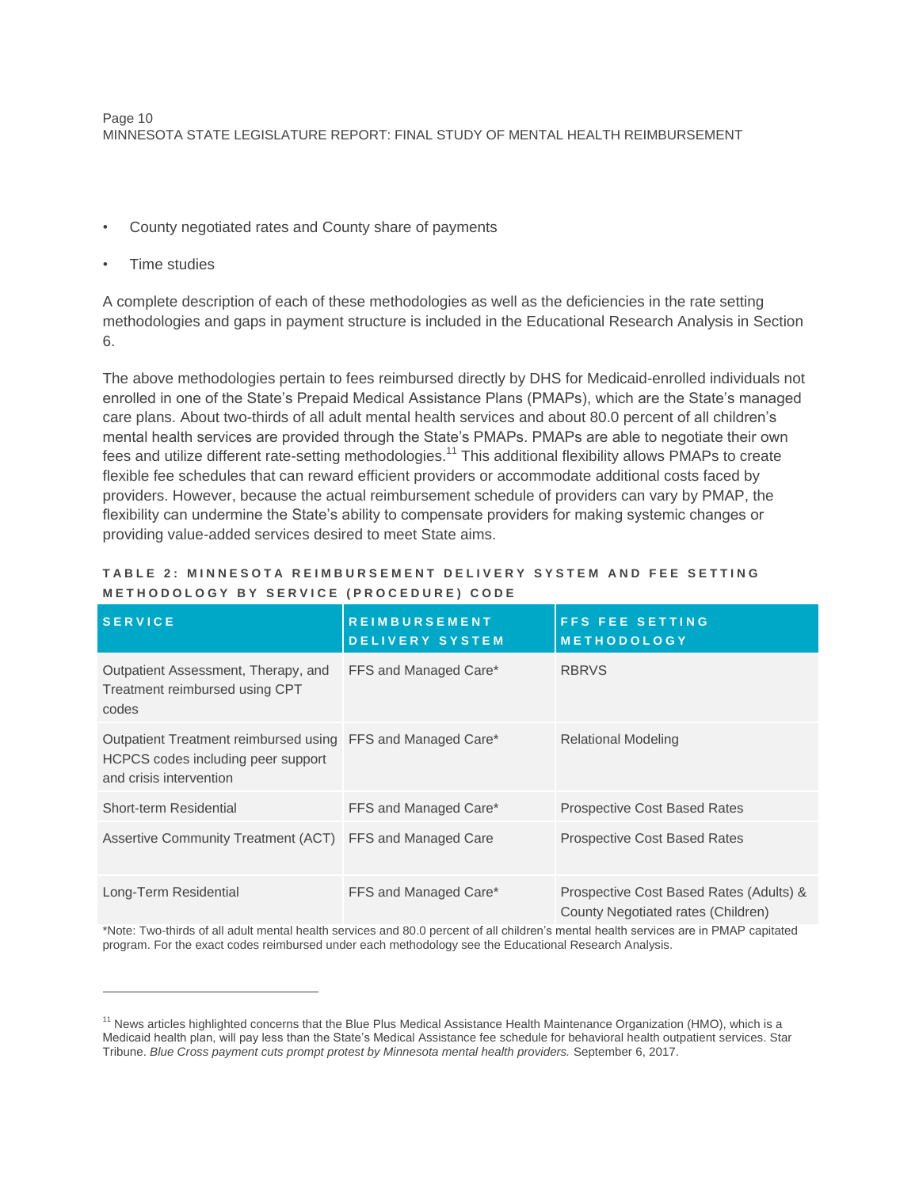- County negotiated rates and County share of payments
- Time studies

A complete description of each of these methodologies as well as the deficiencies in the rate setting methodologies and gaps in payment structure is included in the Educational Research Analysis in Section 6.

The above methodologies pertain to fees reimbursed directly by DHS for Medicaid-enrolled individuals not enrolled in one of the State's Prepaid Medical Assistance Plans (PMAPs), which are the State's managed care plans. About two-thirds of all adult mental health services and about 80.0 percent of all children's mental health services are provided through the State's PMAPs. PMAPs are able to negotiate their own fees and utilize different rate-setting methodologies.[11] This additional flexibility allows PMAPs to create flexible fee schedules that can reward efficient providers or accommodate additional costs faced by providers. However, because the actual reimbursement schedule of providers can vary by PMAP, the flexibility can undermine the State's ability to compensate providers for making systemic changes or providing value-added services desired to meet State aims.

**TABLE 2: MINNESOTA REIMBURSEMENT DELIVERY SYSTEM AND FEE SETTING METHODOLOGY BY SERVICE (PROCEDURE) CODE**

| SERVICE | REIMBURSEMENT DELIVERY SYSTEM | FFS FEE SETTING METHODOLOGY |
|---|---|---|
| Outpatient Assessment, Therapy, and Treatment reimbursed using CPT codes | FFS and Managed Care* | RBRVS |
| Outpatient Treatment reimbursed using HCPCS codes including peer support and crisis intervention | FFS and Managed Care* | Relational Modeling |
| Short-term Residential | FFS and Managed Care* | Prospective Cost Based Rates |
| Assertive Community Treatment (ACT) | FFS and Managed Care | Prospective Cost Based Rates |
| Long-Term Residential | FFS and Managed Care* | Prospective Cost Based Rates (Adults) & County Negotiated rates (Children) |

*Note: Two-thirds of all adult mental health services and 80.0 percent of all children's mental health services are in PMAP capitated program. For the exact codes reimbursed under each methodology see the Educational Research Analysis.

[11] News articles highlighted concerns that the Blue Plus Medical Assistance Health Maintenance Organization (HMO), which is a Medicaid health plan, will pay less than the State's Medical Assistance fee schedule for behavioral health outpatient services. Star Tribune. *Blue Cross payment cuts prompt protest by Minnesota mental health providers.* September 6, 2017.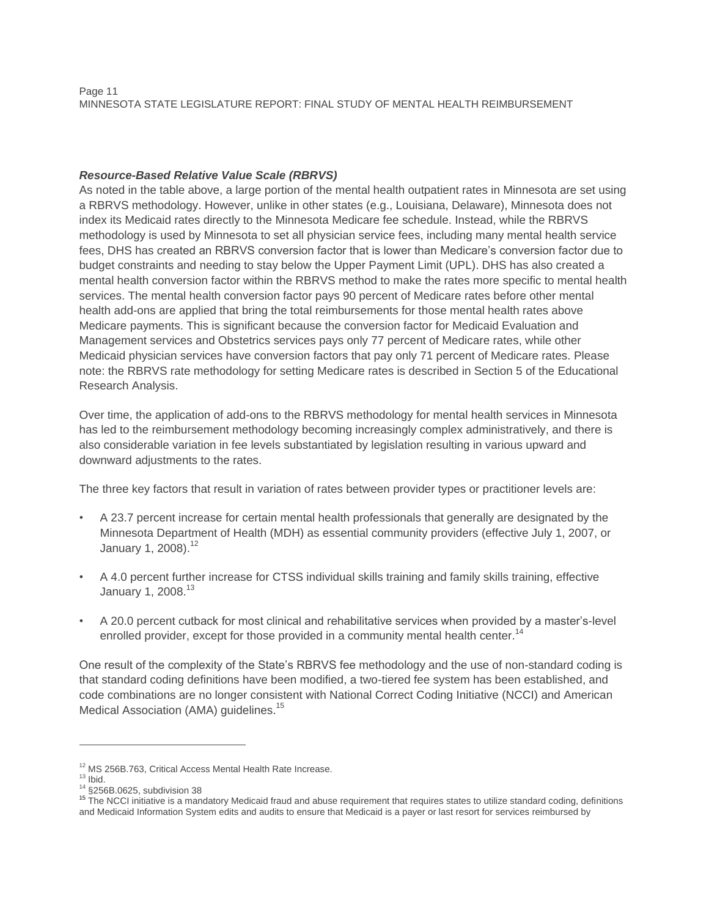### *Resource-Based Relative Value Scale (RBRVS)*

As noted in the table above, a large portion of the mental health outpatient rates in Minnesota are set using a RBRVS methodology. However, unlike in other states (e.g., Louisiana, Delaware), Minnesota does not index its Medicaid rates directly to the Minnesota Medicare fee schedule. Instead, while the RBRVS methodology is used by Minnesota to set all physician service fees, including many mental health service fees, DHS has created an RBRVS conversion factor that is lower than Medicare's conversion factor due to budget constraints and needing to stay below the Upper Payment Limit (UPL). DHS has also created a mental health conversion factor within the RBRVS method to make the rates more specific to mental health services. The mental health conversion factor pays 90 percent of Medicare rates before other mental health add-ons are applied that bring the total reimbursements for those mental health rates above Medicare payments. This is significant because the conversion factor for Medicaid Evaluation and Management services and Obstetrics services pays only 77 percent of Medicare rates, while other Medicaid physician services have conversion factors that pay only 71 percent of Medicare rates. Please note: the RBRVS rate methodology for setting Medicare rates is described in Section 5 of the Educational Research Analysis.

Over time, the application of add-ons to the RBRVS methodology for mental health services in Minnesota has led to the reimbursement methodology becoming increasingly complex administratively, and there is also considerable variation in fee levels substantiated by legislation resulting in various upward and downward adjustments to the rates.

The three key factors that result in variation of rates between provider types or practitioner levels are:

- A 23.7 percent increase for certain mental health professionals that generally are designated by the Minnesota Department of Health (MDH) as essential community providers (effective July 1, 2007, or January 1, 2008).[12]
- A 4.0 percent further increase for CTSS individual skills training and family skills training, effective January 1, 2008.[13]
- A 20.0 percent cutback for most clinical and rehabilitative services when provided by a master's-level enrolled provider, except for those provided in a community mental health center.[14]

One result of the complexity of the State's RBRVS fee methodology and the use of non-standard coding is that standard coding definitions have been modified, a two-tiered fee system has been established, and code combinations are no longer consistent with National Correct Coding Initiative (NCCI) and American Medical Association (AMA) guidelines.[15]

---

[12] MS 256B.763, Critical Access Mental Health Rate Increase.

[13] Ibid.

[14] §256B.0625, subdivision 38

[15] The NCCI initiative is a mandatory Medicaid fraud and abuse requirement that requires states to utilize standard coding, definitions and Medicaid Information System edits and audits to ensure that Medicaid is a payer or last resort for services reimbursed by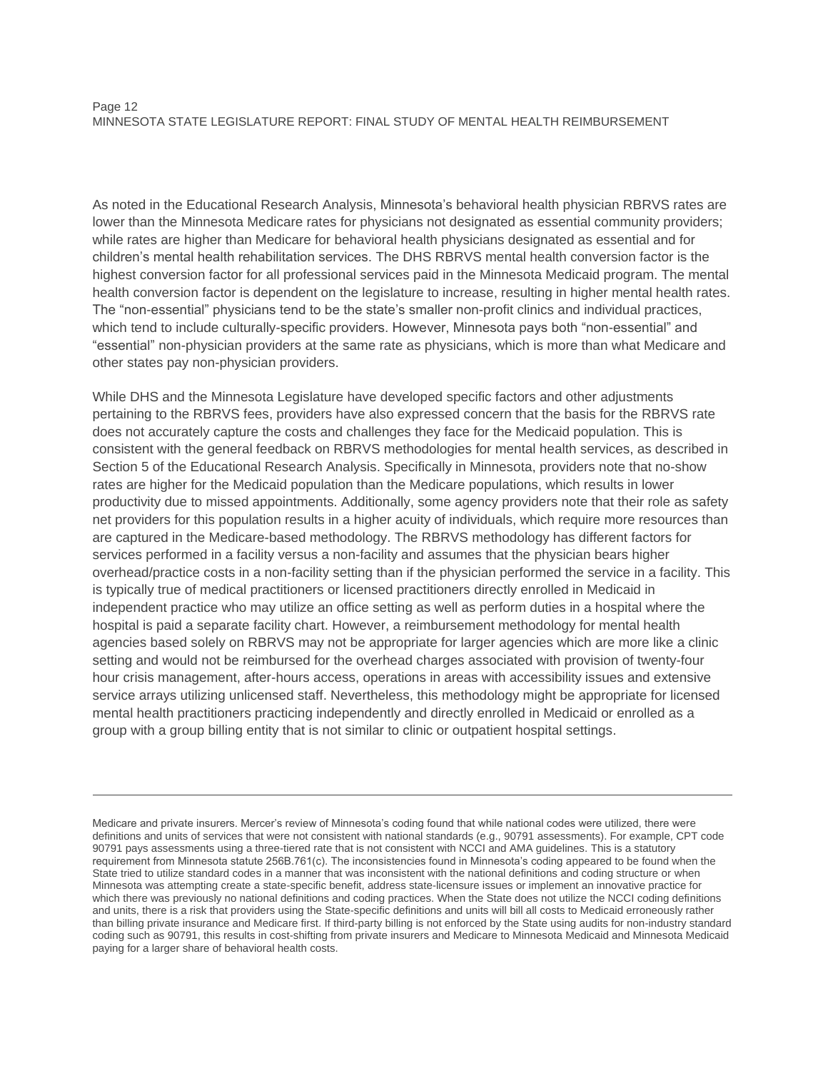As noted in the Educational Research Analysis, Minnesota's behavioral health physician RBRVS rates are lower than the Minnesota Medicare rates for physicians not designated as essential community providers; while rates are higher than Medicare for behavioral health physicians designated as essential and for children's mental health rehabilitation services. The DHS RBRVS mental health conversion factor is the highest conversion factor for all professional services paid in the Minnesota Medicaid program. The mental health conversion factor is dependent on the legislature to increase, resulting in higher mental health rates. The "non-essential" physicians tend to be the state's smaller non-profit clinics and individual practices, which tend to include culturally-specific providers. However, Minnesota pays both "non-essential" and "essential" non-physician providers at the same rate as physicians, which is more than what Medicare and other states pay non-physician providers.

While DHS and the Minnesota Legislature have developed specific factors and other adjustments pertaining to the RBRVS fees, providers have also expressed concern that the basis for the RBRVS rate does not accurately capture the costs and challenges they face for the Medicaid population. This is consistent with the general feedback on RBRVS methodologies for mental health services, as described in Section 5 of the Educational Research Analysis. Specifically in Minnesota, providers note that no-show rates are higher for the Medicaid population than the Medicare populations, which results in lower productivity due to missed appointments. Additionally, some agency providers note that their role as safety net providers for this population results in a higher acuity of individuals, which require more resources than are captured in the Medicare-based methodology. The RBRVS methodology has different factors for services performed in a facility versus a non-facility and assumes that the physician bears higher overhead/practice costs in a non-facility setting than if the physician performed the service in a facility. This is typically true of medical practitioners or licensed practitioners directly enrolled in Medicaid in independent practice who may utilize an office setting as well as perform duties in a hospital where the hospital is paid a separate facility chart. However, a reimbursement methodology for mental health agencies based solely on RBRVS may not be appropriate for larger agencies which are more like a clinic setting and would not be reimbursed for the overhead charges associated with provision of twenty-four hour crisis management, after-hours access, operations in areas with accessibility issues and extensive service arrays utilizing unlicensed staff. Nevertheless, this methodology might be appropriate for licensed mental health practitioners practicing independently and directly enrolled in Medicaid or enrolled as a group with a group billing entity that is not similar to clinic or outpatient hospital settings.

---

Medicare and private insurers. Mercer's review of Minnesota's coding found that while national codes were utilized, there were definitions and units of services that were not consistent with national standards (e.g., 90791 assessments). For example, CPT code 90791 pays assessments using a three-tiered rate that is not consistent with NCCI and AMA guidelines. This is a statutory requirement from Minnesota statute 256B.761(c). The inconsistencies found in Minnesota's coding appeared to be found when the State tried to utilize standard codes in a manner that was inconsistent with the national definitions and coding structure or when Minnesota was attempting create a state-specific benefit, address state-licensure issues or implement an innovative practice for which there was previously no national definitions and coding practices. When the State does not utilize the NCCI coding definitions and units, there is a risk that providers using the State-specific definitions and units will bill all costs to Medicaid erroneously rather than billing private insurance and Medicare first. If third-party billing is not enforced by the State using audits for non-industry standard coding such as 90791, this results in cost-shifting from private insurers and Medicare to Minnesota Medicaid and Minnesota Medicaid paying for a larger share of behavioral health costs.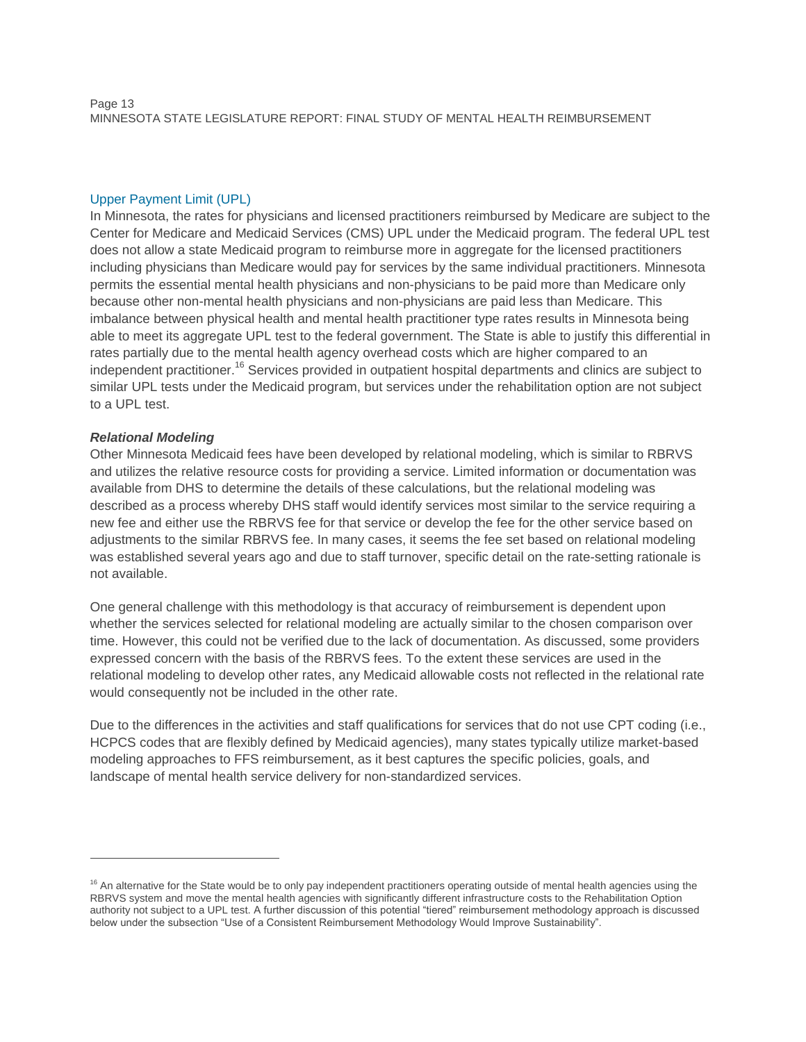### Upper Payment Limit (UPL)

In Minnesota, the rates for physicians and licensed practitioners reimbursed by Medicare are subject to the Center for Medicare and Medicaid Services (CMS) UPL under the Medicaid program. The federal UPL test does not allow a state Medicaid program to reimburse more in aggregate for the licensed practitioners including physicians than Medicare would pay for services by the same individual practitioners. Minnesota permits the essential mental health physicians and non-physicians to be paid more than Medicare only because other non-mental health physicians and non-physicians are paid less than Medicare. This imbalance between physical health and mental health practitioner type rates results in Minnesota being able to meet its aggregate UPL test to the federal government. The State is able to justify this differential in rates partially due to the mental health agency overhead costs which are higher compared to an independent practitioner.[16] Services provided in outpatient hospital departments and clinics are subject to similar UPL tests under the Medicaid program, but services under the rehabilitation option are not subject to a UPL test.

#### *Relational Modeling*

Other Minnesota Medicaid fees have been developed by relational modeling, which is similar to RBRVS and utilizes the relative resource costs for providing a service. Limited information or documentation was available from DHS to determine the details of these calculations, but the relational modeling was described as a process whereby DHS staff would identify services most similar to the service requiring a new fee and either use the RBRVS fee for that service or develop the fee for the other service based on adjustments to the similar RBRVS fee. In many cases, it seems the fee set based on relational modeling was established several years ago and due to staff turnover, specific detail on the rate-setting rationale is not available.

One general challenge with this methodology is that accuracy of reimbursement is dependent upon whether the services selected for relational modeling are actually similar to the chosen comparison over time. However, this could not be verified due to the lack of documentation. As discussed, some providers expressed concern with the basis of the RBRVS fees. To the extent these services are used in the relational modeling to develop other rates, any Medicaid allowable costs not reflected in the relational rate would consequently not be included in the other rate.

Due to the differences in the activities and staff qualifications for services that do not use CPT coding (i.e., HCPCS codes that are flexibly defined by Medicaid agencies), many states typically utilize market-based modeling approaches to FFS reimbursement, as it best captures the specific policies, goals, and landscape of mental health service delivery for non-standardized services.

---

[16] An alternative for the State would be to only pay independent practitioners operating outside of mental health agencies using the RBRVS system and move the mental health agencies with significantly different infrastructure costs to the Rehabilitation Option authority not subject to a UPL test. A further discussion of this potential "tiered" reimbursement methodology approach is discussed below under the subsection "Use of a Consistent Reimbursement Methodology Would Improve Sustainability".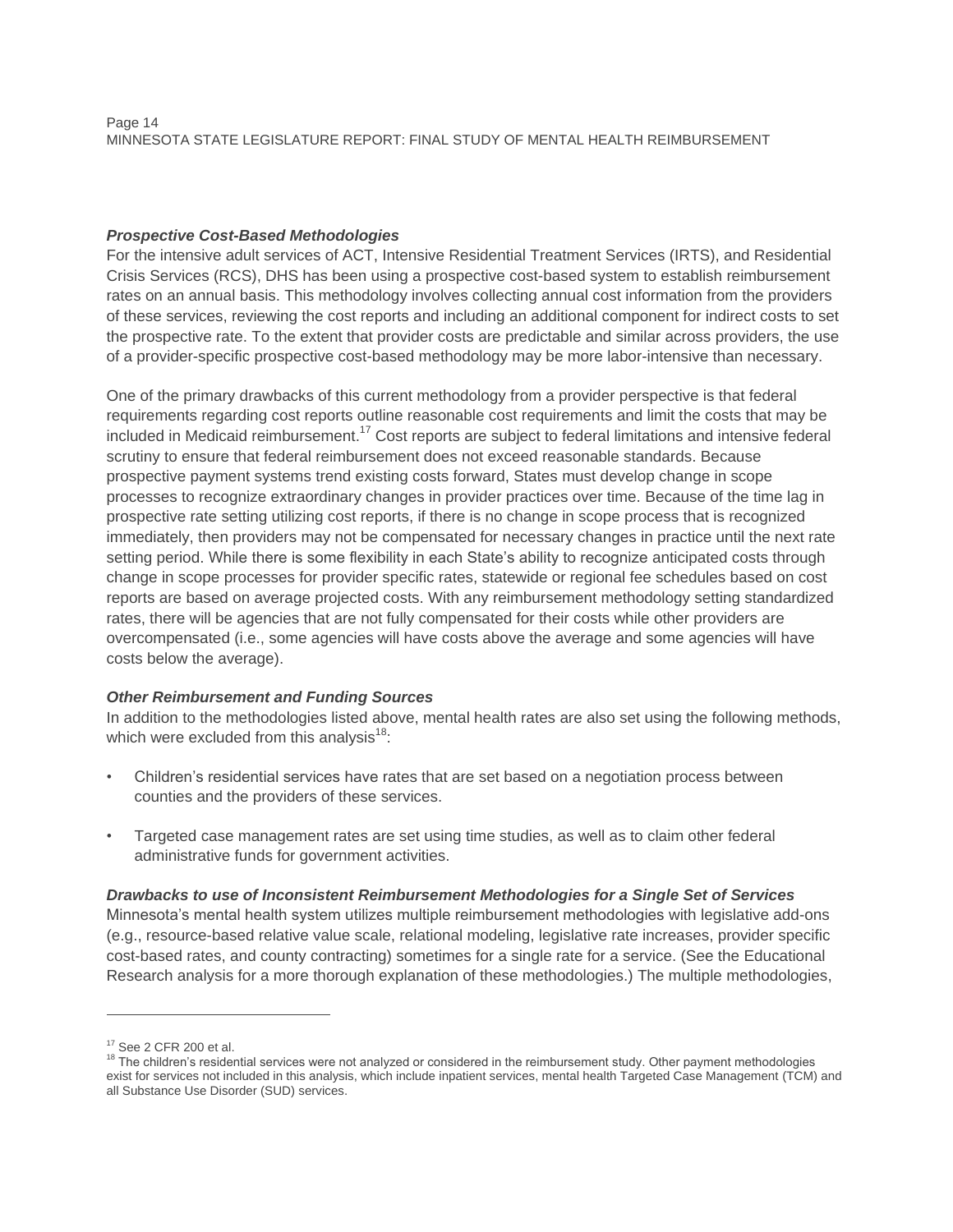***Prospective Cost-Based Methodologies***

For the intensive adult services of ACT, Intensive Residential Treatment Services (IRTS), and Residential Crisis Services (RCS), DHS has been using a prospective cost-based system to establish reimbursement rates on an annual basis. This methodology involves collecting annual cost information from the providers of these services, reviewing the cost reports and including an additional component for indirect costs to set the prospective rate. To the extent that provider costs are predictable and similar across providers, the use of a provider-specific prospective cost-based methodology may be more labor-intensive than necessary.

One of the primary drawbacks of this current methodology from a provider perspective is that federal requirements regarding cost reports outline reasonable cost requirements and limit the costs that may be included in Medicaid reimbursement.[17] Cost reports are subject to federal limitations and intensive federal scrutiny to ensure that federal reimbursement does not exceed reasonable standards. Because prospective payment systems trend existing costs forward, States must develop change in scope processes to recognize extraordinary changes in provider practices over time. Because of the time lag in prospective rate setting utilizing cost reports, if there is no change in scope process that is recognized immediately, then providers may not be compensated for necessary changes in practice until the next rate setting period. While there is some flexibility in each State's ability to recognize anticipated costs through change in scope processes for provider specific rates, statewide or regional fee schedules based on cost reports are based on average projected costs. With any reimbursement methodology setting standardized rates, there will be agencies that are not fully compensated for their costs while other providers are overcompensated (i.e., some agencies will have costs above the average and some agencies will have costs below the average).

***Other Reimbursement and Funding Sources***

In addition to the methodologies listed above, mental health rates are also set using the following methods, which were excluded from this analysis[18]:

- Children's residential services have rates that are set based on a negotiation process between counties and the providers of these services.
- Targeted case management rates are set using time studies, as well as to claim other federal administrative funds for government activities.

***Drawbacks to use of Inconsistent Reimbursement Methodologies for a Single Set of Services***

Minnesota's mental health system utilizes multiple reimbursement methodologies with legislative add-ons (e.g., resource-based relative value scale, relational modeling, legislative rate increases, provider specific cost-based rates, and county contracting) sometimes for a single rate for a service. (See the Educational Research analysis for a more thorough explanation of these methodologies.) The multiple methodologies,

---

[17] See 2 CFR 200 et al.

[18] The children's residential services were not analyzed or considered in the reimbursement study. Other payment methodologies exist for services not included in this analysis, which include inpatient services, mental health Targeted Case Management (TCM) and all Substance Use Disorder (SUD) services.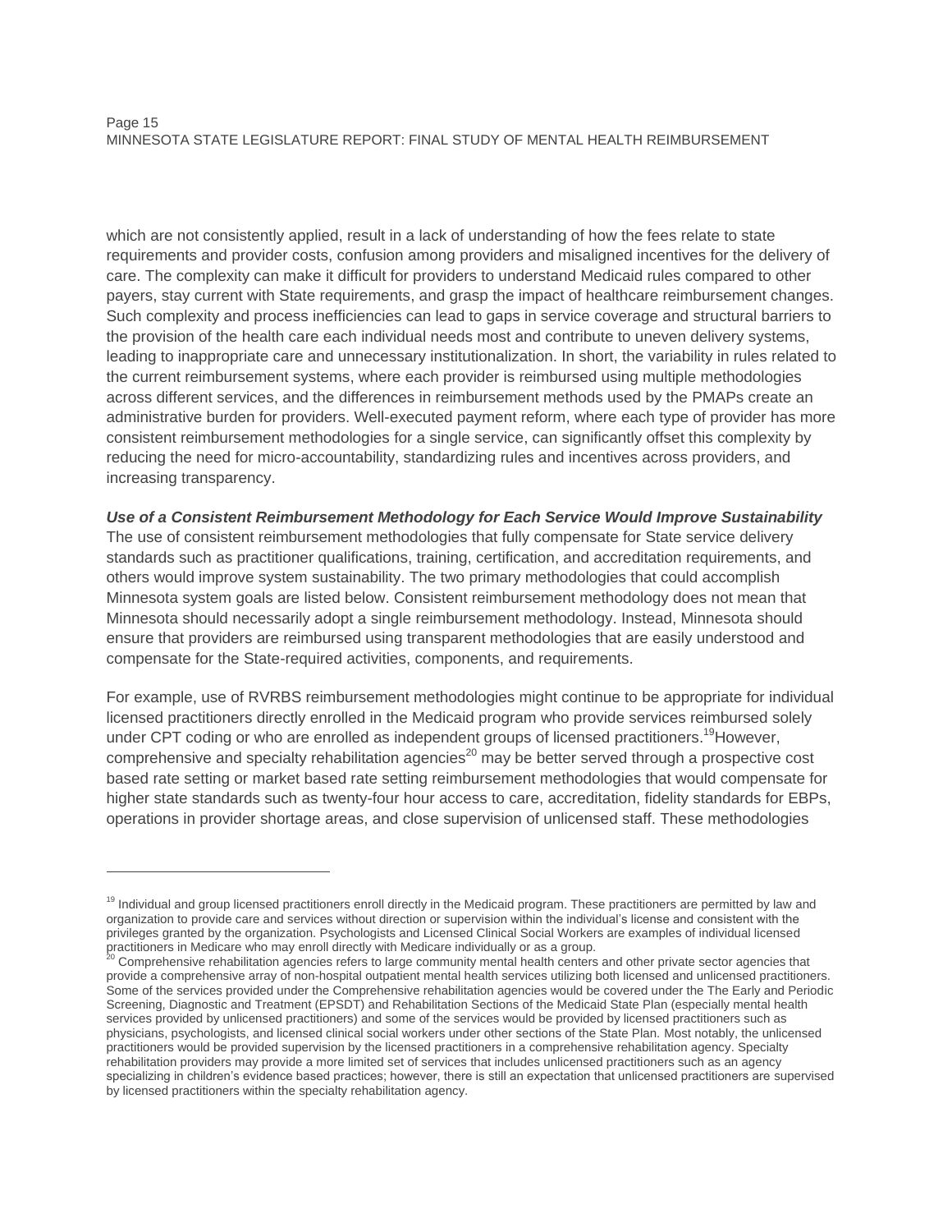which are not consistently applied, result in a lack of understanding of how the fees relate to state requirements and provider costs, confusion among providers and misaligned incentives for the delivery of care. The complexity can make it difficult for providers to understand Medicaid rules compared to other payers, stay current with State requirements, and grasp the impact of healthcare reimbursement changes. Such complexity and process inefficiencies can lead to gaps in service coverage and structural barriers to the provision of the health care each individual needs most and contribute to uneven delivery systems, leading to inappropriate care and unnecessary institutionalization. In short, the variability in rules related to the current reimbursement systems, where each provider is reimbursed using multiple methodologies across different services, and the differences in reimbursement methods used by the PMAPs create an administrative burden for providers. Well-executed payment reform, where each type of provider has more consistent reimbursement methodologies for a single service, can significantly offset this complexity by reducing the need for micro-accountability, standardizing rules and incentives across providers, and increasing transparency.

***Use of a Consistent Reimbursement Methodology for Each Service Would Improve Sustainability***

The use of consistent reimbursement methodologies that fully compensate for State service delivery standards such as practitioner qualifications, training, certification, and accreditation requirements, and others would improve system sustainability. The two primary methodologies that could accomplish Minnesota system goals are listed below. Consistent reimbursement methodology does not mean that Minnesota should necessarily adopt a single reimbursement methodology. Instead, Minnesota should ensure that providers are reimbursed using transparent methodologies that are easily understood and compensate for the State-required activities, components, and requirements.

For example, use of RVRBS reimbursement methodologies might continue to be appropriate for individual licensed practitioners directly enrolled in the Medicaid program who provide services reimbursed solely under CPT coding or who are enrolled as independent groups of licensed practitioners.[19]However, comprehensive and specialty rehabilitation agencies[20] may be better served through a prospective cost based rate setting or market based rate setting reimbursement methodologies that would compensate for higher state standards such as twenty-four hour access to care, accreditation, fidelity standards for EBPs, operations in provider shortage areas, and close supervision of unlicensed staff. These methodologies

---

[19] Individual and group licensed practitioners enroll directly in the Medicaid program. These practitioners are permitted by law and organization to provide care and services without direction or supervision within the individual's license and consistent with the privileges granted by the organization. Psychologists and Licensed Clinical Social Workers are examples of individual licensed practitioners in Medicare who may enroll directly with Medicare individually or as a group.

[20] Comprehensive rehabilitation agencies refers to large community mental health centers and other private sector agencies that provide a comprehensive array of non-hospital outpatient mental health services utilizing both licensed and unlicensed practitioners. Some of the services provided under the Comprehensive rehabilitation agencies would be covered under the The Early and Periodic Screening, Diagnostic and Treatment (EPSDT) and Rehabilitation Sections of the Medicaid State Plan (especially mental health services provided by unlicensed practitioners) and some of the services would be provided by licensed practitioners such as physicians, psychologists, and licensed clinical social workers under other sections of the State Plan. Most notably, the unlicensed practitioners would be provided supervision by the licensed practitioners in a comprehensive rehabilitation agency. Specialty rehabilitation providers may provide a more limited set of services that includes unlicensed practitioners such as an agency specializing in children's evidence based practices; however, there is still an expectation that unlicensed practitioners are supervised by licensed practitioners within the specialty rehabilitation agency.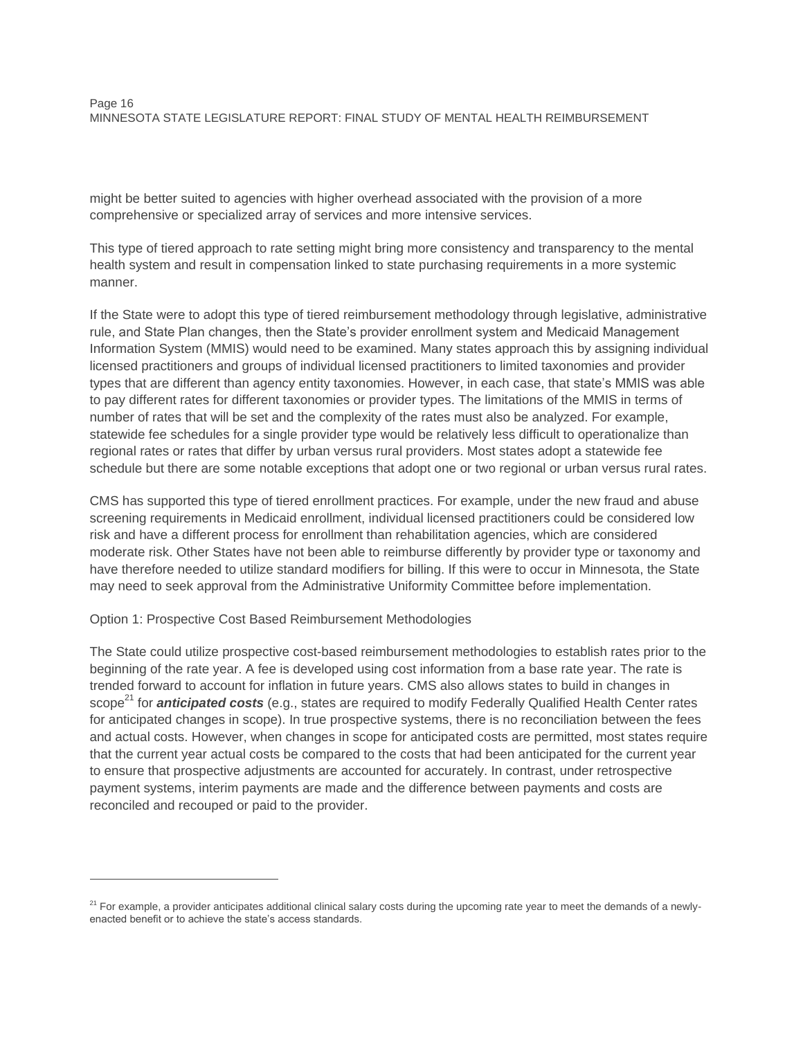might be better suited to agencies with higher overhead associated with the provision of a more comprehensive or specialized array of services and more intensive services.

This type of tiered approach to rate setting might bring more consistency and transparency to the mental health system and result in compensation linked to state purchasing requirements in a more systemic manner.

If the State were to adopt this type of tiered reimbursement methodology through legislative, administrative rule, and State Plan changes, then the State's provider enrollment system and Medicaid Management Information System (MMIS) would need to be examined. Many states approach this by assigning individual licensed practitioners and groups of individual licensed practitioners to limited taxonomies and provider types that are different than agency entity taxonomies. However, in each case, that state's MMIS was able to pay different rates for different taxonomies or provider types. The limitations of the MMIS in terms of number of rates that will be set and the complexity of the rates must also be analyzed. For example, statewide fee schedules for a single provider type would be relatively less difficult to operationalize than regional rates or rates that differ by urban versus rural providers. Most states adopt a statewide fee schedule but there are some notable exceptions that adopt one or two regional or urban versus rural rates.

CMS has supported this type of tiered enrollment practices. For example, under the new fraud and abuse screening requirements in Medicaid enrollment, individual licensed practitioners could be considered low risk and have a different process for enrollment than rehabilitation agencies, which are considered moderate risk. Other States have not been able to reimburse differently by provider type or taxonomy and have therefore needed to utilize standard modifiers for billing. If this were to occur in Minnesota, the State may need to seek approval from the Administrative Uniformity Committee before implementation.

Option 1: Prospective Cost Based Reimbursement Methodologies

The State could utilize prospective cost-based reimbursement methodologies to establish rates prior to the beginning of the rate year. A fee is developed using cost information from a base rate year. The rate is trended forward to account for inflation in future years. CMS also allows states to build in changes in scope[21] for ***anticipated costs*** (e.g., states are required to modify Federally Qualified Health Center rates for anticipated changes in scope). In true prospective systems, there is no reconciliation between the fees and actual costs. However, when changes in scope for anticipated costs are permitted, most states require that the current year actual costs be compared to the costs that had been anticipated for the current year to ensure that prospective adjustments are accounted for accurately. In contrast, under retrospective payment systems, interim payments are made and the difference between payments and costs are reconciled and recouped or paid to the provider.

---

[21] For example, a provider anticipates additional clinical salary costs during the upcoming rate year to meet the demands of a newly-enacted benefit or to achieve the state's access standards.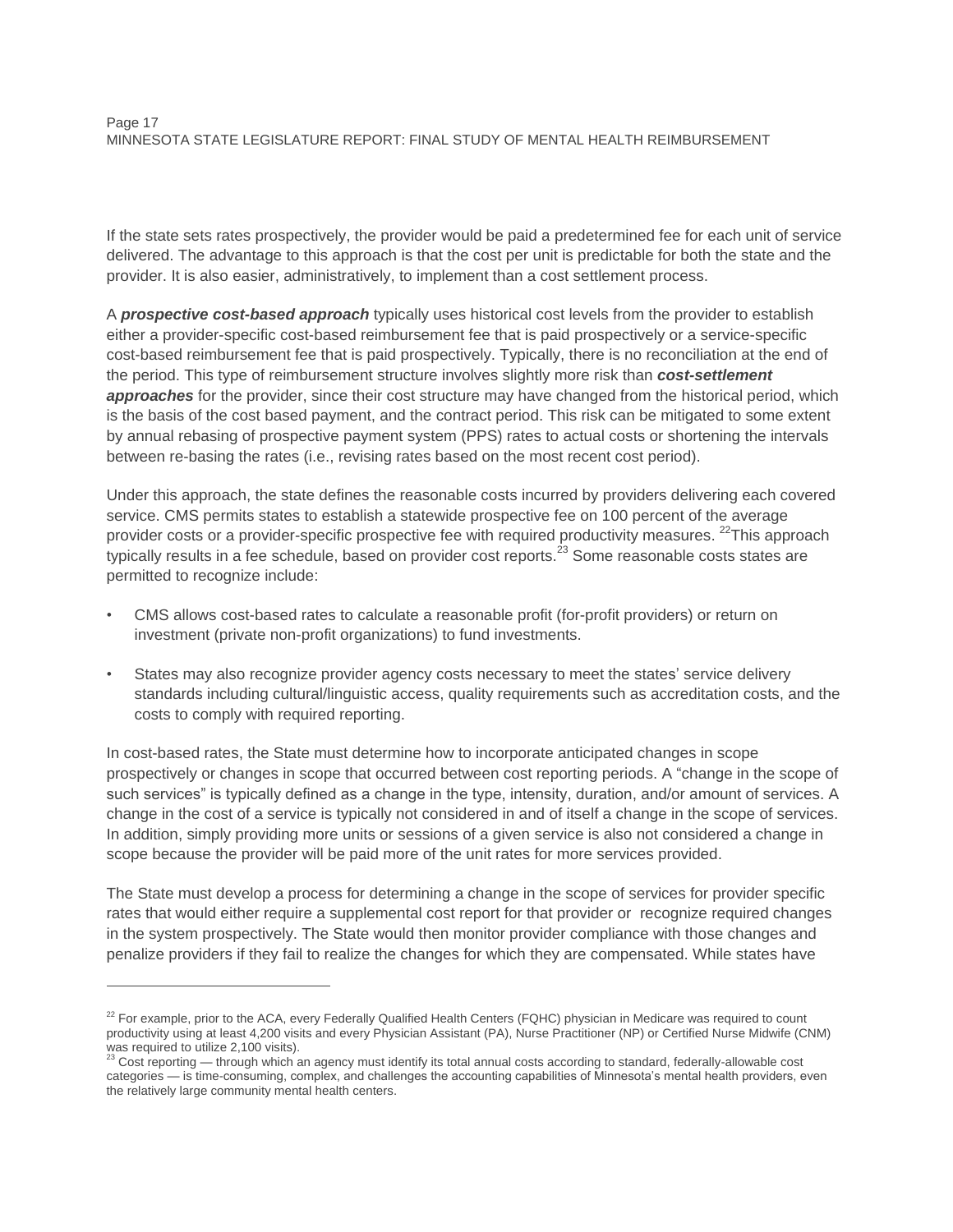If the state sets rates prospectively, the provider would be paid a predetermined fee for each unit of service delivered. The advantage to this approach is that the cost per unit is predictable for both the state and the provider. It is also easier, administratively, to implement than a cost settlement process.

A ***prospective cost-based approach*** typically uses historical cost levels from the provider to establish either a provider-specific cost-based reimbursement fee that is paid prospectively or a service-specific cost-based reimbursement fee that is paid prospectively. Typically, there is no reconciliation at the end of the period. This type of reimbursement structure involves slightly more risk than ***cost-settlement approaches*** for the provider, since their cost structure may have changed from the historical period, which is the basis of the cost based payment, and the contract period. This risk can be mitigated to some extent by annual rebasing of prospective payment system (PPS) rates to actual costs or shortening the intervals between re-basing the rates (i.e., revising rates based on the most recent cost period).

Under this approach, the state defines the reasonable costs incurred by providers delivering each covered service. CMS permits states to establish a statewide prospective fee on 100 percent of the average provider costs or a provider-specific prospective fee with required productivity measures. [22]This approach typically results in a fee schedule, based on provider cost reports.[23] Some reasonable costs states are permitted to recognize include:

- CMS allows cost-based rates to calculate a reasonable profit (for-profit providers) or return on investment (private non-profit organizations) to fund investments.
- States may also recognize provider agency costs necessary to meet the states' service delivery standards including cultural/linguistic access, quality requirements such as accreditation costs, and the costs to comply with required reporting.

In cost-based rates, the State must determine how to incorporate anticipated changes in scope prospectively or changes in scope that occurred between cost reporting periods. A "change in the scope of such services" is typically defined as a change in the type, intensity, duration, and/or amount of services. A change in the cost of a service is typically not considered in and of itself a change in the scope of services. In addition, simply providing more units or sessions of a given service is also not considered a change in scope because the provider will be paid more of the unit rates for more services provided.

The State must develop a process for determining a change in the scope of services for provider specific rates that would either require a supplemental cost report for that provider or recognize required changes in the system prospectively. The State would then monitor provider compliance with those changes and penalize providers if they fail to realize the changes for which they are compensated. While states have

[22] For example, prior to the ACA, every Federally Qualified Health Centers (FQHC) physician in Medicare was required to count productivity using at least 4,200 visits and every Physician Assistant (PA), Nurse Practitioner (NP) or Certified Nurse Midwife (CNM) was required to utilize 2,100 visits).

[23] Cost reporting — through which an agency must identify its total annual costs according to standard, federally-allowable cost categories — is time-consuming, complex, and challenges the accounting capabilities of Minnesota's mental health providers, even the relatively large community mental health centers.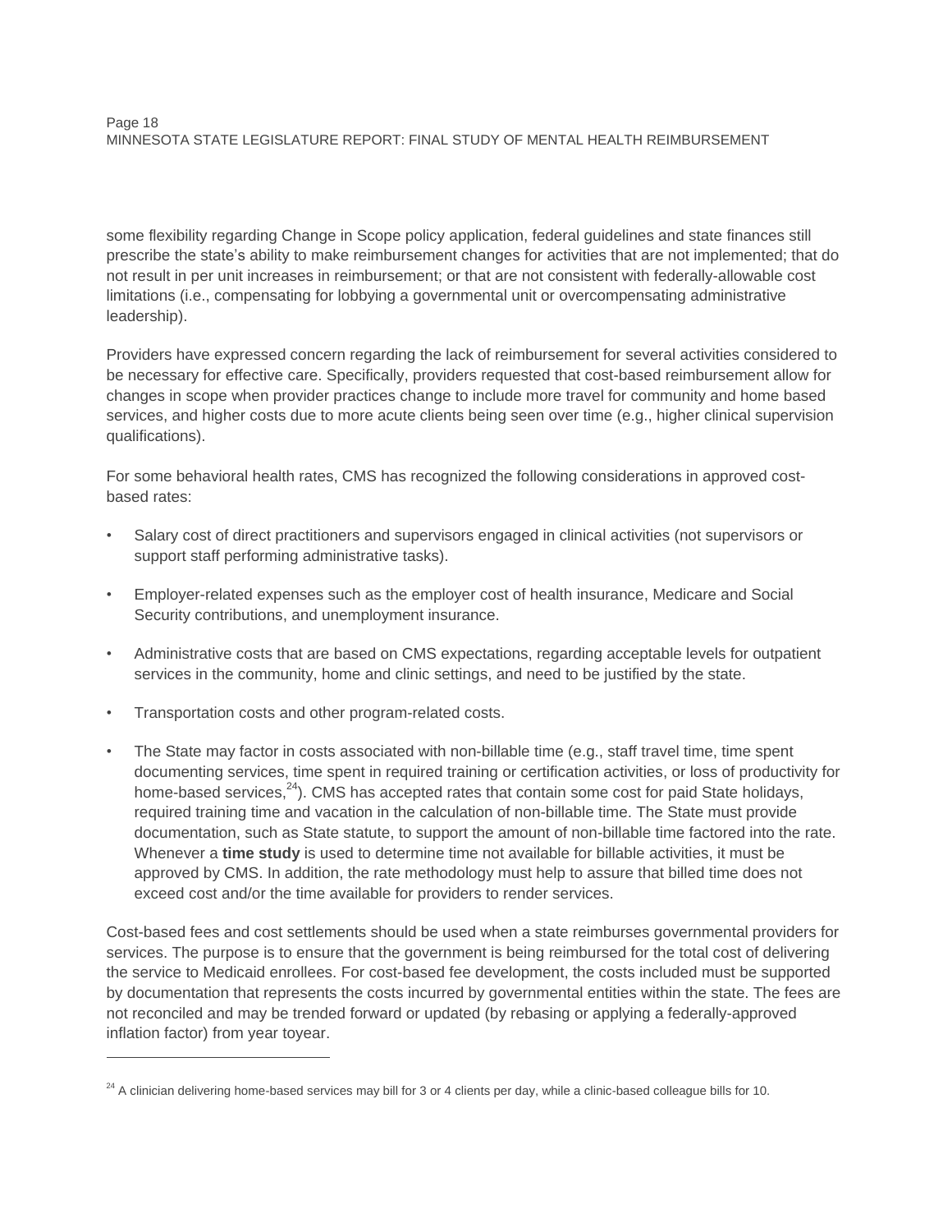some flexibility regarding Change in Scope policy application, federal guidelines and state finances still prescribe the state's ability to make reimbursement changes for activities that are not implemented; that do not result in per unit increases in reimbursement; or that are not consistent with federally-allowable cost limitations (i.e., compensating for lobbying a governmental unit or overcompensating administrative leadership).

Providers have expressed concern regarding the lack of reimbursement for several activities considered to be necessary for effective care. Specifically, providers requested that cost-based reimbursement allow for changes in scope when provider practices change to include more travel for community and home based services, and higher costs due to more acute clients being seen over time (e.g., higher clinical supervision qualifications).

For some behavioral health rates, CMS has recognized the following considerations in approved cost-based rates:

- Salary cost of direct practitioners and supervisors engaged in clinical activities (not supervisors or support staff performing administrative tasks).
- Employer-related expenses such as the employer cost of health insurance, Medicare and Social Security contributions, and unemployment insurance.
- Administrative costs that are based on CMS expectations, regarding acceptable levels for outpatient services in the community, home and clinic settings, and need to be justified by the state.
- Transportation costs and other program-related costs.
- The State may factor in costs associated with non-billable time (e.g., staff travel time, time spent documenting services, time spent in required training or certification activities, or loss of productivity for home-based services,[24]). CMS has accepted rates that contain some cost for paid State holidays, required training time and vacation in the calculation of non-billable time. The State must provide documentation, such as State statute, to support the amount of non-billable time factored into the rate. Whenever a **time study** is used to determine time not available for billable activities, it must be approved by CMS. In addition, the rate methodology must help to assure that billed time does not exceed cost and/or the time available for providers to render services.

Cost-based fees and cost settlements should be used when a state reimburses governmental providers for services. The purpose is to ensure that the government is being reimbursed for the total cost of delivering the service to Medicaid enrollees. For cost-based fee development, the costs included must be supported by documentation that represents the costs incurred by governmental entities within the state. The fees are not reconciled and may be trended forward or updated (by rebasing or applying a federally-approved inflation factor) from year toyear.

---

[24] A clinician delivering home-based services may bill for 3 or 4 clients per day, while a clinic-based colleague bills for 10.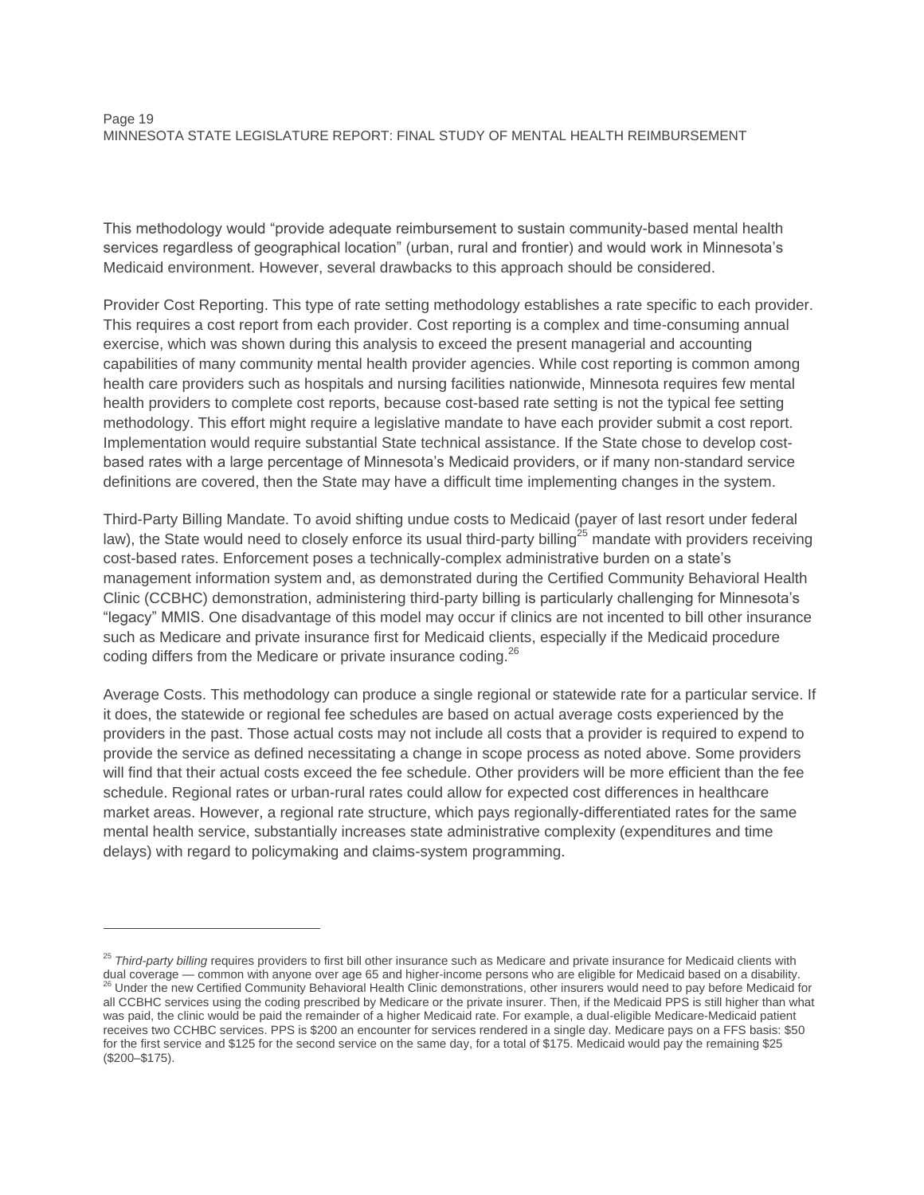This methodology would “provide adequate reimbursement to sustain community-based mental health services regardless of geographical location” (urban, rural and frontier) and would work in Minnesota’s Medicaid environment. However, several drawbacks to this approach should be considered.

Provider Cost Reporting. This type of rate setting methodology establishes a rate specific to each provider. This requires a cost report from each provider. Cost reporting is a complex and time-consuming annual exercise, which was shown during this analysis to exceed the present managerial and accounting capabilities of many community mental health provider agencies. While cost reporting is common among health care providers such as hospitals and nursing facilities nationwide, Minnesota requires few mental health providers to complete cost reports, because cost-based rate setting is not the typical fee setting methodology. This effort might require a legislative mandate to have each provider submit a cost report. Implementation would require substantial State technical assistance. If the State chose to develop cost-based rates with a large percentage of Minnesota’s Medicaid providers, or if many non-standard service definitions are covered, then the State may have a difficult time implementing changes in the system.

Third-Party Billing Mandate. To avoid shifting undue costs to Medicaid (payer of last resort under federal law), the State would need to closely enforce its usual third-party billing[25] mandate with providers receiving cost-based rates. Enforcement poses a technically-complex administrative burden on a state’s management information system and, as demonstrated during the Certified Community Behavioral Health Clinic (CCBHC) demonstration, administering third-party billing is particularly challenging for Minnesota’s “legacy” MMIS. One disadvantage of this model may occur if clinics are not incented to bill other insurance such as Medicare and private insurance first for Medicaid clients, especially if the Medicaid procedure coding differs from the Medicare or private insurance coding.[26]

Average Costs. This methodology can produce a single regional or statewide rate for a particular service. If it does, the statewide or regional fee schedules are based on actual average costs experienced by the providers in the past. Those actual costs may not include all costs that a provider is required to expend to provide the service as defined necessitating a change in scope process as noted above. Some providers will find that their actual costs exceed the fee schedule. Other providers will be more efficient than the fee schedule. Regional rates or urban-rural rates could allow for expected cost differences in healthcare market areas. However, a regional rate structure, which pays regionally-differentiated rates for the same mental health service, substantially increases state administrative complexity (expenditures and time delays) with regard to policymaking and claims-system programming.

---

[25] *Third-party billing* requires providers to first bill other insurance such as Medicare and private insurance for Medicaid clients with dual coverage — common with anyone over age 65 and higher-income persons who are eligible for Medicaid based on a disability.

[26] Under the new Certified Community Behavioral Health Clinic demonstrations, other insurers would need to pay before Medicaid for all CCBHC services using the coding prescribed by Medicare or the private insurer. Then, if the Medicaid PPS is still higher than what was paid, the clinic would be paid the remainder of a higher Medicaid rate. For example, a dual-eligible Medicare-Medicaid patient receives two CCHBC services. PPS is $200 an encounter for services rendered in a single day. Medicare pays on a FFS basis: $50 for the first service and $125 for the second service on the same day, for a total of $175. Medicaid would pay the remaining $25 ($200–$175).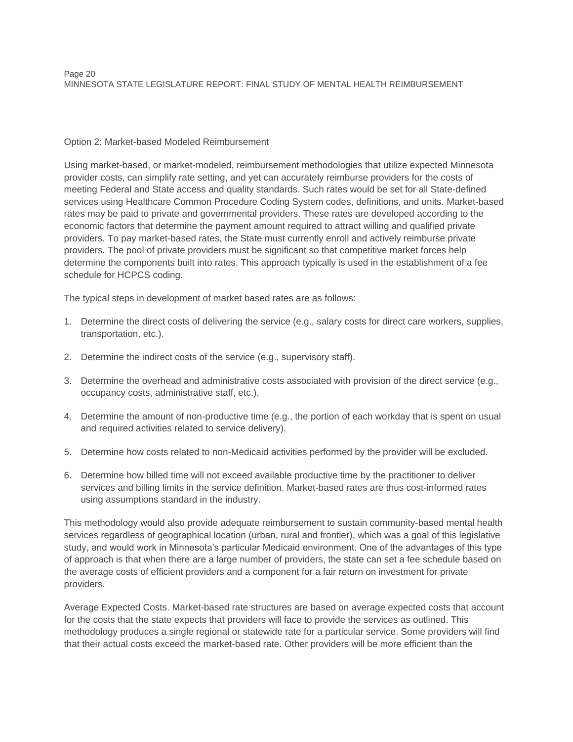Option 2: Market-based Modeled Reimbursement

Using market-based, or market-modeled, reimbursement methodologies that utilize expected Minnesota provider costs, can simplify rate setting, and yet can accurately reimburse providers for the costs of meeting Federal and State access and quality standards. Such rates would be set for all State-defined services using Healthcare Common Procedure Coding System codes, definitions, and units. Market-based rates may be paid to private and governmental providers. These rates are developed according to the economic factors that determine the payment amount required to attract willing and qualified private providers. To pay market-based rates, the State must currently enroll and actively reimburse private providers. The pool of private providers must be significant so that competitive market forces help determine the components built into rates. This approach typically is used in the establishment of a fee schedule for HCPCS coding.

The typical steps in development of market based rates are as follows:

1. Determine the direct costs of delivering the service (e.g., salary costs for direct care workers, supplies, transportation, etc.).
2. Determine the indirect costs of the service (e.g., supervisory staff).
3. Determine the overhead and administrative costs associated with provision of the direct service (e.g., occupancy costs, administrative staff, etc.).
4. Determine the amount of non-productive time (e.g., the portion of each workday that is spent on usual and required activities related to service delivery).
5. Determine how costs related to non-Medicaid activities performed by the provider will be excluded.
6. Determine how billed time will not exceed available productive time by the practitioner to deliver services and billing limits in the service definition. Market-based rates are thus cost-informed rates using assumptions standard in the industry.

This methodology would also provide adequate reimbursement to sustain community-based mental health services regardless of geographical location (urban, rural and frontier), which was a goal of this legislative study, and would work in Minnesota's particular Medicaid environment. One of the advantages of this type of approach is that when there are a large number of providers, the state can set a fee schedule based on the average costs of efficient providers and a component for a fair return on investment for private providers.

Average Expected Costs. Market-based rate structures are based on average expected costs that account for the costs that the state expects that providers will face to provide the services as outlined. This methodology produces a single regional or statewide rate for a particular service. Some providers will find that their actual costs exceed the market-based rate. Other providers will be more efficient than the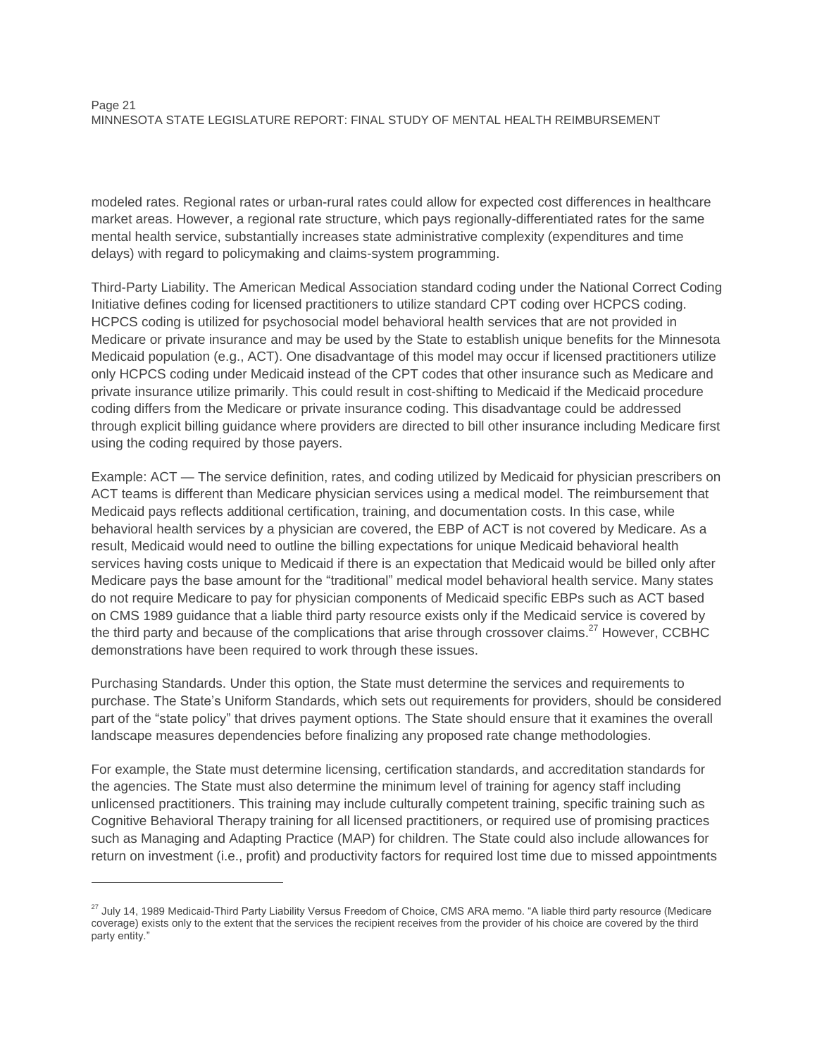modeled rates. Regional rates or urban-rural rates could allow for expected cost differences in healthcare market areas. However, a regional rate structure, which pays regionally-differentiated rates for the same mental health service, substantially increases state administrative complexity (expenditures and time delays) with regard to policymaking and claims-system programming.

Third-Party Liability. The American Medical Association standard coding under the National Correct Coding Initiative defines coding for licensed practitioners to utilize standard CPT coding over HCPCS coding. HCPCS coding is utilized for psychosocial model behavioral health services that are not provided in Medicare or private insurance and may be used by the State to establish unique benefits for the Minnesota Medicaid population (e.g., ACT). One disadvantage of this model may occur if licensed practitioners utilize only HCPCS coding under Medicaid instead of the CPT codes that other insurance such as Medicare and private insurance utilize primarily. This could result in cost-shifting to Medicaid if the Medicaid procedure coding differs from the Medicare or private insurance coding. This disadvantage could be addressed through explicit billing guidance where providers are directed to bill other insurance including Medicare first using the coding required by those payers.

Example: ACT — The service definition, rates, and coding utilized by Medicaid for physician prescribers on ACT teams is different than Medicare physician services using a medical model. The reimbursement that Medicaid pays reflects additional certification, training, and documentation costs. In this case, while behavioral health services by a physician are covered, the EBP of ACT is not covered by Medicare. As a result, Medicaid would need to outline the billing expectations for unique Medicaid behavioral health services having costs unique to Medicaid if there is an expectation that Medicaid would be billed only after Medicare pays the base amount for the "traditional" medical model behavioral health service. Many states do not require Medicare to pay for physician components of Medicaid specific EBPs such as ACT based on CMS 1989 guidance that a liable third party resource exists only if the Medicaid service is covered by the third party and because of the complications that arise through crossover claims.[27] However, CCBHC demonstrations have been required to work through these issues.

Purchasing Standards. Under this option, the State must determine the services and requirements to purchase. The State's Uniform Standards, which sets out requirements for providers, should be considered part of the "state policy" that drives payment options. The State should ensure that it examines the overall landscape measures dependencies before finalizing any proposed rate change methodologies.

For example, the State must determine licensing, certification standards, and accreditation standards for the agencies. The State must also determine the minimum level of training for agency staff including unlicensed practitioners. This training may include culturally competent training, specific training such as Cognitive Behavioral Therapy training for all licensed practitioners, or required use of promising practices such as Managing and Adapting Practice (MAP) for children. The State could also include allowances for return on investment (i.e., profit) and productivity factors for required lost time due to missed appointments

---

[27] July 14, 1989 Medicaid-Third Party Liability Versus Freedom of Choice, CMS ARA memo. "A liable third party resource (Medicare coverage) exists only to the extent that the services the recipient receives from the provider of his choice are covered by the third party entity."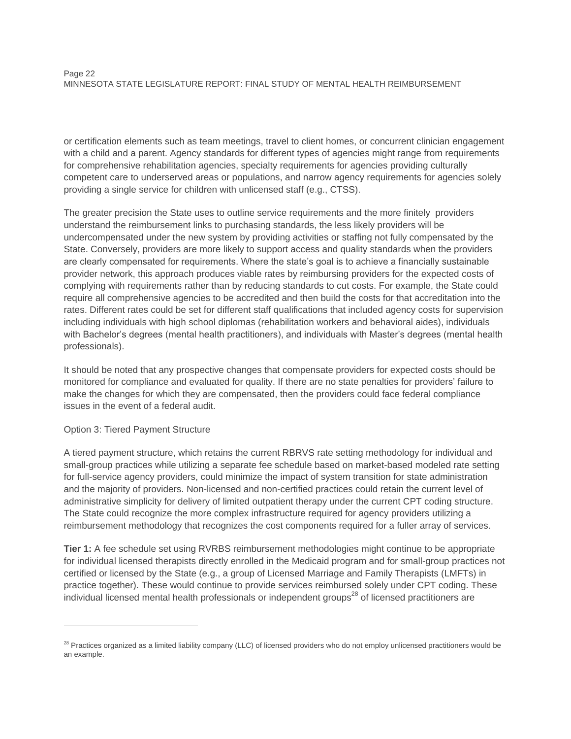or certification elements such as team meetings, travel to client homes, or concurrent clinician engagement with a child and a parent. Agency standards for different types of agencies might range from requirements for comprehensive rehabilitation agencies, specialty requirements for agencies providing culturally competent care to underserved areas or populations, and narrow agency requirements for agencies solely providing a single service for children with unlicensed staff (e.g., CTSS).

The greater precision the State uses to outline service requirements and the more finitely providers understand the reimbursement links to purchasing standards, the less likely providers will be undercompensated under the new system by providing activities or staffing not fully compensated by the State. Conversely, providers are more likely to support access and quality standards when the providers are clearly compensated for requirements. Where the state's goal is to achieve a financially sustainable provider network, this approach produces viable rates by reimbursing providers for the expected costs of complying with requirements rather than by reducing standards to cut costs. For example, the State could require all comprehensive agencies to be accredited and then build the costs for that accreditation into the rates. Different rates could be set for different staff qualifications that included agency costs for supervision including individuals with high school diplomas (rehabilitation workers and behavioral aides), individuals with Bachelor's degrees (mental health practitioners), and individuals with Master's degrees (mental health professionals).

It should be noted that any prospective changes that compensate providers for expected costs should be monitored for compliance and evaluated for quality. If there are no state penalties for providers' failure to make the changes for which they are compensated, then the providers could face federal compliance issues in the event of a federal audit.

Option 3: Tiered Payment Structure

A tiered payment structure, which retains the current RBRVS rate setting methodology for individual and small-group practices while utilizing a separate fee schedule based on market-based modeled rate setting for full-service agency providers, could minimize the impact of system transition for state administration and the majority of providers. Non-licensed and non-certified practices could retain the current level of administrative simplicity for delivery of limited outpatient therapy under the current CPT coding structure. The State could recognize the more complex infrastructure required for agency providers utilizing a reimbursement methodology that recognizes the cost components required for a fuller array of services.

**Tier 1:** A fee schedule set using RVRBS reimbursement methodologies might continue to be appropriate for individual licensed therapists directly enrolled in the Medicaid program and for small-group practices not certified or licensed by the State (e.g., a group of Licensed Marriage and Family Therapists (LMFTs) in practice together). These would continue to provide services reimbursed solely under CPT coding. These individual licensed mental health professionals or independent groups[28] of licensed practitioners are

---

[28] Practices organized as a limited liability company (LLC) of licensed providers who do not employ unlicensed practitioners would be an example.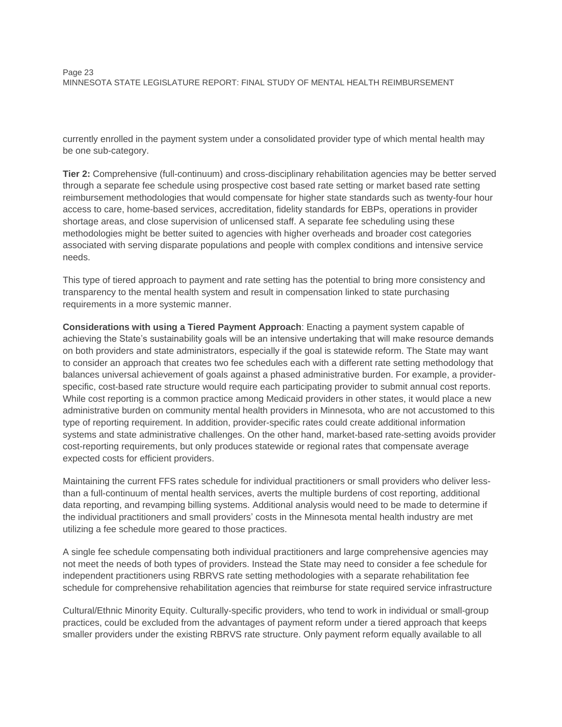currently enrolled in the payment system under a consolidated provider type of which mental health may be one sub-category.

**Tier 2:** Comprehensive (full-continuum) and cross-disciplinary rehabilitation agencies may be better served through a separate fee schedule using prospective cost based rate setting or market based rate setting reimbursement methodologies that would compensate for higher state standards such as twenty-four hour access to care, home-based services, accreditation, fidelity standards for EBPs, operations in provider shortage areas, and close supervision of unlicensed staff. A separate fee scheduling using these methodologies might be better suited to agencies with higher overheads and broader cost categories associated with serving disparate populations and people with complex conditions and intensive service needs.

This type of tiered approach to payment and rate setting has the potential to bring more consistency and transparency to the mental health system and result in compensation linked to state purchasing requirements in a more systemic manner.

**Considerations with using a Tiered Payment Approach**: Enacting a payment system capable of achieving the State's sustainability goals will be an intensive undertaking that will make resource demands on both providers and state administrators, especially if the goal is statewide reform. The State may want to consider an approach that creates two fee schedules each with a different rate setting methodology that balances universal achievement of goals against a phased administrative burden. For example, a provider-specific, cost-based rate structure would require each participating provider to submit annual cost reports. While cost reporting is a common practice among Medicaid providers in other states, it would place a new administrative burden on community mental health providers in Minnesota, who are not accustomed to this type of reporting requirement. In addition, provider-specific rates could create additional information systems and state administrative challenges. On the other hand, market-based rate-setting avoids provider cost-reporting requirements, but only produces statewide or regional rates that compensate average expected costs for efficient providers.

Maintaining the current FFS rates schedule for individual practitioners or small providers who deliver less-than a full-continuum of mental health services, averts the multiple burdens of cost reporting, additional data reporting, and revamping billing systems. Additional analysis would need to be made to determine if the individual practitioners and small providers' costs in the Minnesota mental health industry are met utilizing a fee schedule more geared to those practices.

A single fee schedule compensating both individual practitioners and large comprehensive agencies may not meet the needs of both types of providers. Instead the State may need to consider a fee schedule for independent practitioners using RBRVS rate setting methodologies with a separate rehabilitation fee schedule for comprehensive rehabilitation agencies that reimburse for state required service infrastructure

Cultural/Ethnic Minority Equity. Culturally-specific providers, who tend to work in individual or small-group practices, could be excluded from the advantages of payment reform under a tiered approach that keeps smaller providers under the existing RBRVS rate structure. Only payment reform equally available to all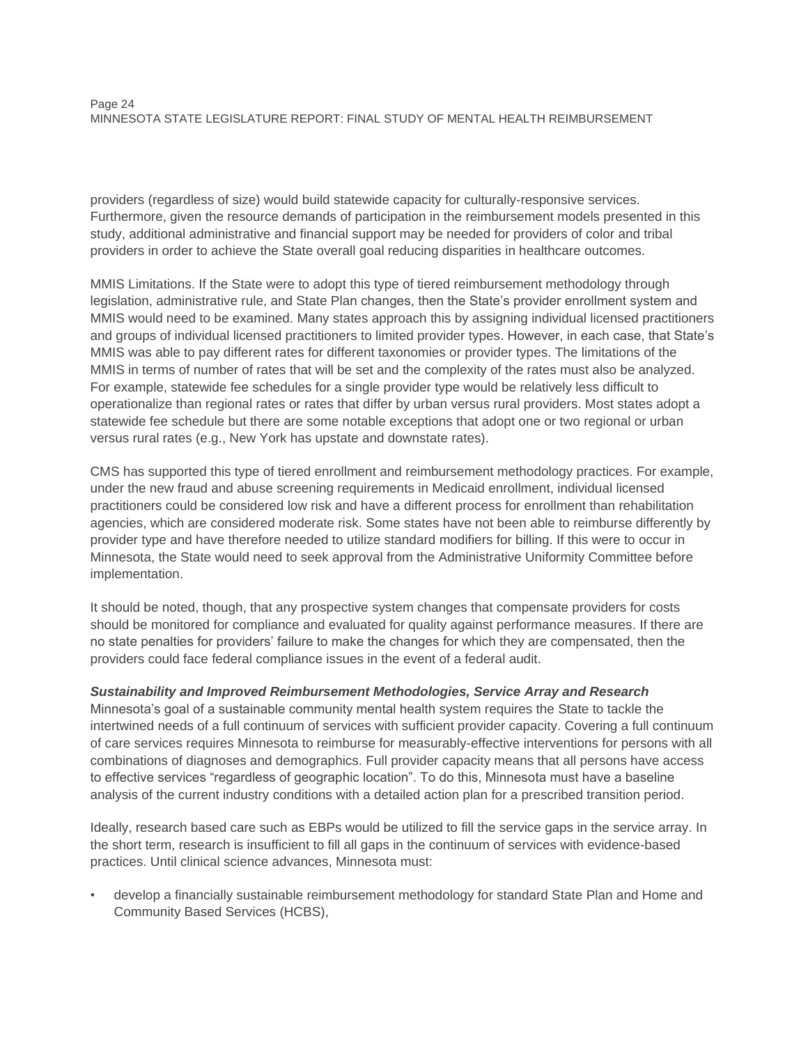providers (regardless of size) would build statewide capacity for culturally-responsive services. Furthermore, given the resource demands of participation in the reimbursement models presented in this study, additional administrative and financial support may be needed for providers of color and tribal providers in order to achieve the State overall goal reducing disparities in healthcare outcomes.

MMIS Limitations. If the State were to adopt this type of tiered reimbursement methodology through legislation, administrative rule, and State Plan changes, then the State's provider enrollment system and MMIS would need to be examined. Many states approach this by assigning individual licensed practitioners and groups of individual licensed practitioners to limited provider types. However, in each case, that State's MMIS was able to pay different rates for different taxonomies or provider types. The limitations of the MMIS in terms of number of rates that will be set and the complexity of the rates must also be analyzed. For example, statewide fee schedules for a single provider type would be relatively less difficult to operationalize than regional rates or rates that differ by urban versus rural providers. Most states adopt a statewide fee schedule but there are some notable exceptions that adopt one or two regional or urban versus rural rates (e.g., New York has upstate and downstate rates).

CMS has supported this type of tiered enrollment and reimbursement methodology practices. For example, under the new fraud and abuse screening requirements in Medicaid enrollment, individual licensed practitioners could be considered low risk and have a different process for enrollment than rehabilitation agencies, which are considered moderate risk. Some states have not been able to reimburse differently by provider type and have therefore needed to utilize standard modifiers for billing. If this were to occur in Minnesota, the State would need to seek approval from the Administrative Uniformity Committee before implementation.

It should be noted, though, that any prospective system changes that compensate providers for costs should be monitored for compliance and evaluated for quality against performance measures. If there are no state penalties for providers' failure to make the changes for which they are compensated, then the providers could face federal compliance issues in the event of a federal audit.

***Sustainability and Improved Reimbursement Methodologies, Service Array and Research***

Minnesota's goal of a sustainable community mental health system requires the State to tackle the intertwined needs of a full continuum of services with sufficient provider capacity. Covering a full continuum of care services requires Minnesota to reimburse for measurably-effective interventions for persons with all combinations of diagnoses and demographics. Full provider capacity means that all persons have access to effective services "regardless of geographic location". To do this, Minnesota must have a baseline analysis of the current industry conditions with a detailed action plan for a prescribed transition period.

Ideally, research based care such as EBPs would be utilized to fill the service gaps in the service array. In the short term, research is insufficient to fill all gaps in the continuum of services with evidence-based practices. Until clinical science advances, Minnesota must:

- develop a financially sustainable reimbursement methodology for standard State Plan and Home and Community Based Services (HCBS),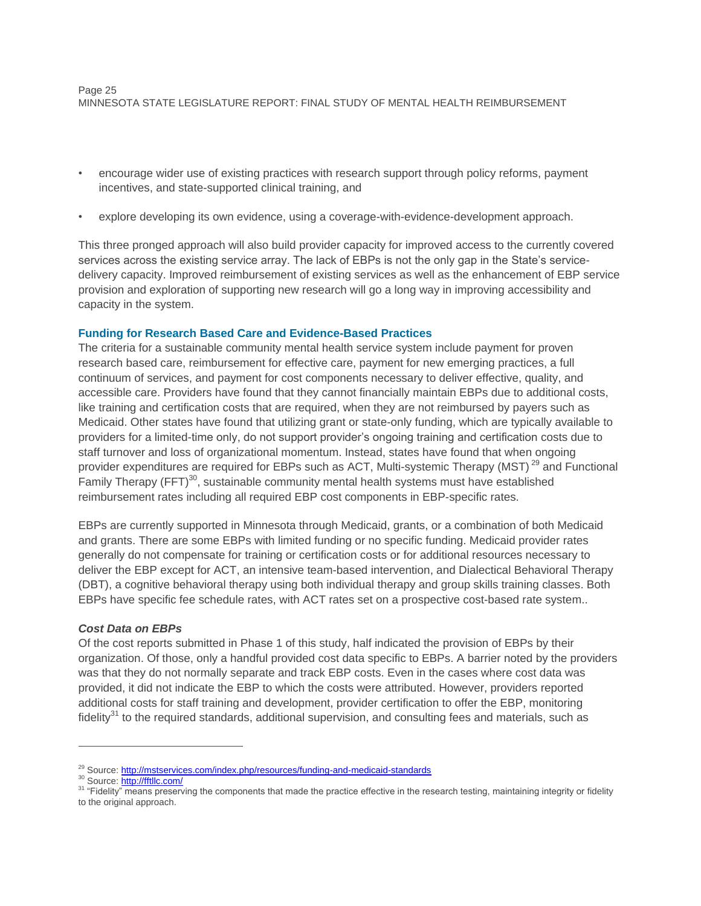- encourage wider use of existing practices with research support through policy reforms, payment incentives, and state-supported clinical training, and

- explore developing its own evidence, using a coverage-with-evidence-development approach.

This three pronged approach will also build provider capacity for improved access to the currently covered services across the existing service array. The lack of EBPs is not the only gap in the State's service-delivery capacity. Improved reimbursement of existing services as well as the enhancement of EBP service provision and exploration of supporting new research will go a long way in improving accessibility and capacity in the system.

### Funding for Research Based Care and Evidence-Based Practices

The criteria for a sustainable community mental health service system include payment for proven research based care, reimbursement for effective care, payment for new emerging practices, a full continuum of services, and payment for cost components necessary to deliver effective, quality, and accessible care. Providers have found that they cannot financially maintain EBPs due to additional costs, like training and certification costs that are required, when they are not reimbursed by payers such as Medicaid. Other states have found that utilizing grant or state-only funding, which are typically available to providers for a limited-time only, do not support provider's ongoing training and certification costs due to staff turnover and loss of organizational momentum. Instead, states have found that when ongoing provider expenditures are required for EBPs such as ACT, Multi-systemic Therapy (MST) [29] and Functional Family Therapy (FFT)[30], sustainable community mental health systems must have established reimbursement rates including all required EBP cost components in EBP-specific rates.

EBPs are currently supported in Minnesota through Medicaid, grants, or a combination of both Medicaid and grants. There are some EBPs with limited funding or no specific funding. Medicaid provider rates generally do not compensate for training or certification costs or for additional resources necessary to deliver the EBP except for ACT, an intensive team-based intervention, and Dialectical Behavioral Therapy (DBT), a cognitive behavioral therapy using both individual therapy and group skills training classes. Both EBPs have specific fee schedule rates, with ACT rates set on a prospective cost-based rate system..

#### *Cost Data on EBPs*

Of the cost reports submitted in Phase 1 of this study, half indicated the provision of EBPs by their organization. Of those, only a handful provided cost data specific to EBPs. A barrier noted by the providers was that they do not normally separate and track EBP costs. Even in the cases where cost data was provided, it did not indicate the EBP to which the costs were attributed. However, providers reported additional costs for staff training and development, provider certification to offer the EBP, monitoring fidelity[31] to the required standards, additional supervision, and consulting fees and materials, such as

---

[29] Source: http://mstservices.com/index.php/resources/funding-and-medicaid-standards

[30] Source: http://fftllc.com/

[31] "Fidelity" means preserving the components that made the practice effective in the research testing, maintaining integrity or fidelity to the original approach.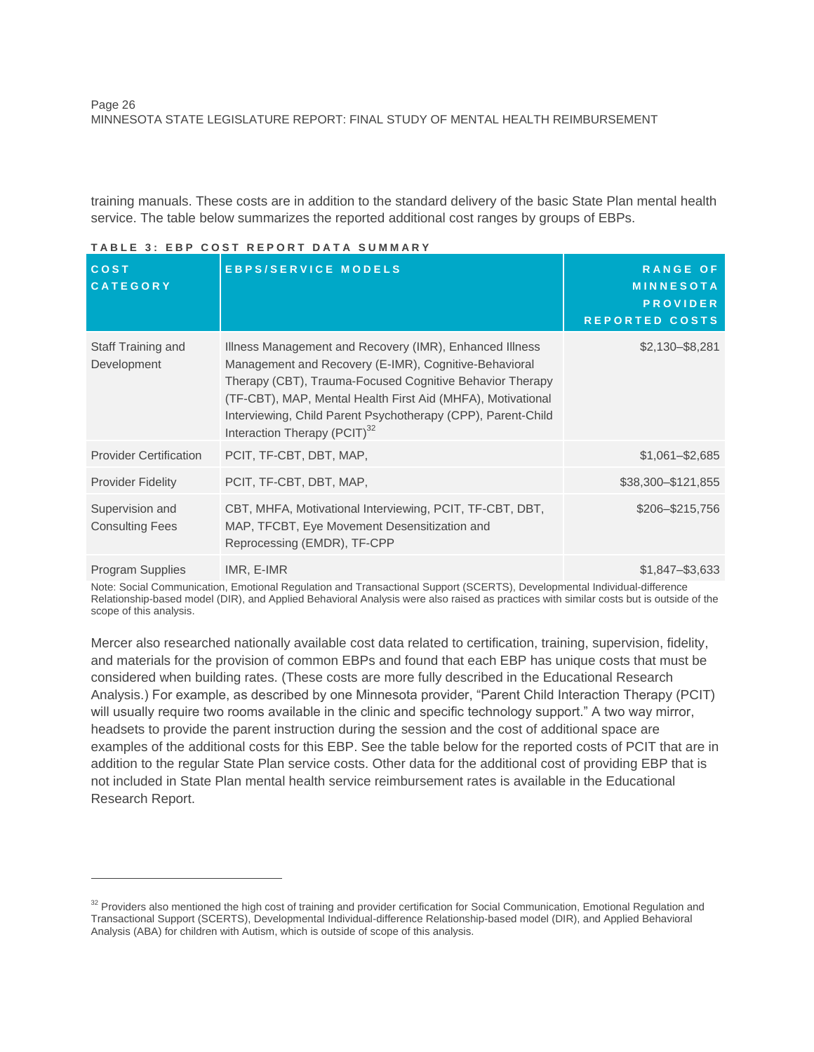training manuals. These costs are in addition to the standard delivery of the basic State Plan mental health service. The table below summarizes the reported additional cost ranges by groups of EBPs.

**TABLE 3: EBP COST REPORT DATA SUMMARY**

| COST CATEGORY | EBPS/SERVICE MODELS | RANGE OF MINNESOTA PROVIDER REPORTED COSTS |
|---|---|---|
| Staff Training and Development | Illness Management and Recovery (IMR), Enhanced Illness Management and Recovery (E-IMR), Cognitive-Behavioral Therapy (CBT), Trauma-Focused Cognitive Behavior Therapy (TF-CBT), MAP, Mental Health First Aid (MHFA), Motivational Interviewing, Child Parent Psychotherapy (CPP), Parent-Child Interaction Therapy (PCIT)[32] | $2,130–$8,281 |
| Provider Certification | PCIT, TF-CBT, DBT, MAP, | $1,061–$2,685 |
| Provider Fidelity | PCIT, TF-CBT, DBT, MAP, | $38,300–$121,855 |
| Supervision and Consulting Fees | CBT, MHFA, Motivational Interviewing, PCIT, TF-CBT, DBT, MAP, TFCBT, Eye Movement Desensitization and Reprocessing (EMDR), TF-CPP | $206–$215,756 |
| Program Supplies | IMR, E-IMR | $1,847–$3,633 |

Note: Social Communication, Emotional Regulation and Transactional Support (SCERTS), Developmental Individual-difference Relationship-based model (DIR), and Applied Behavioral Analysis were also raised as practices with similar costs but is outside of the scope of this analysis.

Mercer also researched nationally available cost data related to certification, training, supervision, fidelity, and materials for the provision of common EBPs and found that each EBP has unique costs that must be considered when building rates. (These costs are more fully described in the Educational Research Analysis.) For example, as described by one Minnesota provider, "Parent Child Interaction Therapy (PCIT) will usually require two rooms available in the clinic and specific technology support." A two way mirror, headsets to provide the parent instruction during the session and the cost of additional space are examples of the additional costs for this EBP. See the table below for the reported costs of PCIT that are in addition to the regular State Plan service costs. Other data for the additional cost of providing EBP that is not included in State Plan mental health service reimbursement rates is available in the Educational Research Report.

---

[32] Providers also mentioned the high cost of training and provider certification for Social Communication, Emotional Regulation and Transactional Support (SCERTS), Developmental Individual-difference Relationship-based model (DIR), and Applied Behavioral Analysis (ABA) for children with Autism, which is outside of scope of this analysis.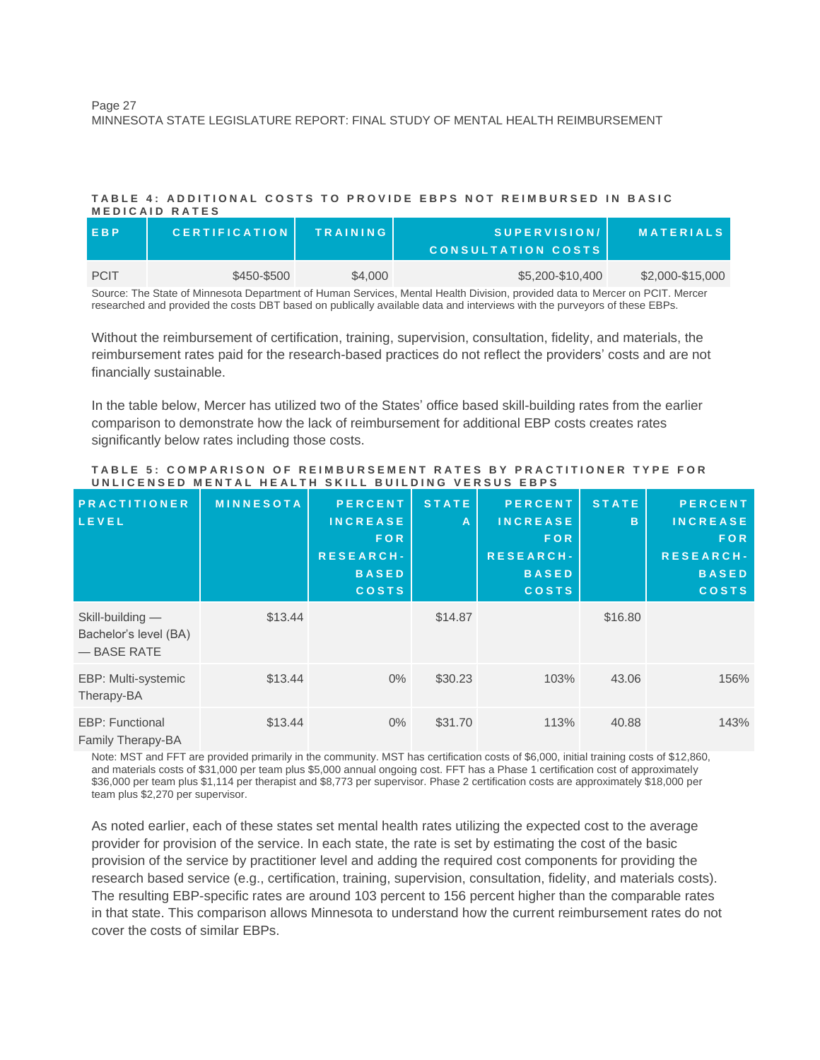**TABLE 4: ADDITIONAL COSTS TO PROVIDE EBPS NOT REIMBURSED IN BASIC MEDICAID RATES**

| EBP | CERTIFICATION | TRAINING | SUPERVISION/ CONSULTATION COSTS | MATERIALS |
|---|---|---|---|---|
| PCIT | $450-$500 | $4,000 | $5,200-$10,400 | $2,000-$15,000 |

Source: The State of Minnesota Department of Human Services, Mental Health Division, provided data to Mercer on PCIT. Mercer researched and provided the costs DBT based on publically available data and interviews with the purveyors of these EBPs.

Without the reimbursement of certification, training, supervision, consultation, fidelity, and materials, the reimbursement rates paid for the research-based practices do not reflect the providers' costs and are not financially sustainable.

In the table below, Mercer has utilized two of the States' office based skill-building rates from the earlier comparison to demonstrate how the lack of reimbursement for additional EBP costs creates rates significantly below rates including those costs.

**TABLE 5: COMPARISON OF REIMBURSEMENT RATES BY PRACTITIONER TYPE FOR UNLICENSED MENTAL HEALTH SKILL BUILDING VERSUS EBPS**

| PRACTITIONER LEVEL | MINNESOTA | PERCENT INCREASE FOR RESEARCH-BASED COSTS | STATE A | PERCENT INCREASE FOR RESEARCH-BASED COSTS | STATE B | PERCENT INCREASE FOR RESEARCH-BASED COSTS |
|---|---|---|---|---|---|---|
| Skill-building — Bachelor's level (BA) — BASE RATE | $13.44 | | $14.87 | | $16.80 | |
| EBP: Multi-systemic Therapy-BA | $13.44 | 0% | $30.23 | 103% | 43.06 | 156% |
| EBP: Functional Family Therapy-BA | $13.44 | 0% | $31.70 | 113% | 40.88 | 143% |

Note: MST and FFT are provided primarily in the community. MST has certification costs of $6,000, initial training costs of $12,860, and materials costs of $31,000 per team plus $5,000 annual ongoing cost. FFT has a Phase 1 certification cost of approximately $36,000 per team plus $1,114 per therapist and $8,773 per supervisor. Phase 2 certification costs are approximately $18,000 per team plus $2,270 per supervisor.

As noted earlier, each of these states set mental health rates utilizing the expected cost to the average provider for provision of the service. In each state, the rate is set by estimating the cost of the basic provision of the service by practitioner level and adding the required cost components for providing the research based service (e.g., certification, training, supervision, consultation, fidelity, and materials costs). The resulting EBP-specific rates are around 103 percent to 156 percent higher than the comparable rates in that state. This comparison allows Minnesota to understand how the current reimbursement rates do not cover the costs of similar EBPs.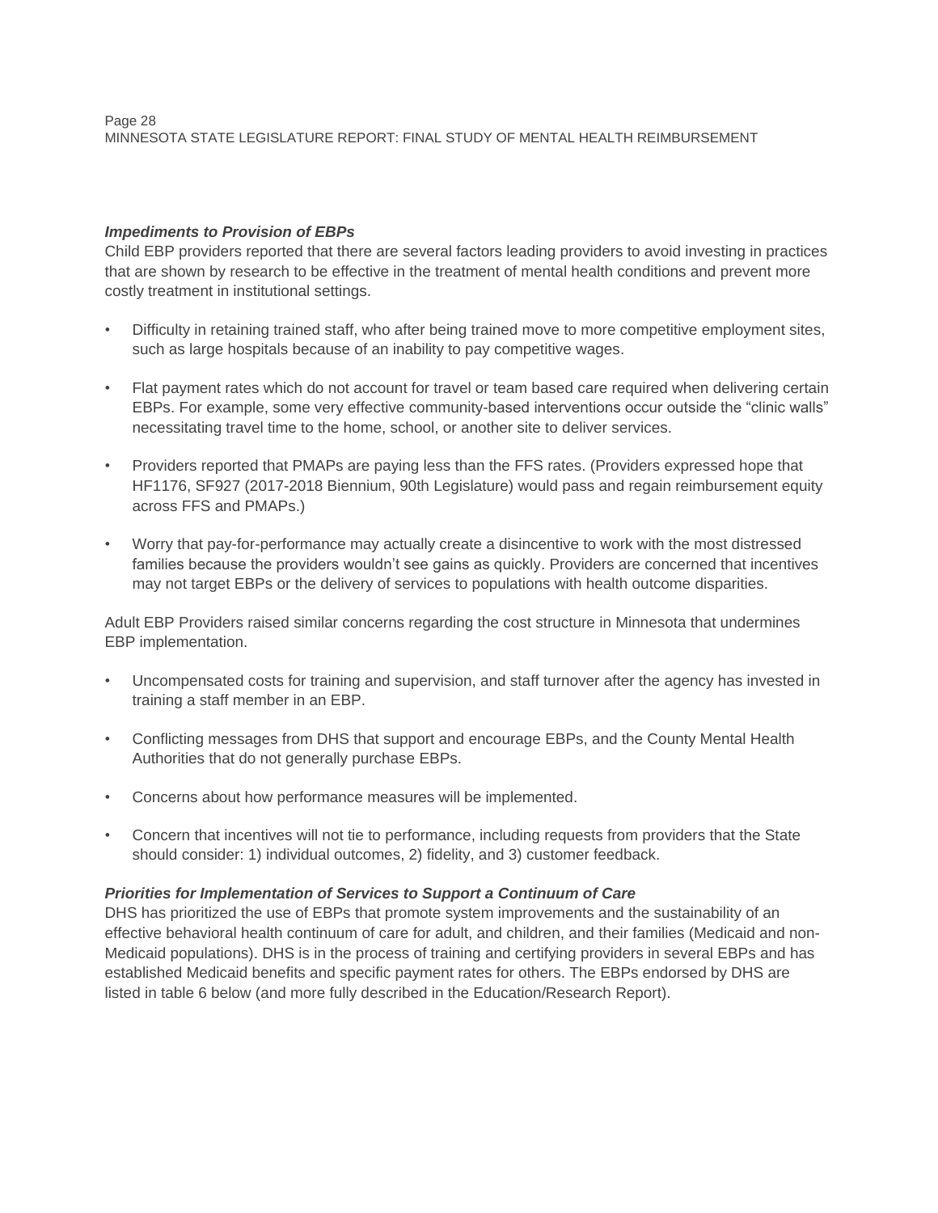***Impediments to Provision of EBPs***

Child EBP providers reported that there are several factors leading providers to avoid investing in practices that are shown by research to be effective in the treatment of mental health conditions and prevent more costly treatment in institutional settings.

- Difficulty in retaining trained staff, who after being trained move to more competitive employment sites, such as large hospitals because of an inability to pay competitive wages.
- Flat payment rates which do not account for travel or team based care required when delivering certain EBPs. For example, some very effective community-based interventions occur outside the "clinic walls" necessitating travel time to the home, school, or another site to deliver services.
- Providers reported that PMAPs are paying less than the FFS rates. (Providers expressed hope that HF1176, SF927 (2017-2018 Biennium, 90th Legislature) would pass and regain reimbursement equity across FFS and PMAPs.)
- Worry that pay-for-performance may actually create a disincentive to work with the most distressed families because the providers wouldn't see gains as quickly. Providers are concerned that incentives may not target EBPs or the delivery of services to populations with health outcome disparities.

Adult EBP Providers raised similar concerns regarding the cost structure in Minnesota that undermines EBP implementation.

- Uncompensated costs for training and supervision, and staff turnover after the agency has invested in training a staff member in an EBP.
- Conflicting messages from DHS that support and encourage EBPs, and the County Mental Health Authorities that do not generally purchase EBPs.
- Concerns about how performance measures will be implemented.
- Concern that incentives will not tie to performance, including requests from providers that the State should consider: 1) individual outcomes, 2) fidelity, and 3) customer feedback.

***Priorities for Implementation of Services to Support a Continuum of Care***

DHS has prioritized the use of EBPs that promote system improvements and the sustainability of an effective behavioral health continuum of care for adult, and children, and their families (Medicaid and non-Medicaid populations). DHS is in the process of training and certifying providers in several EBPs and has established Medicaid benefits and specific payment rates for others. The EBPs endorsed by DHS are listed in table 6 below (and more fully described in the Education/Research Report).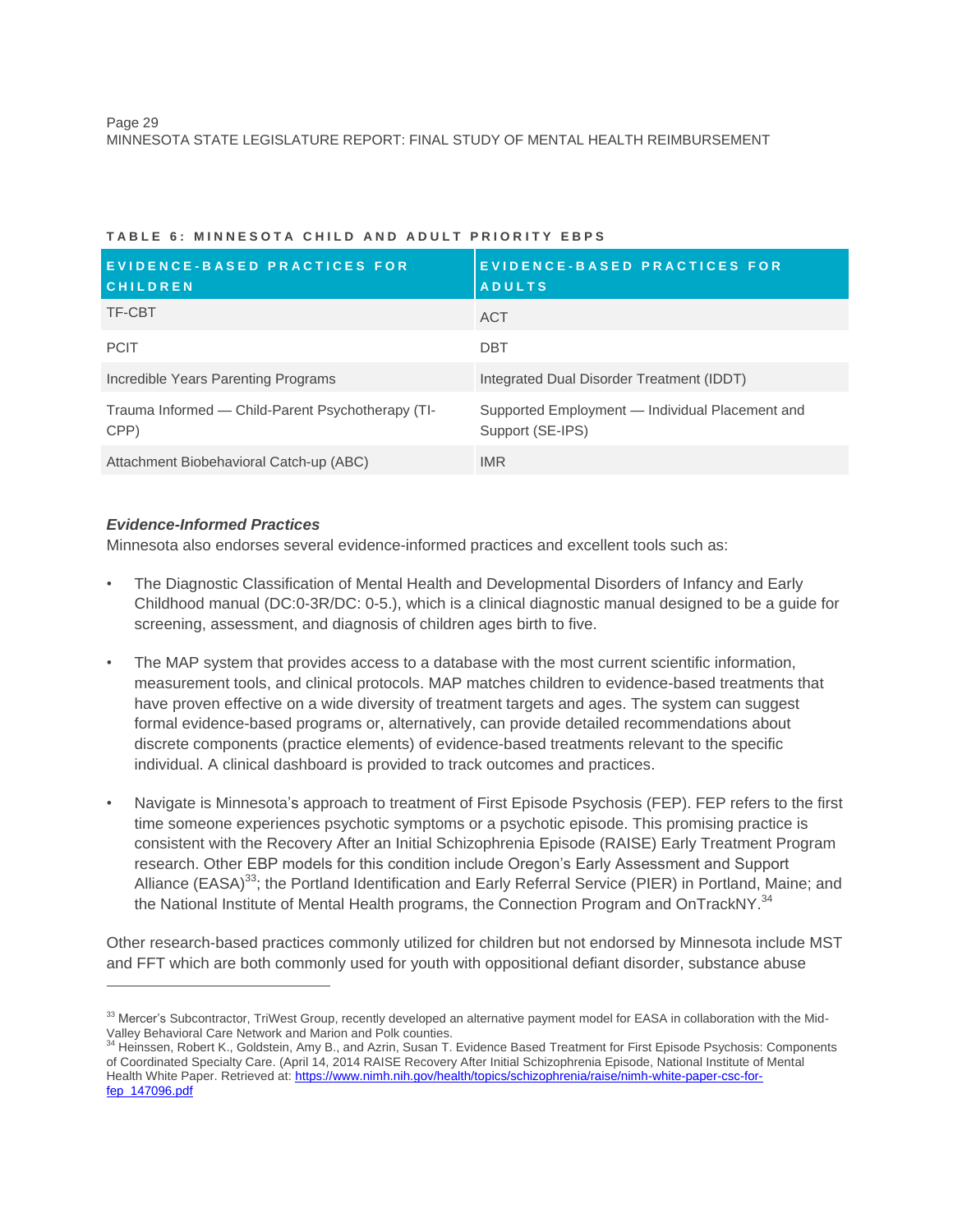**TABLE 6: MINNESOTA CHILD AND ADULT PRIORITY EBPS**

| EVIDENCE-BASED PRACTICES FOR CHILDREN | EVIDENCE-BASED PRACTICES FOR ADULTS |
|---|---|
| TF-CBT | ACT |
| PCIT | DBT |
| Incredible Years Parenting Programs | Integrated Dual Disorder Treatment (IDDT) |
| Trauma Informed — Child-Parent Psychotherapy (TI-CPP) | Supported Employment — Individual Placement and Support (SE-IPS) |
| Attachment Biobehavioral Catch-up (ABC) | IMR |

### *Evidence-Informed Practices*

Minnesota also endorses several evidence-informed practices and excellent tools such as:

- The Diagnostic Classification of Mental Health and Developmental Disorders of Infancy and Early Childhood manual (DC:0-3R/DC: 0-5.), which is a clinical diagnostic manual designed to be a guide for screening, assessment, and diagnosis of children ages birth to five.
- The MAP system that provides access to a database with the most current scientific information, measurement tools, and clinical protocols. MAP matches children to evidence-based treatments that have proven effective on a wide diversity of treatment targets and ages. The system can suggest formal evidence-based programs or, alternatively, can provide detailed recommendations about discrete components (practice elements) of evidence-based treatments relevant to the specific individual. A clinical dashboard is provided to track outcomes and practices.
- Navigate is Minnesota's approach to treatment of First Episode Psychosis (FEP). FEP refers to the first time someone experiences psychotic symptoms or a psychotic episode. This promising practice is consistent with the Recovery After an Initial Schizophrenia Episode (RAISE) Early Treatment Program research. Other EBP models for this condition include Oregon's Early Assessment and Support Alliance (EASA)[33]; the Portland Identification and Early Referral Service (PIER) in Portland, Maine; and the National Institute of Mental Health programs, the Connection Program and OnTrackNY.[34]

Other research-based practices commonly utilized for children but not endorsed by Minnesota include MST and FFT which are both commonly used for youth with oppositional defiant disorder, substance abuse

---

[33] Mercer's Subcontractor, TriWest Group, recently developed an alternative payment model for EASA in collaboration with the Mid-Valley Behavioral Care Network and Marion and Polk counties.

[34] Heinssen, Robert K., Goldstein, Amy B., and Azrin, Susan T. Evidence Based Treatment for First Episode Psychosis: Components of Coordinated Specialty Care. (April 14, 2014 RAISE Recovery After Initial Schizophrenia Episode, National Institute of Mental Health White Paper. Retrieved at: https://www.nimh.nih.gov/health/topics/schizophrenia/raise/nimh-white-paper-csc-for-fep_147096.pdf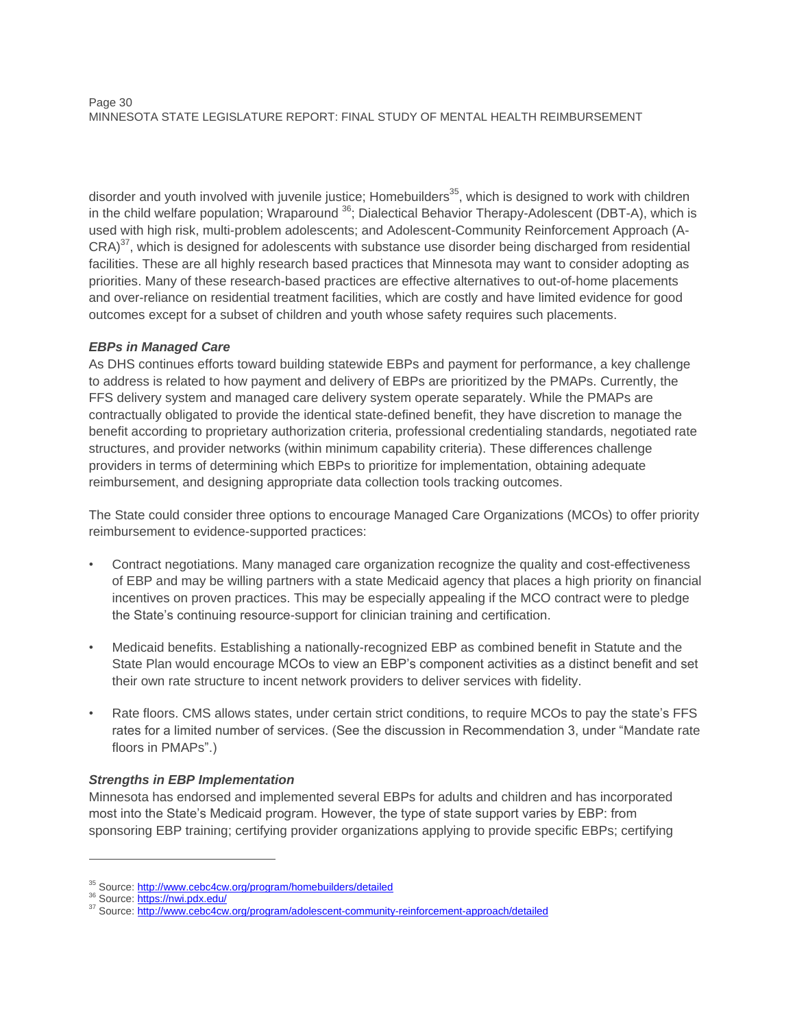disorder and youth involved with juvenile justice; Homebuilders[35], which is designed to work with children in the child welfare population; Wraparound [36]; Dialectical Behavior Therapy-Adolescent (DBT-A), which is used with high risk, multi-problem adolescents; and Adolescent-Community Reinforcement Approach (A-CRA)[37], which is designed for adolescents with substance use disorder being discharged from residential facilities. These are all highly research based practices that Minnesota may want to consider adopting as priorities. Many of these research-based practices are effective alternatives to out-of-home placements and over-reliance on residential treatment facilities, which are costly and have limited evidence for good outcomes except for a subset of children and youth whose safety requires such placements.

***EBPs in Managed Care***

As DHS continues efforts toward building statewide EBPs and payment for performance, a key challenge to address is related to how payment and delivery of EBPs are prioritized by the PMAPs. Currently, the FFS delivery system and managed care delivery system operate separately. While the PMAPs are contractually obligated to provide the identical state-defined benefit, they have discretion to manage the benefit according to proprietary authorization criteria, professional credentialing standards, negotiated rate structures, and provider networks (within minimum capability criteria). These differences challenge providers in terms of determining which EBPs to prioritize for implementation, obtaining adequate reimbursement, and designing appropriate data collection tools tracking outcomes.

The State could consider three options to encourage Managed Care Organizations (MCOs) to offer priority reimbursement to evidence-supported practices:

- Contract negotiations. Many managed care organization recognize the quality and cost-effectiveness of EBP and may be willing partners with a state Medicaid agency that places a high priority on financial incentives on proven practices. This may be especially appealing if the MCO contract were to pledge the State's continuing resource-support for clinician training and certification.

- Medicaid benefits. Establishing a nationally-recognized EBP as combined benefit in Statute and the State Plan would encourage MCOs to view an EBP's component activities as a distinct benefit and set their own rate structure to incent network providers to deliver services with fidelity.

- Rate floors. CMS allows states, under certain strict conditions, to require MCOs to pay the state's FFS rates for a limited number of services. (See the discussion in Recommendation 3, under "Mandate rate floors in PMAPs".)

***Strengths in EBP Implementation***

Minnesota has endorsed and implemented several EBPs for adults and children and has incorporated most into the State's Medicaid program. However, the type of state support varies by EBP: from sponsoring EBP training; certifying provider organizations applying to provide specific EBPs; certifying

---

[35] Source: http://www.cebc4cw.org/program/homebuilders/detailed

[36] Source: https://nwi.pdx.edu/

[37] Source: http://www.cebc4cw.org/program/adolescent-community-reinforcement-approach/detailed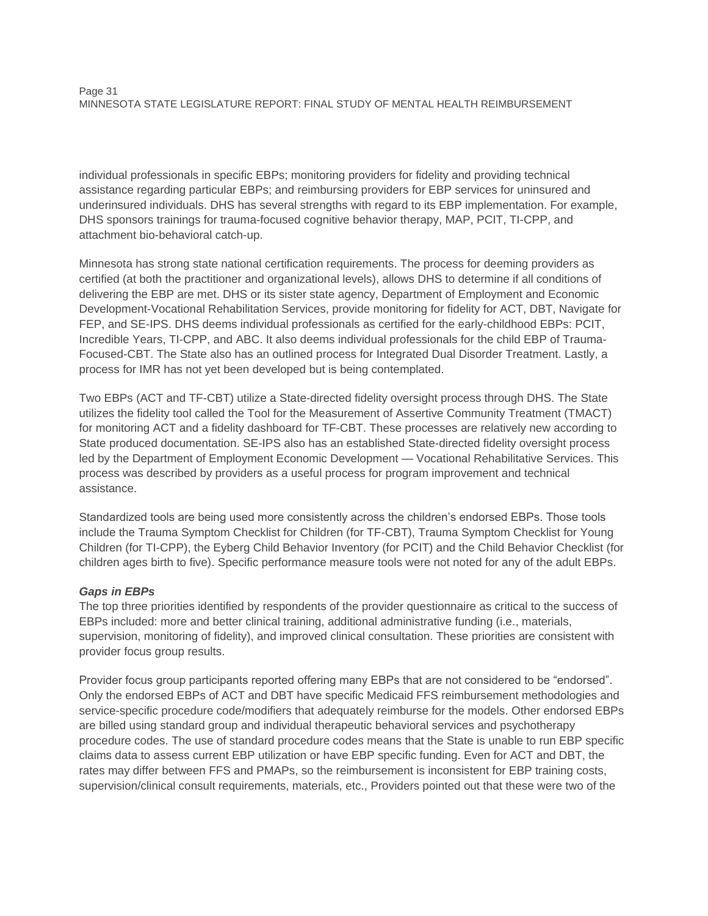individual professionals in specific EBPs; monitoring providers for fidelity and providing technical assistance regarding particular EBPs; and reimbursing providers for EBP services for uninsured and underinsured individuals. DHS has several strengths with regard to its EBP implementation. For example, DHS sponsors trainings for trauma-focused cognitive behavior therapy, MAP, PCIT, TI-CPP, and attachment bio-behavioral catch-up.

Minnesota has strong state national certification requirements. The process for deeming providers as certified (at both the practitioner and organizational levels), allows DHS to determine if all conditions of delivering the EBP are met. DHS or its sister state agency, Department of Employment and Economic Development-Vocational Rehabilitation Services, provide monitoring for fidelity for ACT, DBT, Navigate for FEP, and SE-IPS. DHS deems individual professionals as certified for the early-childhood EBPs: PCIT, Incredible Years, TI-CPP, and ABC. It also deems individual professionals for the child EBP of Trauma-Focused-CBT. The State also has an outlined process for Integrated Dual Disorder Treatment. Lastly, a process for IMR has not yet been developed but is being contemplated.

Two EBPs (ACT and TF-CBT) utilize a State-directed fidelity oversight process through DHS. The State utilizes the fidelity tool called the Tool for the Measurement of Assertive Community Treatment (TMACT) for monitoring ACT and a fidelity dashboard for TF-CBT. These processes are relatively new according to State produced documentation. SE-IPS also has an established State-directed fidelity oversight process led by the Department of Employment Economic Development — Vocational Rehabilitative Services. This process was described by providers as a useful process for program improvement and technical assistance.

Standardized tools are being used more consistently across the children's endorsed EBPs. Those tools include the Trauma Symptom Checklist for Children (for TF-CBT), Trauma Symptom Checklist for Young Children (for TI-CPP), the Eyberg Child Behavior Inventory (for PCIT) and the Child Behavior Checklist (for children ages birth to five). Specific performance measure tools were not noted for any of the adult EBPs.

***Gaps in EBPs***

The top three priorities identified by respondents of the provider questionnaire as critical to the success of EBPs included: more and better clinical training, additional administrative funding (i.e., materials, supervision, monitoring of fidelity), and improved clinical consultation. These priorities are consistent with provider focus group results.

Provider focus group participants reported offering many EBPs that are not considered to be "endorsed". Only the endorsed EBPs of ACT and DBT have specific Medicaid FFS reimbursement methodologies and service-specific procedure code/modifiers that adequately reimburse for the models. Other endorsed EBPs are billed using standard group and individual therapeutic behavioral services and psychotherapy procedure codes. The use of standard procedure codes means that the State is unable to run EBP specific claims data to assess current EBP utilization or have EBP specific funding. Even for ACT and DBT, the rates may differ between FFS and PMAPs, so the reimbursement is inconsistent for EBP training costs, supervision/clinical consult requirements, materials, etc., Providers pointed out that these were two of the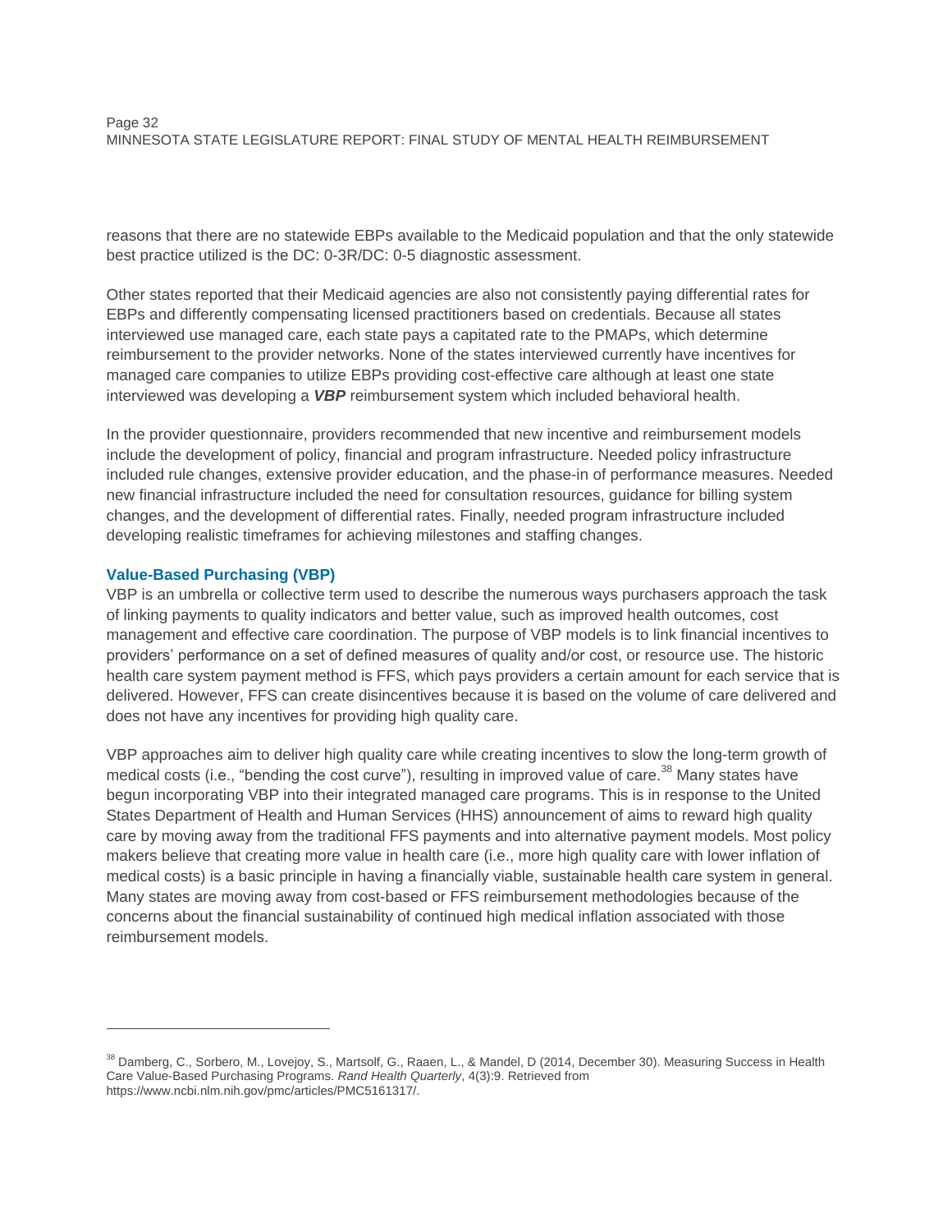reasons that there are no statewide EBPs available to the Medicaid population and that the only statewide best practice utilized is the DC: 0-3R/DC: 0-5 diagnostic assessment.

Other states reported that their Medicaid agencies are also not consistently paying differential rates for EBPs and differently compensating licensed practitioners based on credentials. Because all states interviewed use managed care, each state pays a capitated rate to the PMAPs, which determine reimbursement to the provider networks. None of the states interviewed currently have incentives for managed care companies to utilize EBPs providing cost-effective care although at least one state interviewed was developing a ***VBP*** reimbursement system which included behavioral health.

In the provider questionnaire, providers recommended that new incentive and reimbursement models include the development of policy, financial and program infrastructure. Needed policy infrastructure included rule changes, extensive provider education, and the phase-in of performance measures. Needed new financial infrastructure included the need for consultation resources, guidance for billing system changes, and the development of differential rates. Finally, needed program infrastructure included developing realistic timeframes for achieving milestones and staffing changes.

### Value-Based Purchasing (VBP)

VBP is an umbrella or collective term used to describe the numerous ways purchasers approach the task of linking payments to quality indicators and better value, such as improved health outcomes, cost management and effective care coordination. The purpose of VBP models is to link financial incentives to providers' performance on a set of defined measures of quality and/or cost, or resource use. The historic health care system payment method is FFS, which pays providers a certain amount for each service that is delivered. However, FFS can create disincentives because it is based on the volume of care delivered and does not have any incentives for providing high quality care.

VBP approaches aim to deliver high quality care while creating incentives to slow the long-term growth of medical costs (i.e., "bending the cost curve"), resulting in improved value of care.[38] Many states have begun incorporating VBP into their integrated managed care programs. This is in response to the United States Department of Health and Human Services (HHS) announcement of aims to reward high quality care by moving away from the traditional FFS payments and into alternative payment models. Most policy makers believe that creating more value in health care (i.e., more high quality care with lower inflation of medical costs) is a basic principle in having a financially viable, sustainable health care system in general. Many states are moving away from cost-based or FFS reimbursement methodologies because of the concerns about the financial sustainability of continued high medical inflation associated with those reimbursement models.

---

[38] Damberg, C., Sorbero, M., Lovejoy, S., Martsolf, G., Raaen, L., & Mandel, D (2014, December 30). Measuring Success in Health Care Value-Based Purchasing Programs. *Rand Health Quarterly*, 4(3):9. Retrieved from https://www.ncbi.nlm.nih.gov/pmc/articles/PMC5161317/.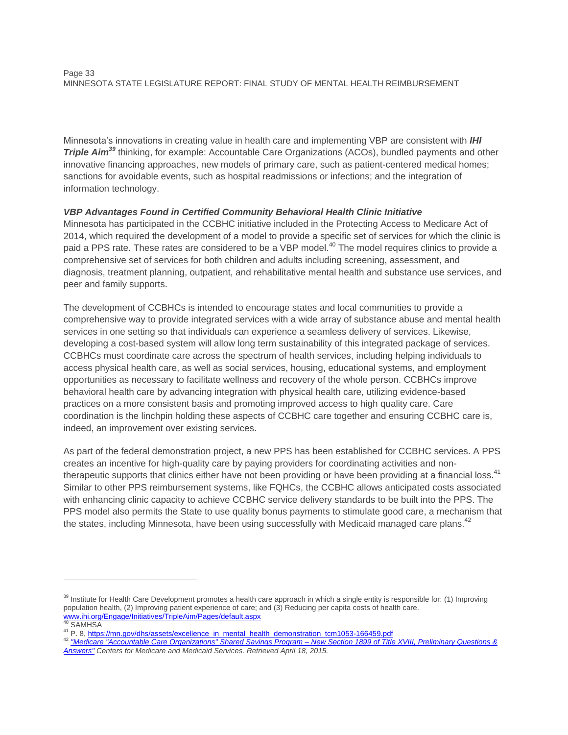Minnesota's innovations in creating value in health care and implementing VBP are consistent with ***IHI Triple Aim***[39] thinking, for example: Accountable Care Organizations (ACOs), bundled payments and other innovative financing approaches, new models of primary care, such as patient-centered medical homes; sanctions for avoidable events, such as hospital readmissions or infections; and the integration of information technology.

***VBP Advantages Found in Certified Community Behavioral Health Clinic Initiative***

Minnesota has participated in the CCBHC initiative included in the Protecting Access to Medicare Act of 2014, which required the development of a model to provide a specific set of services for which the clinic is paid a PPS rate. These rates are considered to be a VBP model.[40] The model requires clinics to provide a comprehensive set of services for both children and adults including screening, assessment, and diagnosis, treatment planning, outpatient, and rehabilitative mental health and substance use services, and peer and family supports.

The development of CCBHCs is intended to encourage states and local communities to provide a comprehensive way to provide integrated services with a wide array of substance abuse and mental health services in one setting so that individuals can experience a seamless delivery of services. Likewise, developing a cost-based system will allow long term sustainability of this integrated package of services. CCBHCs must coordinate care across the spectrum of health services, including helping individuals to access physical health care, as well as social services, housing, educational systems, and employment opportunities as necessary to facilitate wellness and recovery of the whole person. CCBHCs improve behavioral health care by advancing integration with physical health care, utilizing evidence-based practices on a more consistent basis and promoting improved access to high quality care. Care coordination is the linchpin holding these aspects of CCBHC care together and ensuring CCBHC care is, indeed, an improvement over existing services.

As part of the federal demonstration project, a new PPS has been established for CCBHC services. A PPS creates an incentive for high-quality care by paying providers for coordinating activities and non-therapeutic supports that clinics either have not been providing or have been providing at a financial loss.[41] Similar to other PPS reimbursement systems, like FQHCs, the CCBHC allows anticipated costs associated with enhancing clinic capacity to achieve CCBHC service delivery standards to be built into the PPS. The PPS model also permits the State to use quality bonus payments to stimulate good care, a mechanism that the states, including Minnesota, have been using successfully with Medicaid managed care plans.[42]

---

[39] Institute for Health Care Development promotes a health care approach in which a single entity is responsible for: (1) Improving population health, (2) Improving patient experience of care; and (3) Reducing per capita costs of health care. www.ihi.org/Engage/Initiatives/TripleAim/Pages/default.aspx

[40] SAMHSA

[41] P. 8, https://mn.gov/dhs/assets/excellence_in_mental_health_demonstration_tcm1053-166459.pdf

[42] *"Medicare "Accountable Care Organizations" Shared Savings Program – New Section 1899 of Title XVIII, Preliminary Questions & Answers" Centers for Medicare and Medicaid Services. Retrieved April 18, 2015.*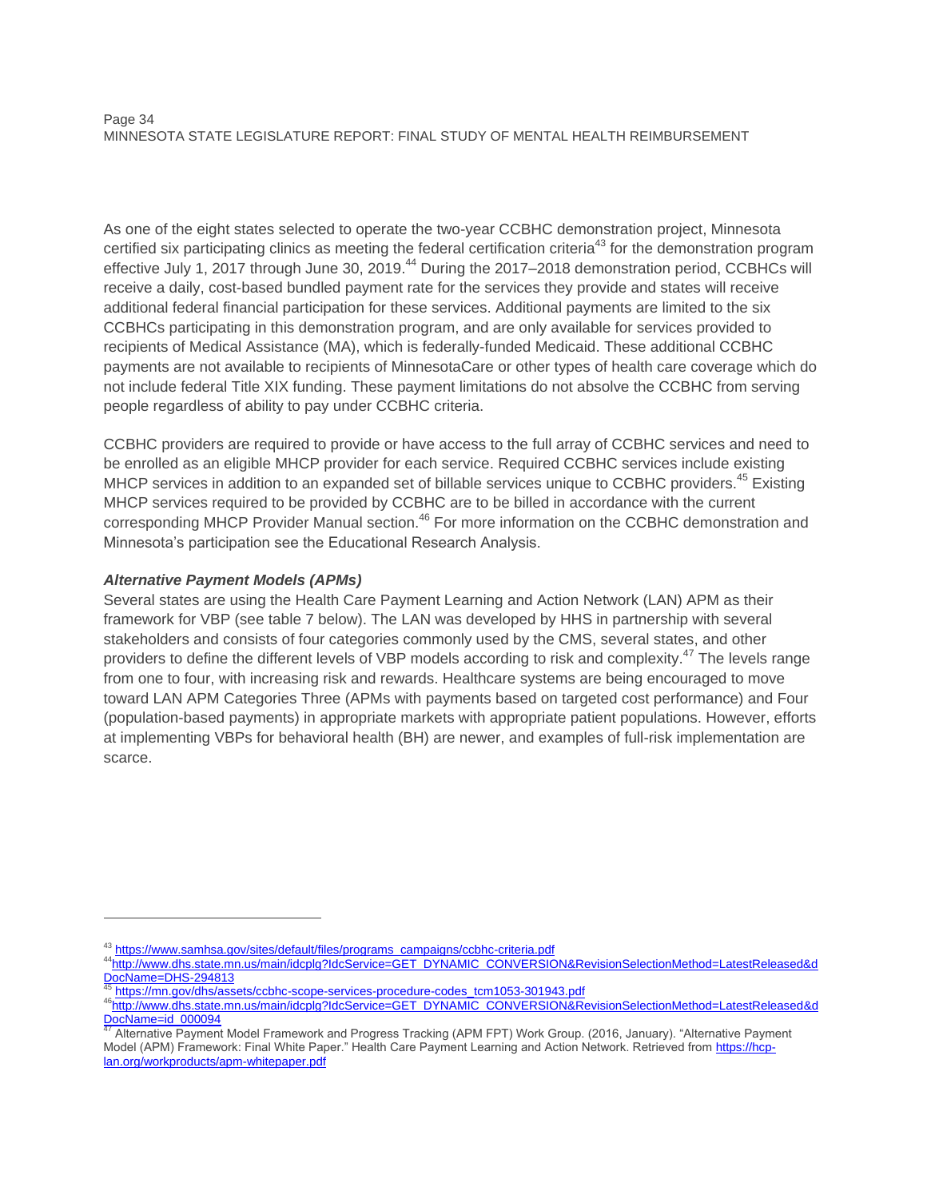As one of the eight states selected to operate the two-year CCBHC demonstration project, Minnesota certified six participating clinics as meeting the federal certification criteria[43] for the demonstration program effective July 1, 2017 through June 30, 2019.[44] During the 2017–2018 demonstration period, CCBHCs will receive a daily, cost-based bundled payment rate for the services they provide and states will receive additional federal financial participation for these services. Additional payments are limited to the six CCBHCs participating in this demonstration program, and are only available for services provided to recipients of Medical Assistance (MA), which is federally-funded Medicaid. These additional CCBHC payments are not available to recipients of MinnesotaCare or other types of health care coverage which do not include federal Title XIX funding. These payment limitations do not absolve the CCBHC from serving people regardless of ability to pay under CCBHC criteria.

CCBHC providers are required to provide or have access to the full array of CCBHC services and need to be enrolled as an eligible MHCP provider for each service. Required CCBHC services include existing MHCP services in addition to an expanded set of billable services unique to CCBHC providers.[45] Existing MHCP services required to be provided by CCBHC are to be billed in accordance with the current corresponding MHCP Provider Manual section.[46] For more information on the CCBHC demonstration and Minnesota's participation see the Educational Research Analysis.

### *Alternative Payment Models (APMs)*

Several states are using the Health Care Payment Learning and Action Network (LAN) APM as their framework for VBP (see table 7 below). The LAN was developed by HHS in partnership with several stakeholders and consists of four categories commonly used by the CMS, several states, and other providers to define the different levels of VBP models according to risk and complexity.[47] The levels range from one to four, with increasing risk and rewards. Healthcare systems are being encouraged to move toward LAN APM Categories Three (APMs with payments based on targeted cost performance) and Four (population-based payments) in appropriate markets with appropriate patient populations. However, efforts at implementing VBPs for behavioral health (BH) are newer, and examples of full-risk implementation are scarce.

---

[43] https://www.samhsa.gov/sites/default/files/programs_campaigns/ccbhc-criteria.pdf

[44] http://www.dhs.state.mn.us/main/idcplg?IdcService=GET_DYNAMIC_CONVERSION&RevisionSelectionMethod=LatestReleased&dDocName=DHS-294813

[45] https://mn.gov/dhs/assets/ccbhc-scope-services-procedure-codes_tcm1053-301943.pdf

[46] http://www.dhs.state.mn.us/main/idcplg?IdcService=GET_DYNAMIC_CONVERSION&RevisionSelectionMethod=LatestReleased&dDocName=id_000094

[47] Alternative Payment Model Framework and Progress Tracking (APM FPT) Work Group. (2016, January). "Alternative Payment Model (APM) Framework: Final White Paper." Health Care Payment Learning and Action Network. Retrieved from https://hcp-lan.org/workproducts/apm-whitepaper.pdf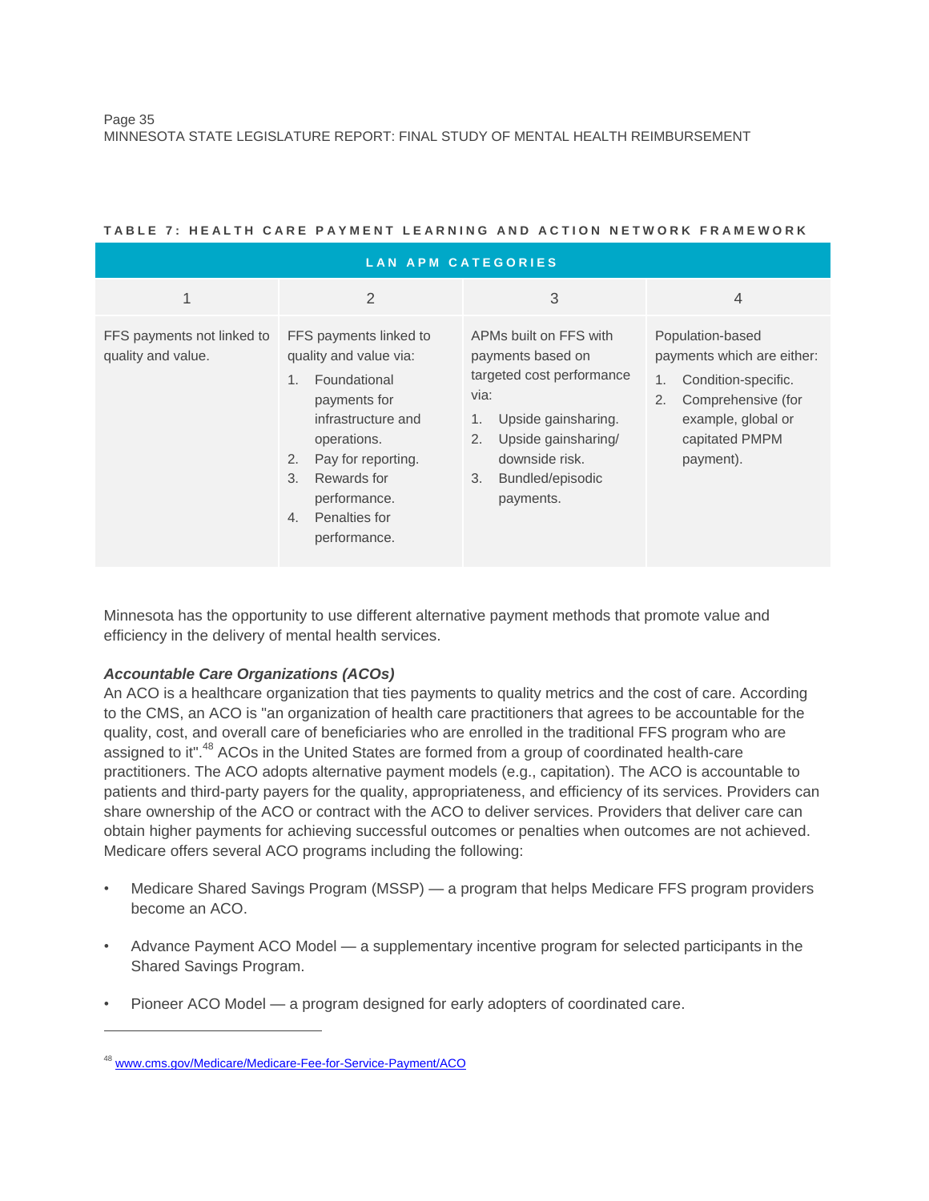TABLE 7: HEALTH CARE PAYMENT LEARNING AND ACTION NETWORK FRAMEWORK

| LAN APM CATEGORIES | | | |
|---|---|---|---|
| 1 | 2 | 3 | 4 |
| FFS payments not linked to quality and value. | FFS payments linked to quality and value via: 1. Foundational payments for infrastructure and operations. 2. Pay for reporting. 3. Rewards for performance. 4. Penalties for performance. | APMs built on FFS with payments based on targeted cost performance via: 1. Upside gainsharing. 2. Upside gainsharing/ downside risk. 3. Bundled/episodic payments. | Population-based payments which are either: 1. Condition-specific. 2. Comprehensive (for example, global or capitated PMPM payment). |

Minnesota has the opportunity to use different alternative payment methods that promote value and efficiency in the delivery of mental health services.

***Accountable Care Organizations (ACOs)***

An ACO is a healthcare organization that ties payments to quality metrics and the cost of care. According to the CMS, an ACO is "an organization of health care practitioners that agrees to be accountable for the quality, cost, and overall care of beneficiaries who are enrolled in the traditional FFS program who are assigned to it".[48] ACOs in the United States are formed from a group of coordinated health-care practitioners. The ACO adopts alternative payment models (e.g., capitation). The ACO is accountable to patients and third-party payers for the quality, appropriateness, and efficiency of its services. Providers can share ownership of the ACO or contract with the ACO to deliver services. Providers that deliver care can obtain higher payments for achieving successful outcomes or penalties when outcomes are not achieved. Medicare offers several ACO programs including the following:

- Medicare Shared Savings Program (MSSP) — a program that helps Medicare FFS program providers become an ACO.
- Advance Payment ACO Model — a supplementary incentive program for selected participants in the Shared Savings Program.
- Pioneer ACO Model — a program designed for early adopters of coordinated care.

---

[48] www.cms.gov/Medicare/Medicare-Fee-for-Service-Payment/ACO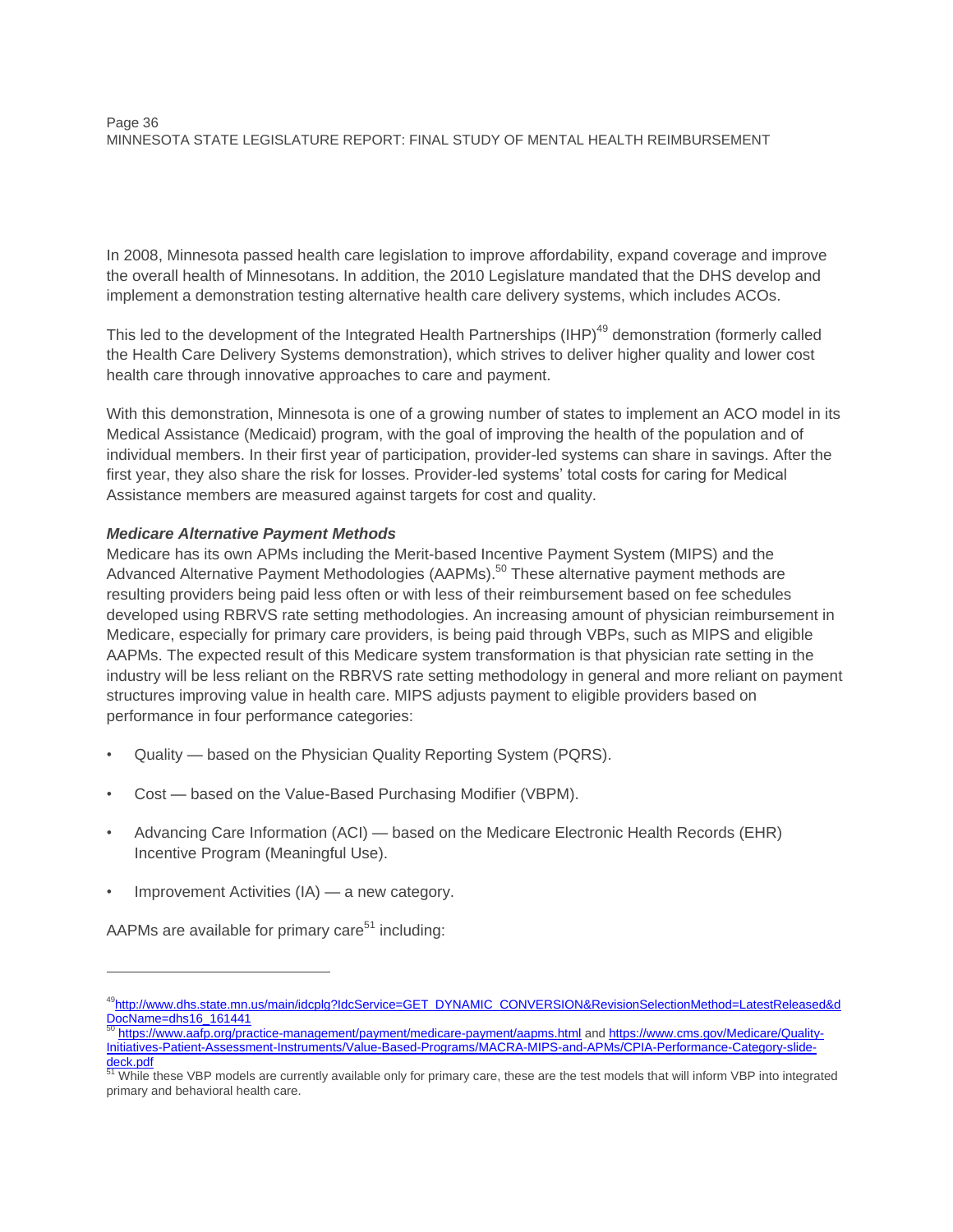In 2008, Minnesota passed health care legislation to improve affordability, expand coverage and improve the overall health of Minnesotans. In addition, the 2010 Legislature mandated that the DHS develop and implement a demonstration testing alternative health care delivery systems, which includes ACOs.

This led to the development of the Integrated Health Partnerships (IHP)[49] demonstration (formerly called the Health Care Delivery Systems demonstration), which strives to deliver higher quality and lower cost health care through innovative approaches to care and payment.

With this demonstration, Minnesota is one of a growing number of states to implement an ACO model in its Medical Assistance (Medicaid) program, with the goal of improving the health of the population and of individual members. In their first year of participation, provider-led systems can share in savings. After the first year, they also share the risk for losses. Provider-led systems' total costs for caring for Medical Assistance members are measured against targets for cost and quality.

***Medicare Alternative Payment Methods***

Medicare has its own APMs including the Merit-based Incentive Payment System (MIPS) and the Advanced Alternative Payment Methodologies (AAPMs).[50] These alternative payment methods are resulting providers being paid less often or with less of their reimbursement based on fee schedules developed using RBRVS rate setting methodologies. An increasing amount of physician reimbursement in Medicare, especially for primary care providers, is being paid through VBPs, such as MIPS and eligible AAPMs. The expected result of this Medicare system transformation is that physician rate setting in the industry will be less reliant on the RBRVS rate setting methodology in general and more reliant on payment structures improving value in health care. MIPS adjusts payment to eligible providers based on performance in four performance categories:

- Quality — based on the Physician Quality Reporting System (PQRS).
- Cost — based on the Value-Based Purchasing Modifier (VBPM).
- Advancing Care Information (ACI) — based on the Medicare Electronic Health Records (EHR) Incentive Program (Meaningful Use).
- Improvement Activities (IA) — a new category.

AAPMs are available for primary care[51] including:

---

[49] http://www.dhs.state.mn.us/main/idcplg?IdcService=GET_DYNAMIC_CONVERSION&RevisionSelectionMethod=LatestReleased&dDocName=dhs16_161441

[50] https://www.aafp.org/practice-management/payment/medicare-payment/aapms.html and https://www.cms.gov/Medicare/Quality-Initiatives-Patient-Assessment-Instruments/Value-Based-Programs/MACRA-MIPS-and-APMs/CPIA-Performance-Category-slide-deck.pdf

[51] While these VBP models are currently available only for primary care, these are the test models that will inform VBP into integrated primary and behavioral health care.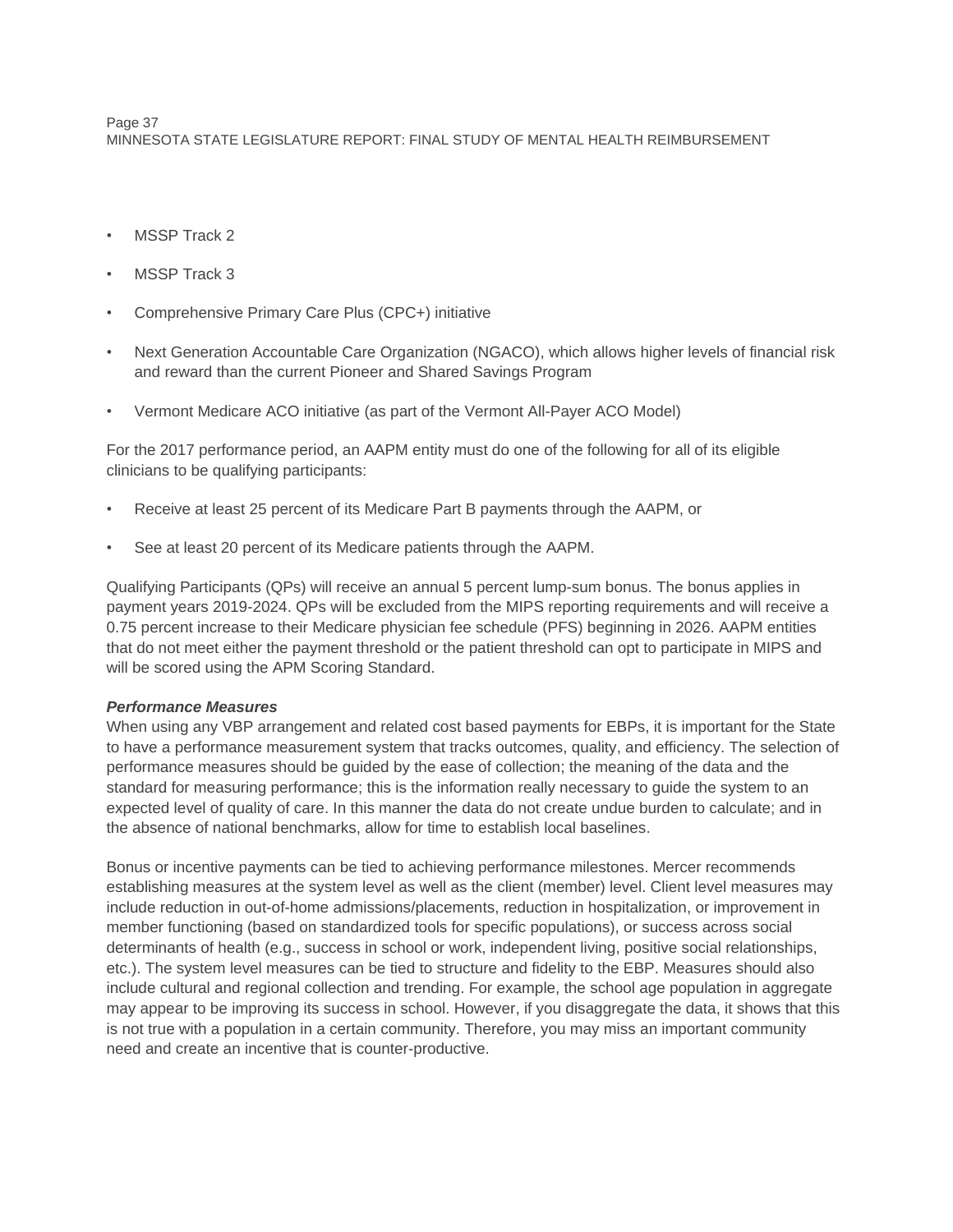- MSSP Track 2
- MSSP Track 3
- Comprehensive Primary Care Plus (CPC+) initiative
- Next Generation Accountable Care Organization (NGACO), which allows higher levels of financial risk and reward than the current Pioneer and Shared Savings Program
- Vermont Medicare ACO initiative (as part of the Vermont All-Payer ACO Model)

For the 2017 performance period, an AAPM entity must do one of the following for all of its eligible clinicians to be qualifying participants:

- Receive at least 25 percent of its Medicare Part B payments through the AAPM, or
- See at least 20 percent of its Medicare patients through the AAPM.

Qualifying Participants (QPs) will receive an annual 5 percent lump-sum bonus. The bonus applies in payment years 2019-2024. QPs will be excluded from the MIPS reporting requirements and will receive a 0.75 percent increase to their Medicare physician fee schedule (PFS) beginning in 2026. AAPM entities that do not meet either the payment threshold or the patient threshold can opt to participate in MIPS and will be scored using the APM Scoring Standard.

***Performance Measures***

When using any VBP arrangement and related cost based payments for EBPs, it is important for the State to have a performance measurement system that tracks outcomes, quality, and efficiency. The selection of performance measures should be guided by the ease of collection; the meaning of the data and the standard for measuring performance; this is the information really necessary to guide the system to an expected level of quality of care. In this manner the data do not create undue burden to calculate; and in the absence of national benchmarks, allow for time to establish local baselines.

Bonus or incentive payments can be tied to achieving performance milestones. Mercer recommends establishing measures at the system level as well as the client (member) level. Client level measures may include reduction in out-of-home admissions/placements, reduction in hospitalization, or improvement in member functioning (based on standardized tools for specific populations), or success across social determinants of health (e.g., success in school or work, independent living, positive social relationships, etc.). The system level measures can be tied to structure and fidelity to the EBP. Measures should also include cultural and regional collection and trending. For example, the school age population in aggregate may appear to be improving its success in school. However, if you disaggregate the data, it shows that this is not true with a population in a certain community. Therefore, you may miss an important community need and create an incentive that is counter-productive.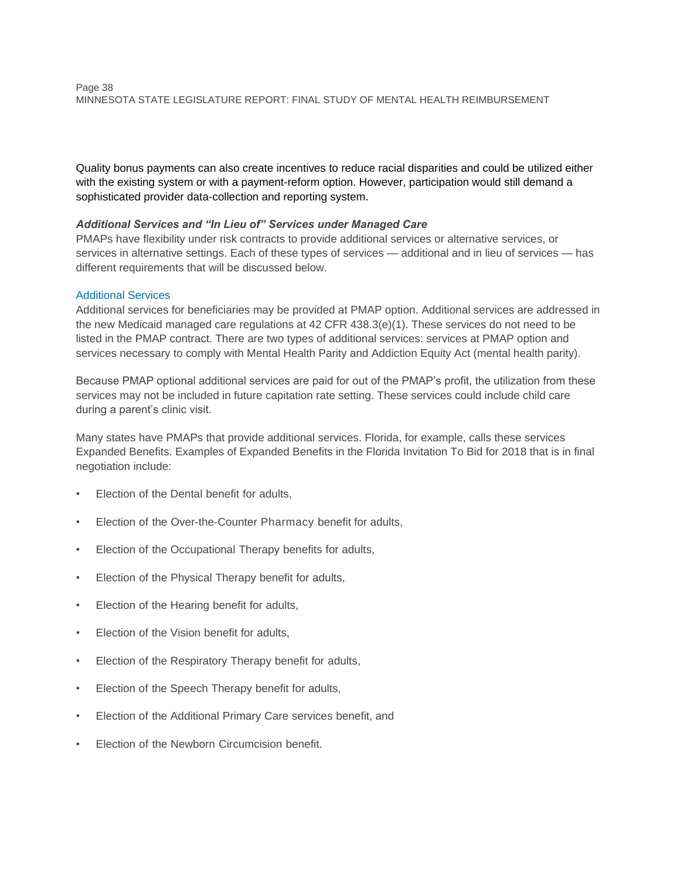Quality bonus payments can also create incentives to reduce racial disparities and could be utilized either with the existing system or with a payment-reform option. However, participation would still demand a sophisticated provider data-collection and reporting system.

### *Additional Services and "In Lieu of" Services under Managed Care*

PMAPs have flexibility under risk contracts to provide additional services or alternative services, or services in alternative settings. Each of these types of services — additional and in lieu of services — has different requirements that will be discussed below.

#### Additional Services

Additional services for beneficiaries may be provided at PMAP option. Additional services are addressed in the new Medicaid managed care regulations at 42 CFR 438.3(e)(1). These services do not need to be listed in the PMAP contract. There are two types of additional services: services at PMAP option and services necessary to comply with Mental Health Parity and Addiction Equity Act (mental health parity).

Because PMAP optional additional services are paid for out of the PMAP's profit, the utilization from these services may not be included in future capitation rate setting. These services could include child care during a parent's clinic visit.

Many states have PMAPs that provide additional services. Florida, for example, calls these services Expanded Benefits. Examples of Expanded Benefits in the Florida Invitation To Bid for 2018 that is in final negotiation include:

- Election of the Dental benefit for adults,
- Election of the Over-the-Counter Pharmacy benefit for adults,
- Election of the Occupational Therapy benefits for adults,
- Election of the Physical Therapy benefit for adults,
- Election of the Hearing benefit for adults,
- Election of the Vision benefit for adults,
- Election of the Respiratory Therapy benefit for adults,
- Election of the Speech Therapy benefit for adults,
- Election of the Additional Primary Care services benefit, and
- Election of the Newborn Circumcision benefit.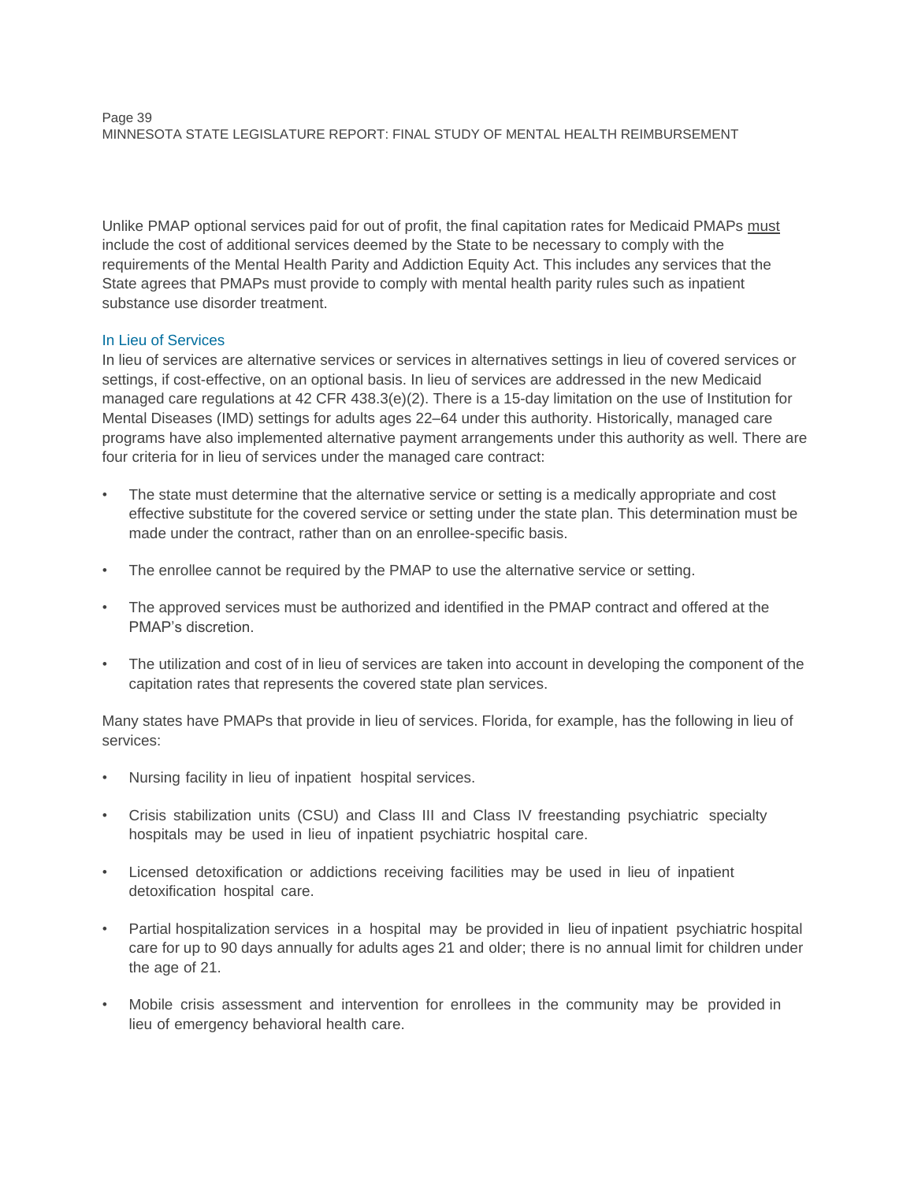Unlike PMAP optional services paid for out of profit, the final capitation rates for Medicaid PMAPs <u>must</u> include the cost of additional services deemed by the State to be necessary to comply with the requirements of the Mental Health Parity and Addiction Equity Act. This includes any services that the State agrees that PMAPs must provide to comply with mental health parity rules such as inpatient substance use disorder treatment.

### In Lieu of Services

In lieu of services are alternative services or services in alternatives settings in lieu of covered services or settings, if cost-effective, on an optional basis. In lieu of services are addressed in the new Medicaid managed care regulations at 42 CFR 438.3(e)(2). There is a 15-day limitation on the use of Institution for Mental Diseases (IMD) settings for adults ages 22–64 under this authority. Historically, managed care programs have also implemented alternative payment arrangements under this authority as well. There are four criteria for in lieu of services under the managed care contract:

- The state must determine that the alternative service or setting is a medically appropriate and cost effective substitute for the covered service or setting under the state plan. This determination must be made under the contract, rather than on an enrollee-specific basis.
- The enrollee cannot be required by the PMAP to use the alternative service or setting.
- The approved services must be authorized and identified in the PMAP contract and offered at the PMAP's discretion.
- The utilization and cost of in lieu of services are taken into account in developing the component of the capitation rates that represents the covered state plan services.

Many states have PMAPs that provide in lieu of services. Florida, for example, has the following in lieu of services:

- Nursing facility in lieu of inpatient hospital services.
- Crisis stabilization units (CSU) and Class III and Class IV freestanding psychiatric specialty hospitals may be used in lieu of inpatient psychiatric hospital care.
- Licensed detoxification or addictions receiving facilities may be used in lieu of inpatient detoxification hospital care.
- Partial hospitalization services in a hospital may be provided in lieu of inpatient psychiatric hospital care for up to 90 days annually for adults ages 21 and older; there is no annual limit for children under the age of 21.
- Mobile crisis assessment and intervention for enrollees in the community may be provided in lieu of emergency behavioral health care.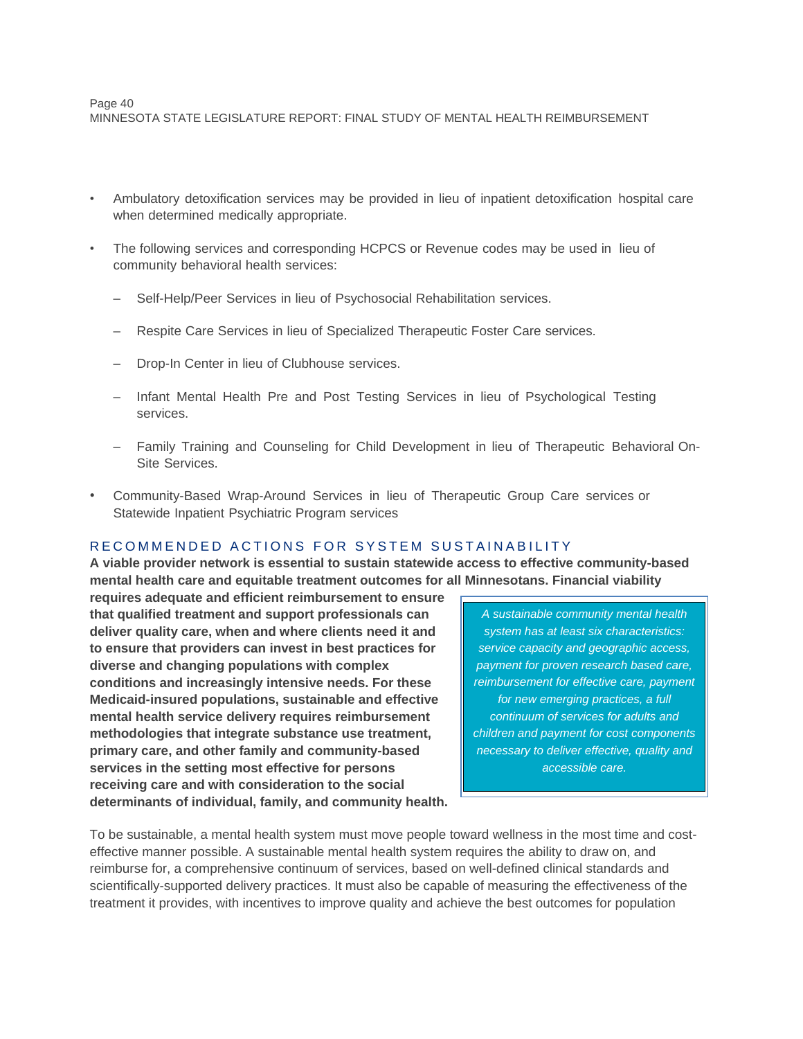- Ambulatory detoxification services may be provided in lieu of inpatient detoxification hospital care when determined medically appropriate.
- The following services and corresponding HCPCS or Revenue codes may be used in lieu of community behavioral health services:
  - Self-Help/Peer Services in lieu of Psychosocial Rehabilitation services.
  - Respite Care Services in lieu of Specialized Therapeutic Foster Care services.
  - Drop-In Center in lieu of Clubhouse services.
  - Infant Mental Health Pre and Post Testing Services in lieu of Psychological Testing services.
  - Family Training and Counseling for Child Development in lieu of Therapeutic Behavioral On-Site Services.
- Community-Based Wrap-Around Services in lieu of Therapeutic Group Care services or Statewide Inpatient Psychiatric Program services

## RECOMMENDED ACTIONS FOR SYSTEM SUSTAINABILITY

**A viable provider network is essential to sustain statewide access to effective community-based mental health care and equitable treatment outcomes for all Minnesotans. Financial viability requires adequate and efficient reimbursement to ensure that qualified treatment and support professionals can deliver quality care, when and where clients need it and to ensure that providers can invest in best practices for diverse and changing populations with complex conditions and increasingly intensive needs. For these Medicaid-insured populations, sustainable and effective mental health service delivery requires reimbursement methodologies that integrate substance use treatment, primary care, and other family and community-based services in the setting most effective for persons receiving care and with consideration to the social determinants of individual, family, and community health.**

> *A sustainable community mental health system has at least six characteristics: service capacity and geographic access, payment for proven research based care, reimbursement for effective care, payment for new emerging practices, a full continuum of services for adults and children and payment for cost components necessary to deliver effective, quality and accessible care.*

To be sustainable, a mental health system must move people toward wellness in the most time and cost-effective manner possible. A sustainable mental health system requires the ability to draw on, and reimburse for, a comprehensive continuum of services, based on well-defined clinical standards and scientifically-supported delivery practices. It must also be capable of measuring the effectiveness of the treatment it provides, with incentives to improve quality and achieve the best outcomes for population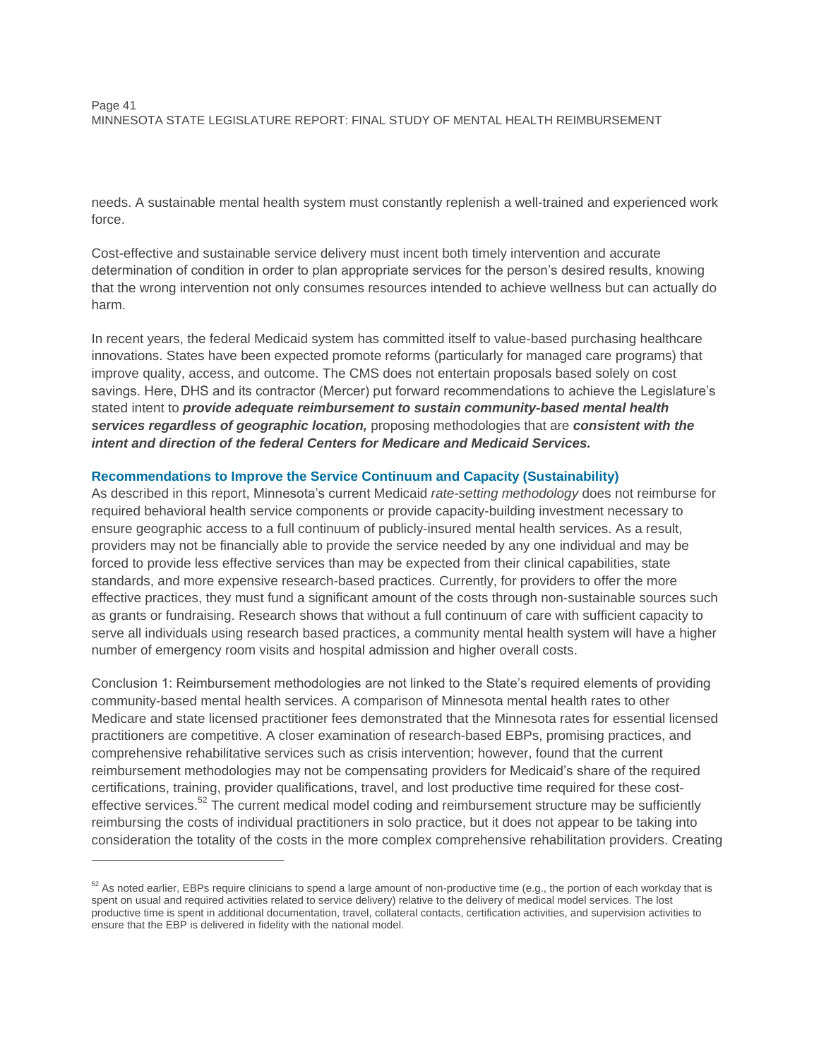needs. A sustainable mental health system must constantly replenish a well-trained and experienced work force.

Cost-effective and sustainable service delivery must incent both timely intervention and accurate determination of condition in order to plan appropriate services for the person's desired results, knowing that the wrong intervention not only consumes resources intended to achieve wellness but can actually do harm.

In recent years, the federal Medicaid system has committed itself to value-based purchasing healthcare innovations. States have been expected promote reforms (particularly for managed care programs) that improve quality, access, and outcome. The CMS does not entertain proposals based solely on cost savings. Here, DHS and its contractor (Mercer) put forward recommendations to achieve the Legislature's stated intent to ***provide adequate reimbursement to sustain community-based mental health services regardless of geographic location,*** proposing methodologies that are ***consistent with the intent and direction of the federal Centers for Medicare and Medicaid Services.***

### Recommendations to Improve the Service Continuum and Capacity (Sustainability)

As described in this report, Minnesota's current Medicaid *rate-setting methodology* does not reimburse for required behavioral health service components or provide capacity-building investment necessary to ensure geographic access to a full continuum of publicly-insured mental health services. As a result, providers may not be financially able to provide the service needed by any one individual and may be forced to provide less effective services than may be expected from their clinical capabilities, state standards, and more expensive research-based practices. Currently, for providers to offer the more effective practices, they must fund a significant amount of the costs through non-sustainable sources such as grants or fundraising. Research shows that without a full continuum of care with sufficient capacity to serve all individuals using research based practices, a community mental health system will have a higher number of emergency room visits and hospital admission and higher overall costs.

Conclusion 1: Reimbursement methodologies are not linked to the State's required elements of providing community-based mental health services. A comparison of Minnesota mental health rates to other Medicare and state licensed practitioner fees demonstrated that the Minnesota rates for essential licensed practitioners are competitive. A closer examination of research-based EBPs, promising practices, and comprehensive rehabilitative services such as crisis intervention; however, found that the current reimbursement methodologies may not be compensating providers for Medicaid's share of the required certifications, training, provider qualifications, travel, and lost productive time required for these cost-effective services.[52] The current medical model coding and reimbursement structure may be sufficiently reimbursing the costs of individual practitioners in solo practice, but it does not appear to be taking into consideration the totality of the costs in the more complex comprehensive rehabilitation providers. Creating

---

[52] As noted earlier, EBPs require clinicians to spend a large amount of non-productive time (e.g., the portion of each workday that is spent on usual and required activities related to service delivery) relative to the delivery of medical model services. The lost productive time is spent in additional documentation, travel, collateral contacts, certification activities, and supervision activities to ensure that the EBP is delivered in fidelity with the national model.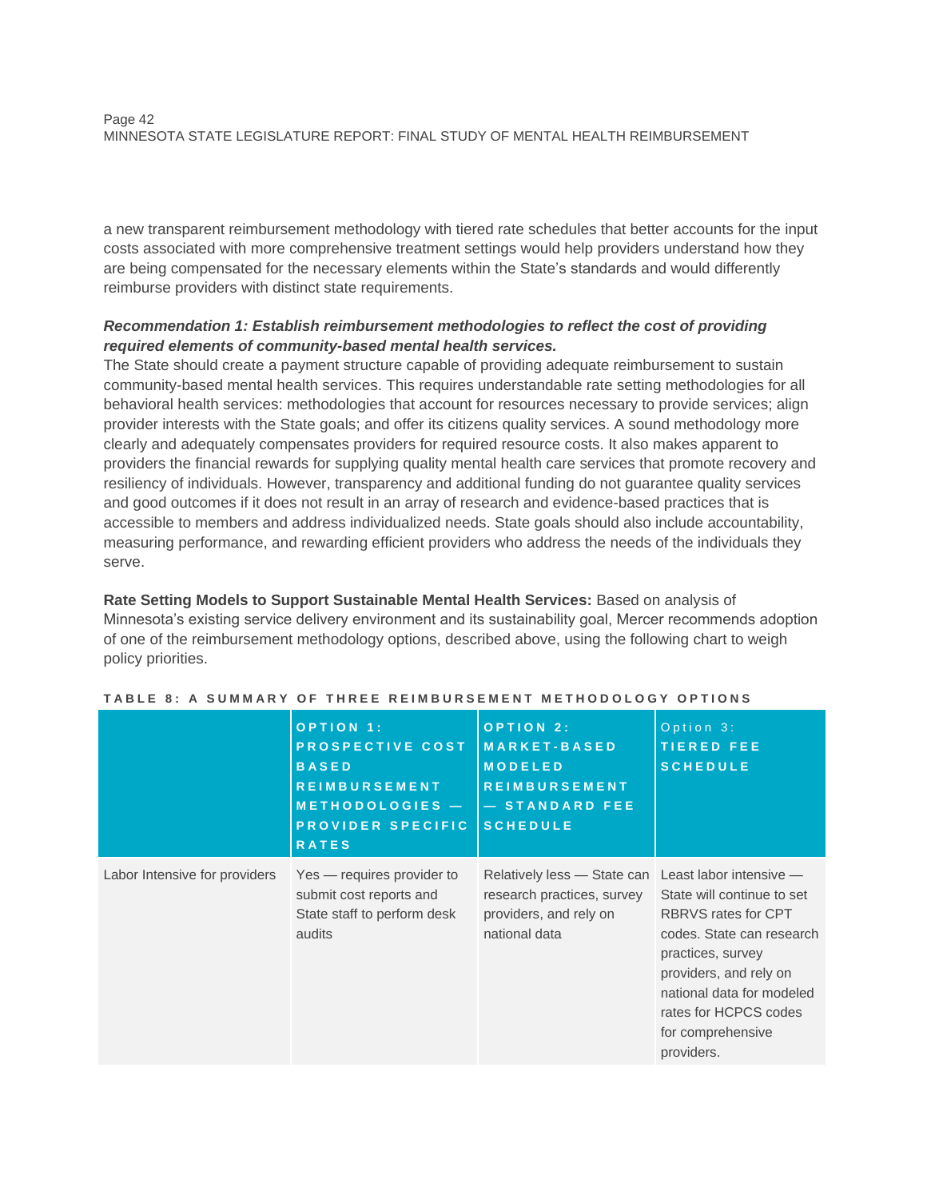a new transparent reimbursement methodology with tiered rate schedules that better accounts for the input costs associated with more comprehensive treatment settings would help providers understand how they are being compensated for the necessary elements within the State's standards and would differently reimburse providers with distinct state requirements.

***Recommendation 1: Establish reimbursement methodologies to reflect the cost of providing required elements of community-based mental health services.***

The State should create a payment structure capable of providing adequate reimbursement to sustain community-based mental health services. This requires understandable rate setting methodologies for all behavioral health services: methodologies that account for resources necessary to provide services; align provider interests with the State goals; and offer its citizens quality services. A sound methodology more clearly and adequately compensates providers for required resource costs. It also makes apparent to providers the financial rewards for supplying quality mental health care services that promote recovery and resiliency of individuals. However, transparency and additional funding do not guarantee quality services and good outcomes if it does not result in an array of research and evidence-based practices that is accessible to members and address individualized needs. State goals should also include accountability, measuring performance, and rewarding efficient providers who address the needs of the individuals they serve.

**Rate Setting Models to Support Sustainable Mental Health Services:** Based on analysis of Minnesota's existing service delivery environment and its sustainability goal, Mercer recommends adoption of one of the reimbursement methodology options, described above, using the following chart to weigh policy priorities.

**TABLE 8: A SUMMARY OF THREE REIMBURSEMENT METHODOLOGY OPTIONS**

| | OPTION 1: PROSPECTIVE COST BASED REIMBURSEMENT METHODOLOGIES — PROVIDER SPECIFIC RATES | OPTION 2: MARKET-BASED MODELED REIMBURSEMENT — STANDARD FEE SCHEDULE | Option 3: TIERED FEE SCHEDULE |
|---|---|---|---|
| Labor Intensive for providers | Yes — requires provider to submit cost reports and State staff to perform desk audits | Relatively less — State can research practices, survey providers, and rely on national data | Least labor intensive — State will continue to set RBRVS rates for CPT codes. State can research practices, survey providers, and rely on national data for modeled rates for HCPCS codes for comprehensive providers. |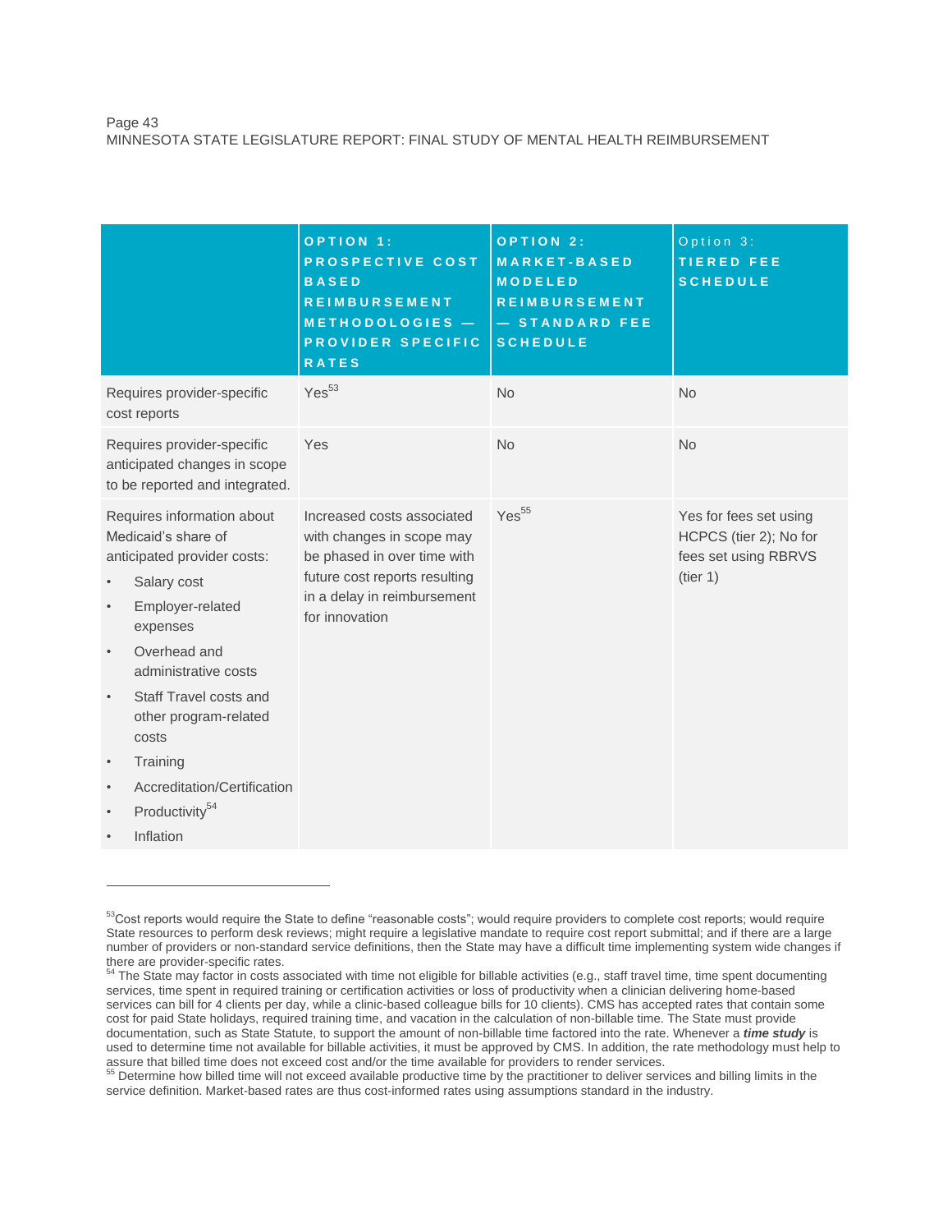| | OPTION 1: PROSPECTIVE COST BASED REIMBURSEMENT METHODOLOGIES — PROVIDER SPECIFIC RATES | OPTION 2: MARKET-BASED MODELED REIMBURSEMENT — STANDARD FEE SCHEDULE | Option 3: TIERED FEE SCHEDULE |
|---|---|---|---|
| Requires provider-specific cost reports | Yes[53] | No | No |
| Requires provider-specific anticipated changes in scope to be reported and integrated. | Yes | No | No |
| Requires information about Medicaid's share of anticipated provider costs:<br>• Salary cost<br>• Employer-related expenses<br>• Overhead and administrative costs<br>• Staff Travel costs and other program-related costs<br>• Training<br>• Accreditation/Certification<br>• Productivity[54]<br>• Inflation | Increased costs associated with changes in scope may be phased in over time with future cost reports resulting in a delay in reimbursement for innovation | Yes[55] | Yes for fees set using HCPCS (tier 2); No for fees set using RBRVS (tier 1) |

---

[53] Cost reports would require the State to define "reasonable costs"; would require providers to complete cost reports; would require State resources to perform desk reviews; might require a legislative mandate to require cost report submittal; and if there are a large number of providers or non-standard service definitions, then the State may have a difficult time implementing system wide changes if there are provider-specific rates.

[54] The State may factor in costs associated with time not eligible for billable activities (e.g., staff travel time, time spent documenting services, time spent in required training or certification activities or loss of productivity when a clinician delivering home-based services can bill for 4 clients per day, while a clinic-based colleague bills for 10 clients). CMS has accepted rates that contain some cost for paid State holidays, required training time, and vacation in the calculation of non-billable time. The State must provide documentation, such as State Statute, to support the amount of non-billable time factored into the rate. Whenever a ***time study*** is used to determine time not available for billable activities, it must be approved by CMS. In addition, the rate methodology must help to assure that billed time does not exceed cost and/or the time available for providers to render services.

[55] Determine how billed time will not exceed available productive time by the practitioner to deliver services and billing limits in the service definition. Market-based rates are thus cost-informed rates using assumptions standard in the industry.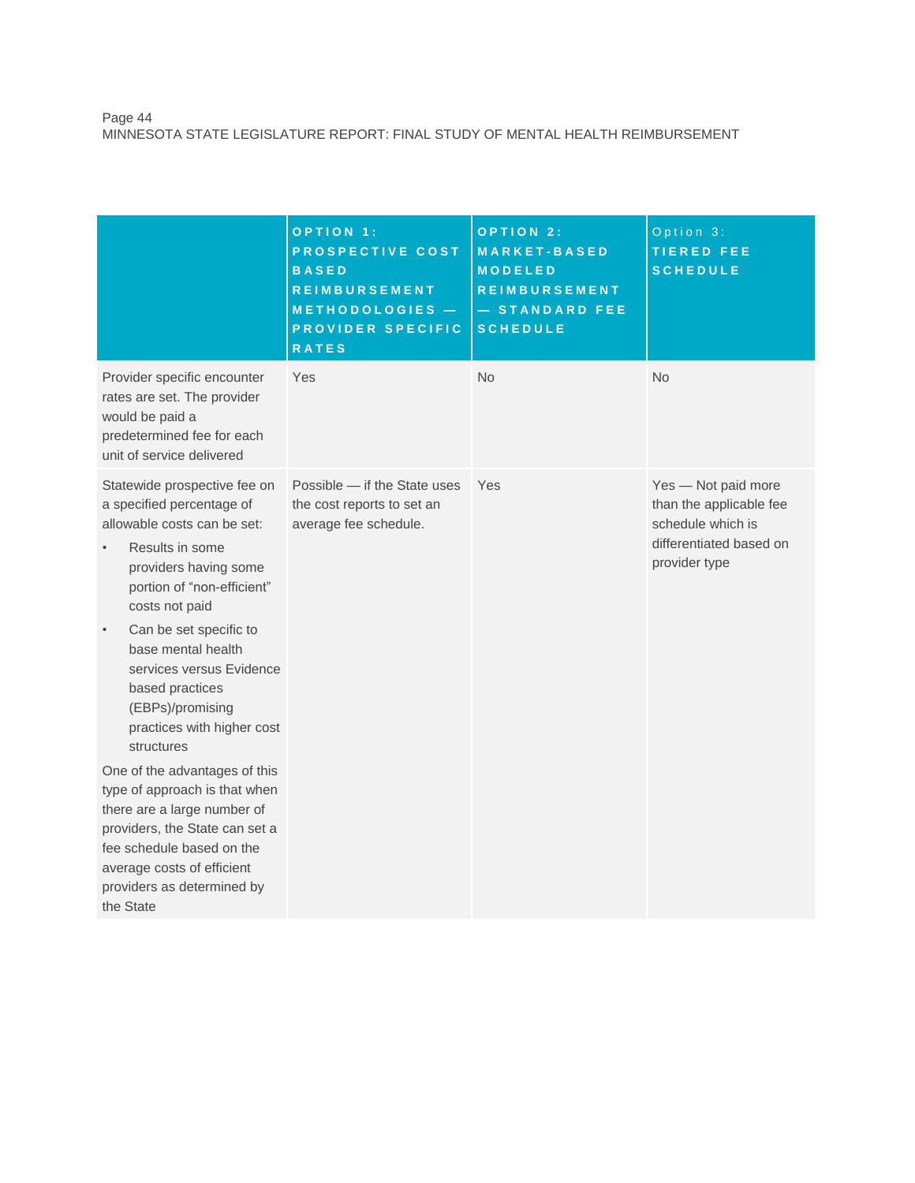| | OPTION 1: PROSPECTIVE COST BASED REIMBURSEMENT METHODOLOGIES — PROVIDER SPECIFIC RATES | OPTION 2: MARKET-BASED MODELED REIMBURSEMENT — STANDARD FEE SCHEDULE | Option 3: TIERED FEE SCHEDULE |
|---|---|---|---|
| Provider specific encounter rates are set. The provider would be paid a predetermined fee for each unit of service delivered | Yes | No | No |
| Statewide prospective fee on a specified percentage of allowable costs can be set:<br>• Results in some providers having some portion of "non-efficient" costs not paid<br>• Can be set specific to base mental health services versus Evidence based practices (EBPs)/promising practices with higher cost structures<br>One of the advantages of this type of approach is that when there are a large number of providers, the State can set a fee schedule based on the average costs of efficient providers as determined by the State | Possible — if the State uses the cost reports to set an average fee schedule. | Yes | Yes — Not paid more than the applicable fee schedule which is differentiated based on provider type |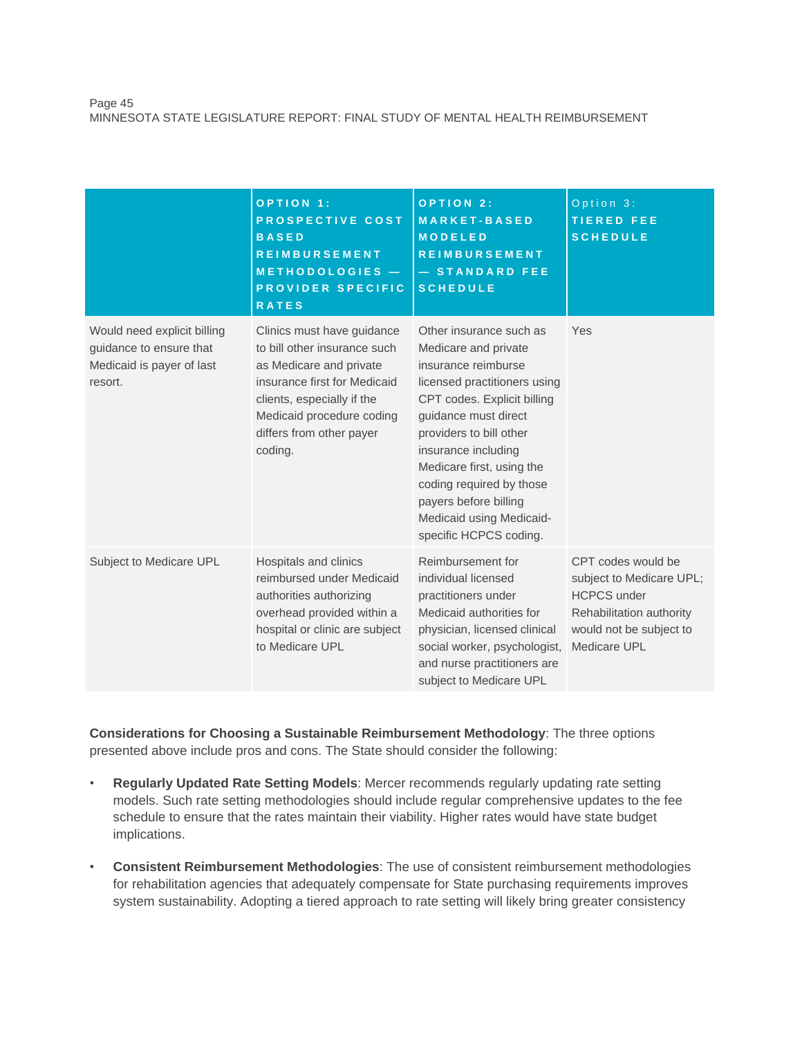| | OPTION 1: PROSPECTIVE COST BASED REIMBURSEMENT METHODOLOGIES — PROVIDER SPECIFIC RATES | OPTION 2: MARKET-BASED MODELED REIMBURSEMENT — STANDARD FEE SCHEDULE | Option 3: TIERED FEE SCHEDULE |
|---|---|---|---|
| Would need explicit billing guidance to ensure that Medicaid is payer of last resort. | Clinics must have guidance to bill other insurance such as Medicare and private insurance first for Medicaid clients, especially if the Medicaid procedure coding differs from other payer coding. | Other insurance such as Medicare and private insurance reimburse licensed practitioners using CPT codes. Explicit billing guidance must direct providers to bill other insurance including Medicare first, using the coding required by those payers before billing Medicaid using Medicaid-specific HCPCS coding. | Yes |
| Subject to Medicare UPL | Hospitals and clinics reimbursed under Medicaid authorities authorizing overhead provided within a hospital or clinic are subject to Medicare UPL | Reimbursement for individual licensed practitioners under Medicaid authorities for physician, licensed clinical social worker, psychologist, and nurse practitioners are subject to Medicare UPL | CPT codes would be subject to Medicare UPL; HCPCS under Rehabilitation authority would not be subject to Medicare UPL |

**Considerations for Choosing a Sustainable Reimbursement Methodology**: The three options presented above include pros and cons. The State should consider the following:

- **Regularly Updated Rate Setting Models**: Mercer recommends regularly updating rate setting models. Such rate setting methodologies should include regular comprehensive updates to the fee schedule to ensure that the rates maintain their viability. Higher rates would have state budget implications.
- **Consistent Reimbursement Methodologies**: The use of consistent reimbursement methodologies for rehabilitation agencies that adequately compensate for State purchasing requirements improves system sustainability. Adopting a tiered approach to rate setting will likely bring greater consistency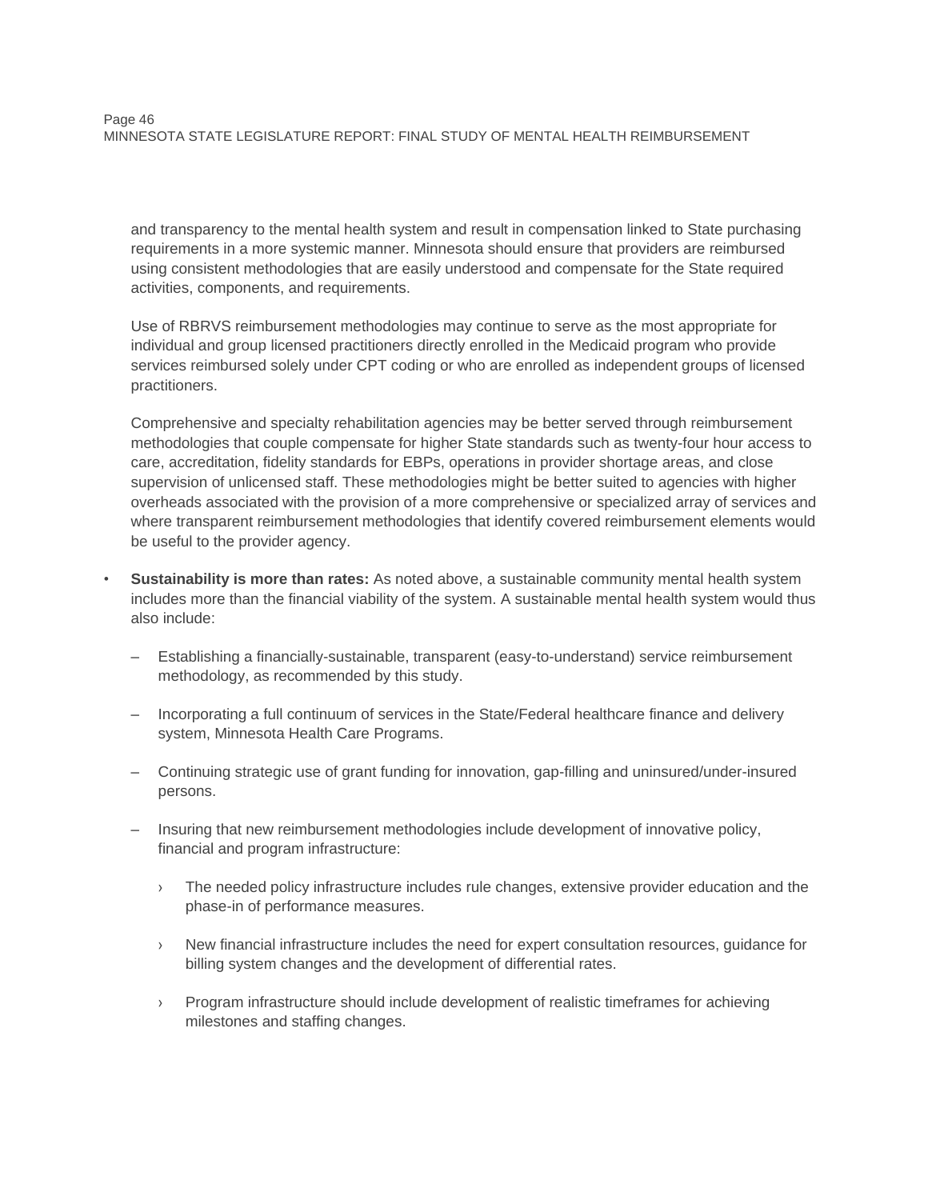and transparency to the mental health system and result in compensation linked to State purchasing requirements in a more systemic manner. Minnesota should ensure that providers are reimbursed using consistent methodologies that are easily understood and compensate for the State required activities, components, and requirements.

Use of RBRVS reimbursement methodologies may continue to serve as the most appropriate for individual and group licensed practitioners directly enrolled in the Medicaid program who provide services reimbursed solely under CPT coding or who are enrolled as independent groups of licensed practitioners.

Comprehensive and specialty rehabilitation agencies may be better served through reimbursement methodologies that couple compensate for higher State standards such as twenty-four hour access to care, accreditation, fidelity standards for EBPs, operations in provider shortage areas, and close supervision of unlicensed staff. These methodologies might be better suited to agencies with higher overheads associated with the provision of a more comprehensive or specialized array of services and where transparent reimbursement methodologies that identify covered reimbursement elements would be useful to the provider agency.

- **Sustainability is more than rates:** As noted above, a sustainable community mental health system includes more than the financial viability of the system. A sustainable mental health system would thus also include:
  - Establishing a financially-sustainable, transparent (easy-to-understand) service reimbursement methodology, as recommended by this study.
  - Incorporating a full continuum of services in the State/Federal healthcare finance and delivery system, Minnesota Health Care Programs.
  - Continuing strategic use of grant funding for innovation, gap-filling and uninsured/under-insured persons.
  - Insuring that new reimbursement methodologies include development of innovative policy, financial and program infrastructure:
    - The needed policy infrastructure includes rule changes, extensive provider education and the phase-in of performance measures.
    - New financial infrastructure includes the need for expert consultation resources, guidance for billing system changes and the development of differential rates.
    - Program infrastructure should include development of realistic timeframes for achieving milestones and staffing changes.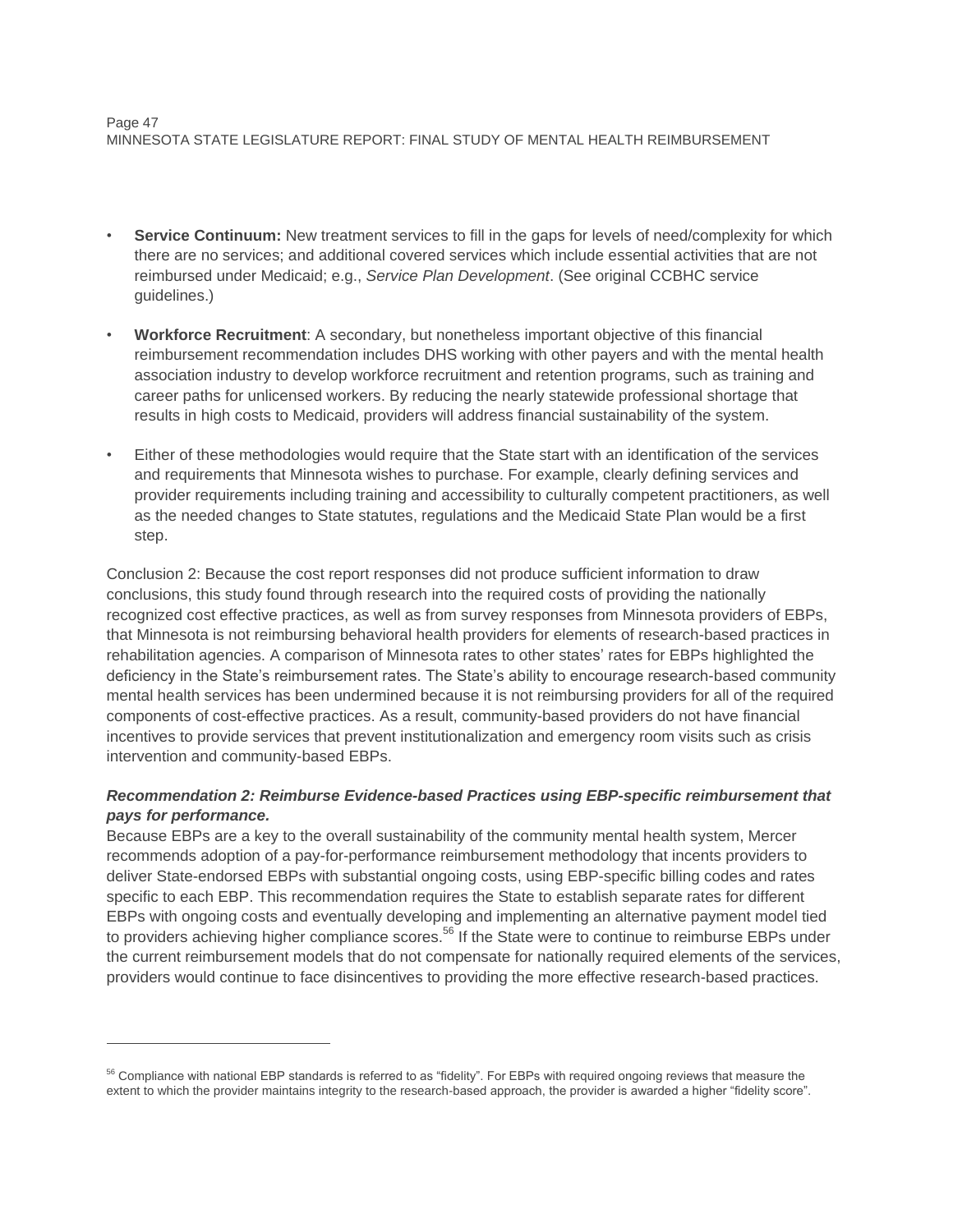- **Service Continuum:** New treatment services to fill in the gaps for levels of need/complexity for which there are no services; and additional covered services which include essential activities that are not reimbursed under Medicaid; e.g., *Service Plan Development*. (See original CCBHC service guidelines.)
- **Workforce Recruitment**: A secondary, but nonetheless important objective of this financial reimbursement recommendation includes DHS working with other payers and with the mental health association industry to develop workforce recruitment and retention programs, such as training and career paths for unlicensed workers. By reducing the nearly statewide professional shortage that results in high costs to Medicaid, providers will address financial sustainability of the system.
- Either of these methodologies would require that the State start with an identification of the services and requirements that Minnesota wishes to purchase. For example, clearly defining services and provider requirements including training and accessibility to culturally competent practitioners, as well as the needed changes to State statutes, regulations and the Medicaid State Plan would be a first step.

Conclusion 2: Because the cost report responses did not produce sufficient information to draw conclusions, this study found through research into the required costs of providing the nationally recognized cost effective practices, as well as from survey responses from Minnesota providers of EBPs, that Minnesota is not reimbursing behavioral health providers for elements of research-based practices in rehabilitation agencies. A comparison of Minnesota rates to other states' rates for EBPs highlighted the deficiency in the State's reimbursement rates. The State's ability to encourage research-based community mental health services has been undermined because it is not reimbursing providers for all of the required components of cost-effective practices. As a result, community-based providers do not have financial incentives to provide services that prevent institutionalization and emergency room visits such as crisis intervention and community-based EBPs.

***Recommendation 2: Reimburse Evidence-based Practices using EBP-specific reimbursement that pays for performance.***

Because EBPs are a key to the overall sustainability of the community mental health system, Mercer recommends adoption of a pay-for-performance reimbursement methodology that incents providers to deliver State-endorsed EBPs with substantial ongoing costs, using EBP-specific billing codes and rates specific to each EBP. This recommendation requires the State to establish separate rates for different EBPs with ongoing costs and eventually developing and implementing an alternative payment model tied to providers achieving higher compliance scores.[56] If the State were to continue to reimburse EBPs under the current reimbursement models that do not compensate for nationally required elements of the services, providers would continue to face disincentives to providing the more effective research-based practices.

[56] Compliance with national EBP standards is referred to as "fidelity". For EBPs with required ongoing reviews that measure the extent to which the provider maintains integrity to the research-based approach, the provider is awarded a higher "fidelity score".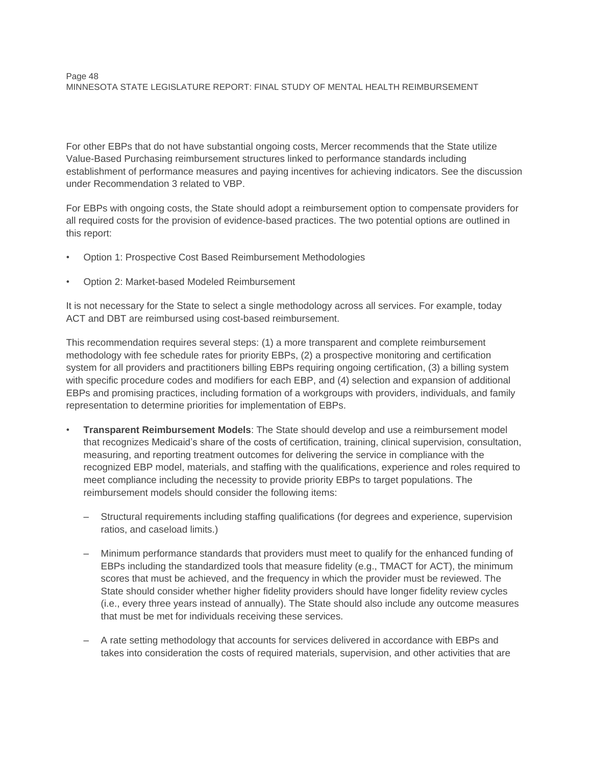For other EBPs that do not have substantial ongoing costs, Mercer recommends that the State utilize Value-Based Purchasing reimbursement structures linked to performance standards including establishment of performance measures and paying incentives for achieving indicators. See the discussion under Recommendation 3 related to VBP.

For EBPs with ongoing costs, the State should adopt a reimbursement option to compensate providers for all required costs for the provision of evidence-based practices. The two potential options are outlined in this report:

- Option 1: Prospective Cost Based Reimbursement Methodologies
- Option 2: Market-based Modeled Reimbursement

It is not necessary for the State to select a single methodology across all services. For example, today ACT and DBT are reimbursed using cost-based reimbursement.

This recommendation requires several steps: (1) a more transparent and complete reimbursement methodology with fee schedule rates for priority EBPs, (2) a prospective monitoring and certification system for all providers and practitioners billing EBPs requiring ongoing certification, (3) a billing system with specific procedure codes and modifiers for each EBP, and (4) selection and expansion of additional EBPs and promising practices, including formation of a workgroups with providers, individuals, and family representation to determine priorities for implementation of EBPs.

- **Transparent Reimbursement Models**: The State should develop and use a reimbursement model that recognizes Medicaid's share of the costs of certification, training, clinical supervision, consultation, measuring, and reporting treatment outcomes for delivering the service in compliance with the recognized EBP model, materials, and staffing with the qualifications, experience and roles required to meet compliance including the necessity to provide priority EBPs to target populations. The reimbursement models should consider the following items:
  - Structural requirements including staffing qualifications (for degrees and experience, supervision ratios, and caseload limits.)
  - Minimum performance standards that providers must meet to qualify for the enhanced funding of EBPs including the standardized tools that measure fidelity (e.g., TMACT for ACT), the minimum scores that must be achieved, and the frequency in which the provider must be reviewed. The State should consider whether higher fidelity providers should have longer fidelity review cycles (i.e., every three years instead of annually). The State should also include any outcome measures that must be met for individuals receiving these services.
  - A rate setting methodology that accounts for services delivered in accordance with EBPs and takes into consideration the costs of required materials, supervision, and other activities that are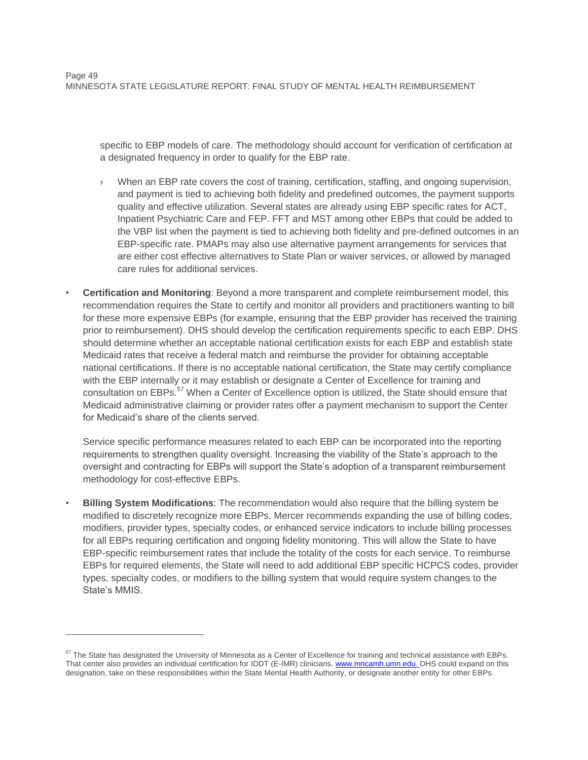specific to EBP models of care. The methodology should account for verification of certification at a designated frequency in order to qualify for the EBP rate.

- When an EBP rate covers the cost of training, certification, staffing, and ongoing supervision, and payment is tied to achieving both fidelity and predefined outcomes, the payment supports quality and effective utilization. Several states are already using EBP specific rates for ACT, Inpatient Psychiatric Care and FEP. FFT and MST among other EBPs that could be added to the VBP list when the payment is tied to achieving both fidelity and pre-defined outcomes in an EBP-specific rate. PMAPs may also use alternative payment arrangements for services that are either cost effective alternatives to State Plan or waiver services, or allowed by managed care rules for additional services.

- **Certification and Monitoring**: Beyond a more transparent and complete reimbursement model, this recommendation requires the State to certify and monitor all providers and practitioners wanting to bill for these more expensive EBPs (for example, ensuring that the EBP provider has received the training prior to reimbursement). DHS should develop the certification requirements specific to each EBP. DHS should determine whether an acceptable national certification exists for each EBP and establish state Medicaid rates that receive a federal match and reimburse the provider for obtaining acceptable national certifications. If there is no acceptable national certification, the State may certify compliance with the EBP internally or it may establish or designate a Center of Excellence for training and consultation on EBPs.[57] When a Center of Excellence option is utilized, the State should ensure that Medicaid administrative claiming or provider rates offer a payment mechanism to support the Center for Medicaid's share of the clients served.

  Service specific performance measures related to each EBP can be incorporated into the reporting requirements to strengthen quality oversight. Increasing the viability of the State's approach to the oversight and contracting for EBPs will support the State's adoption of a transparent reimbursement methodology for cost-effective EBPs.

- **Billing System Modifications**: The recommendation would also require that the billing system be modified to discretely recognize more EBPs. Mercer recommends expanding the use of billing codes, modifiers, provider types, specialty codes, or enhanced service indicators to include billing processes for all EBPs requiring certification and ongoing fidelity monitoring. This will allow the State to have EBP-specific reimbursement rates that include the totality of the costs for each service. To reimburse EBPs for required elements, the State will need to add additional EBP specific HCPCS codes, provider types, specialty codes, or modifiers to the billing system that would require system changes to the State's MMIS.

---

[57] The State has designated the University of Minnesota as a Center of Excellence for training and technical assistance with EBPs. That center also provides an individual certification for IDDT (E-IMR) clinicians. www.mncamh.umn.edu. DHS could expand on this designation, take on these responsibilities within the State Mental Health Authority, or designate another entity for other EBPs.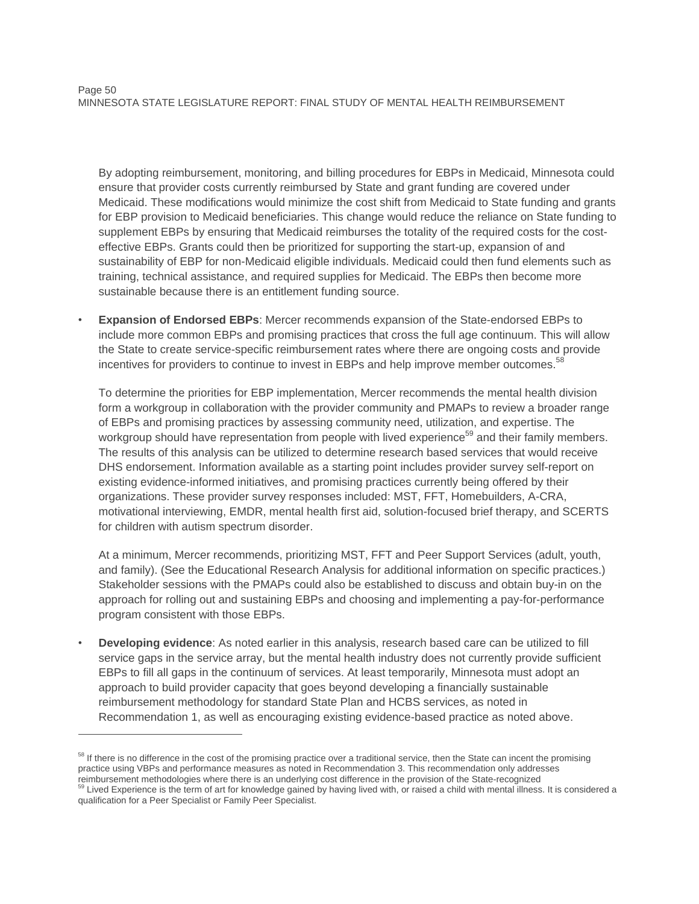By adopting reimbursement, monitoring, and billing procedures for EBPs in Medicaid, Minnesota could ensure that provider costs currently reimbursed by State and grant funding are covered under Medicaid. These modifications would minimize the cost shift from Medicaid to State funding and grants for EBP provision to Medicaid beneficiaries. This change would reduce the reliance on State funding to supplement EBPs by ensuring that Medicaid reimburses the totality of the required costs for the cost-effective EBPs. Grants could then be prioritized for supporting the start-up, expansion of and sustainability of EBP for non-Medicaid eligible individuals. Medicaid could then fund elements such as training, technical assistance, and required supplies for Medicaid. The EBPs then become more sustainable because there is an entitlement funding source.

- **Expansion of Endorsed EBPs**: Mercer recommends expansion of the State-endorsed EBPs to include more common EBPs and promising practices that cross the full age continuum. This will allow the State to create service-specific reimbursement rates where there are ongoing costs and provide incentives for providers to continue to invest in EBPs and help improve member outcomes.[58]

  To determine the priorities for EBP implementation, Mercer recommends the mental health division form a workgroup in collaboration with the provider community and PMAPs to review a broader range of EBPs and promising practices by assessing community need, utilization, and expertise. The workgroup should have representation from people with lived experience[59] and their family members. The results of this analysis can be utilized to determine research based services that would receive DHS endorsement. Information available as a starting point includes provider survey self-report on existing evidence-informed initiatives, and promising practices currently being offered by their organizations. These provider survey responses included: MST, FFT, Homebuilders, A-CRA, motivational interviewing, EMDR, mental health first aid, solution-focused brief therapy, and SCERTS for children with autism spectrum disorder.

  At a minimum, Mercer recommends, prioritizing MST, FFT and Peer Support Services (adult, youth, and family). (See the Educational Research Analysis for additional information on specific practices.) Stakeholder sessions with the PMAPs could also be established to discuss and obtain buy-in on the approach for rolling out and sustaining EBPs and choosing and implementing a pay-for-performance program consistent with those EBPs.

- **Developing evidence**: As noted earlier in this analysis, research based care can be utilized to fill service gaps in the service array, but the mental health industry does not currently provide sufficient EBPs to fill all gaps in the continuum of services. At least temporarily, Minnesota must adopt an approach to build provider capacity that goes beyond developing a financially sustainable reimbursement methodology for standard State Plan and HCBS services, as noted in Recommendation 1, as well as encouraging existing evidence-based practice as noted above.

---

[58] If there is no difference in the cost of the promising practice over a traditional service, then the State can incent the promising practice using VBPs and performance measures as noted in Recommendation 3. This recommendation only addresses reimbursement methodologies where there is an underlying cost difference in the provision of the State-recognized

[59] Lived Experience is the term of art for knowledge gained by having lived with, or raised a child with mental illness. It is considered a qualification for a Peer Specialist or Family Peer Specialist.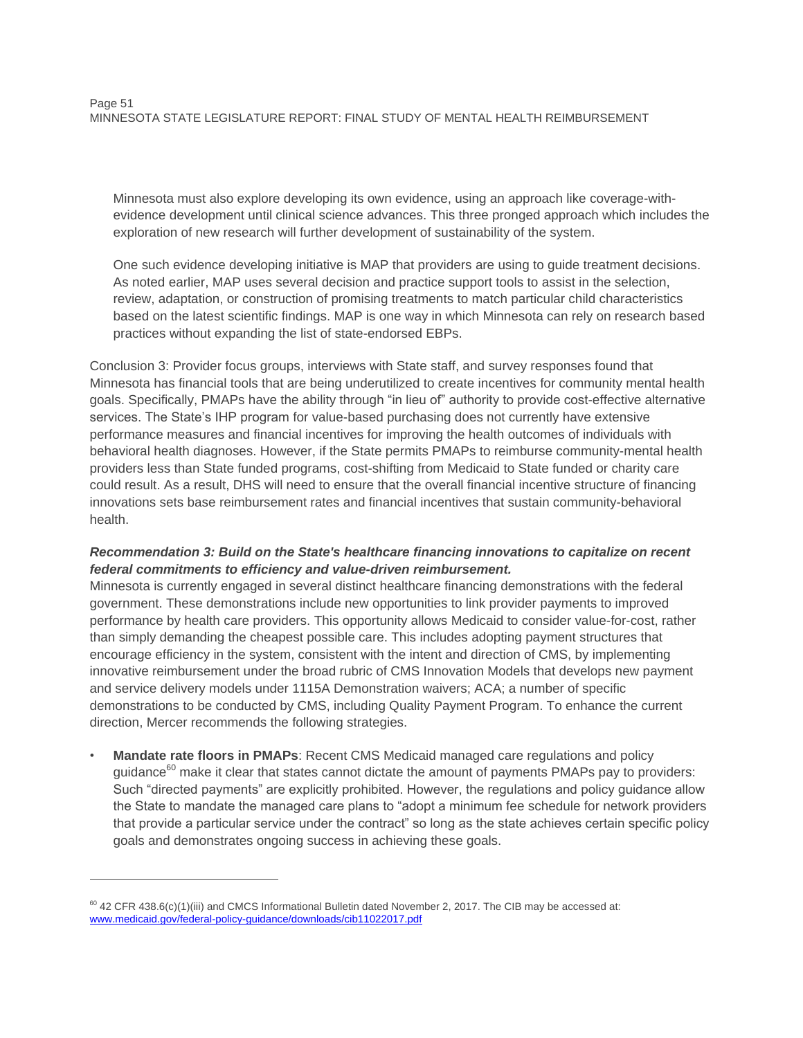Minnesota must also explore developing its own evidence, using an approach like coverage-with-evidence development until clinical science advances. This three pronged approach which includes the exploration of new research will further development of sustainability of the system.

One such evidence developing initiative is MAP that providers are using to guide treatment decisions. As noted earlier, MAP uses several decision and practice support tools to assist in the selection, review, adaptation, or construction of promising treatments to match particular child characteristics based on the latest scientific findings. MAP is one way in which Minnesota can rely on research based practices without expanding the list of state-endorsed EBPs.

Conclusion 3: Provider focus groups, interviews with State staff, and survey responses found that Minnesota has financial tools that are being underutilized to create incentives for community mental health goals. Specifically, PMAPs have the ability through "in lieu of" authority to provide cost-effective alternative services. The State's IHP program for value-based purchasing does not currently have extensive performance measures and financial incentives for improving the health outcomes of individuals with behavioral health diagnoses. However, if the State permits PMAPs to reimburse community-mental health providers less than State funded programs, cost-shifting from Medicaid to State funded or charity care could result. As a result, DHS will need to ensure that the overall financial incentive structure of financing innovations sets base reimbursement rates and financial incentives that sustain community-behavioral health.

***Recommendation 3: Build on the State's healthcare financing innovations to capitalize on recent federal commitments to efficiency and value-driven reimbursement.***

Minnesota is currently engaged in several distinct healthcare financing demonstrations with the federal government. These demonstrations include new opportunities to link provider payments to improved performance by health care providers. This opportunity allows Medicaid to consider value-for-cost, rather than simply demanding the cheapest possible care. This includes adopting payment structures that encourage efficiency in the system, consistent with the intent and direction of CMS, by implementing innovative reimbursement under the broad rubric of CMS Innovation Models that develops new payment and service delivery models under 1115A Demonstration waivers; ACA; a number of specific demonstrations to be conducted by CMS, including Quality Payment Program. To enhance the current direction, Mercer recommends the following strategies.

- **Mandate rate floors in PMAPs**: Recent CMS Medicaid managed care regulations and policy guidance[60] make it clear that states cannot dictate the amount of payments PMAPs pay to providers: Such "directed payments" are explicitly prohibited. However, the regulations and policy guidance allow the State to mandate the managed care plans to "adopt a minimum fee schedule for network providers that provide a particular service under the contract" so long as the state achieves certain specific policy goals and demonstrates ongoing success in achieving these goals.

---

[60] 42 CFR 438.6(c)(1)(iii) and CMCS Informational Bulletin dated November 2, 2017. The CIB may be accessed at: www.medicaid.gov/federal-policy-guidance/downloads/cib11022017.pdf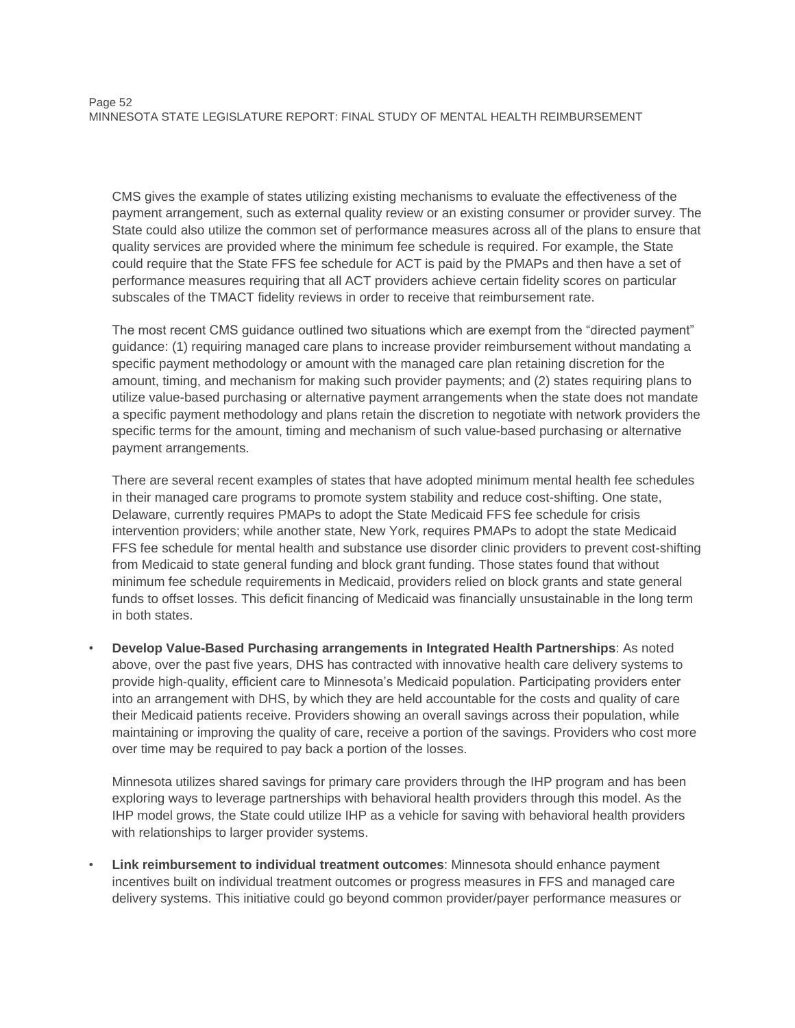CMS gives the example of states utilizing existing mechanisms to evaluate the effectiveness of the payment arrangement, such as external quality review or an existing consumer or provider survey. The State could also utilize the common set of performance measures across all of the plans to ensure that quality services are provided where the minimum fee schedule is required. For example, the State could require that the State FFS fee schedule for ACT is paid by the PMAPs and then have a set of performance measures requiring that all ACT providers achieve certain fidelity scores on particular subscales of the TMACT fidelity reviews in order to receive that reimbursement rate.

The most recent CMS guidance outlined two situations which are exempt from the "directed payment" guidance: (1) requiring managed care plans to increase provider reimbursement without mandating a specific payment methodology or amount with the managed care plan retaining discretion for the amount, timing, and mechanism for making such provider payments; and (2) states requiring plans to utilize value-based purchasing or alternative payment arrangements when the state does not mandate a specific payment methodology and plans retain the discretion to negotiate with network providers the specific terms for the amount, timing and mechanism of such value-based purchasing or alternative payment arrangements.

There are several recent examples of states that have adopted minimum mental health fee schedules in their managed care programs to promote system stability and reduce cost-shifting. One state, Delaware, currently requires PMAPs to adopt the State Medicaid FFS fee schedule for crisis intervention providers; while another state, New York, requires PMAPs to adopt the state Medicaid FFS fee schedule for mental health and substance use disorder clinic providers to prevent cost-shifting from Medicaid to state general funding and block grant funding. Those states found that without minimum fee schedule requirements in Medicaid, providers relied on block grants and state general funds to offset losses. This deficit financing of Medicaid was financially unsustainable in the long term in both states.

- **Develop Value-Based Purchasing arrangements in Integrated Health Partnerships**: As noted above, over the past five years, DHS has contracted with innovative health care delivery systems to provide high-quality, efficient care to Minnesota's Medicaid population. Participating providers enter into an arrangement with DHS, by which they are held accountable for the costs and quality of care their Medicaid patients receive. Providers showing an overall savings across their population, while maintaining or improving the quality of care, receive a portion of the savings. Providers who cost more over time may be required to pay back a portion of the losses.

  Minnesota utilizes shared savings for primary care providers through the IHP program and has been exploring ways to leverage partnerships with behavioral health providers through this model. As the IHP model grows, the State could utilize IHP as a vehicle for saving with behavioral health providers with relationships to larger provider systems.

- **Link reimbursement to individual treatment outcomes**: Minnesota should enhance payment incentives built on individual treatment outcomes or progress measures in FFS and managed care delivery systems. This initiative could go beyond common provider/payer performance measures or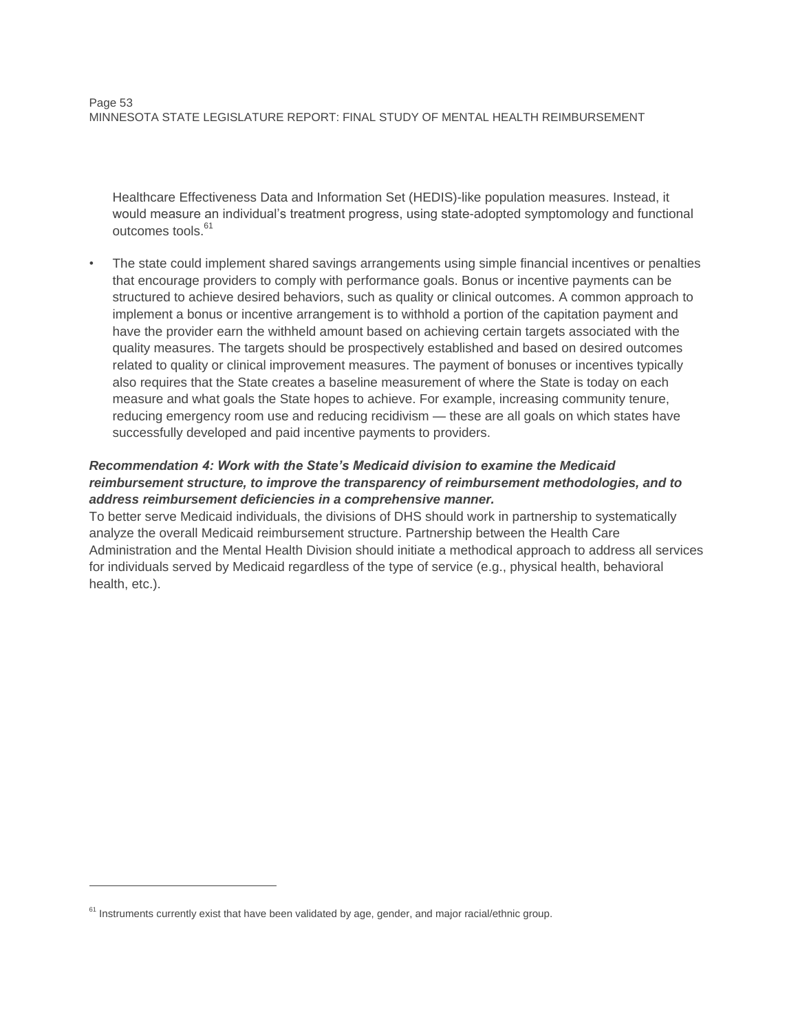Healthcare Effectiveness Data and Information Set (HEDIS)-like population measures. Instead, it would measure an individual's treatment progress, using state-adopted symptomology and functional outcomes tools.[61]

- The state could implement shared savings arrangements using simple financial incentives or penalties that encourage providers to comply with performance goals. Bonus or incentive payments can be structured to achieve desired behaviors, such as quality or clinical outcomes. A common approach to implement a bonus or incentive arrangement is to withhold a portion of the capitation payment and have the provider earn the withheld amount based on achieving certain targets associated with the quality measures. The targets should be prospectively established and based on desired outcomes related to quality or clinical improvement measures. The payment of bonuses or incentives typically also requires that the State creates a baseline measurement of where the State is today on each measure and what goals the State hopes to achieve. For example, increasing community tenure, reducing emergency room use and reducing recidivism — these are all goals on which states have successfully developed and paid incentive payments to providers.

***Recommendation 4: Work with the State's Medicaid division to examine the Medicaid reimbursement structure, to improve the transparency of reimbursement methodologies, and to address reimbursement deficiencies in a comprehensive manner.***

To better serve Medicaid individuals, the divisions of DHS should work in partnership to systematically analyze the overall Medicaid reimbursement structure. Partnership between the Health Care Administration and the Mental Health Division should initiate a methodical approach to address all services for individuals served by Medicaid regardless of the type of service (e.g., physical health, behavioral health, etc.).

[61] Instruments currently exist that have been validated by age, gender, and major racial/ethnic group.